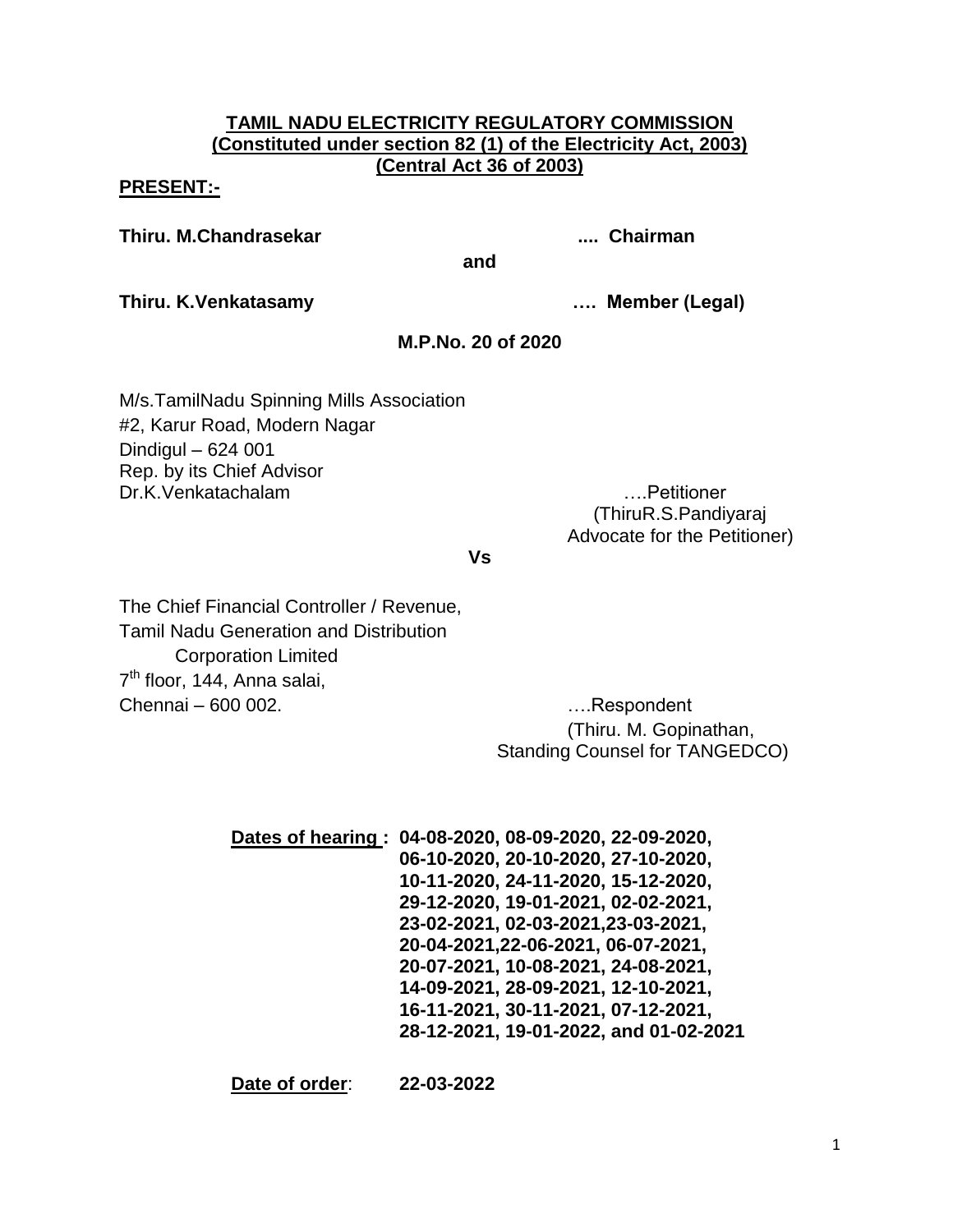**TAMIL NADU ELECTRICITY REGULATORY COMMISSION**
**(Constituted under section 82 (1) of the Electricity Act, 2003)**
**(Central Act 36 of 2003)**

**PRESENT:-**

**Thiru. M.Chandrasekar .... Chairman**

**and**

**Thiru. K.Venkatasamy …. Member (Legal)**

**M.P.No. 20 of 2020**

M/s.TamilNadu Spinning Mills Association
#2, Karur Road, Modern Nagar
Dindigul – 624 001
Rep. by its Chief Advisor
Dr.K.Venkatachalam ….Petitioner
(ThiruR.S.Pandiyaraj
Advocate for the Petitioner)

**Vs**

The Chief Financial Controller / Revenue,
Tamil Nadu Generation and Distribution
Corporation Limited
7th floor, 144, Anna salai,
Chennai – 600 002. ….Respondent
(Thiru. M. Gopinathan,
Standing Counsel for TANGEDCO)

**Dates of hearing : 04-08-2020, 08-09-2020, 22-09-2020, 06-10-2020, 20-10-2020, 27-10-2020, 10-11-2020, 24-11-2020, 15-12-2020, 29-12-2020, 19-01-2021, 02-02-2021, 23-02-2021, 02-03-2021,23-03-2021, 20-04-2021,22-06-2021, 06-07-2021, 20-07-2021, 10-08-2021, 24-08-2021, 14-09-2021, 28-09-2021, 12-10-2021, 16-11-2021, 30-11-2021, 07-12-2021, 28-12-2021, 19-01-2022, and 01-02-2021**

**Date of order: 22-03-2022**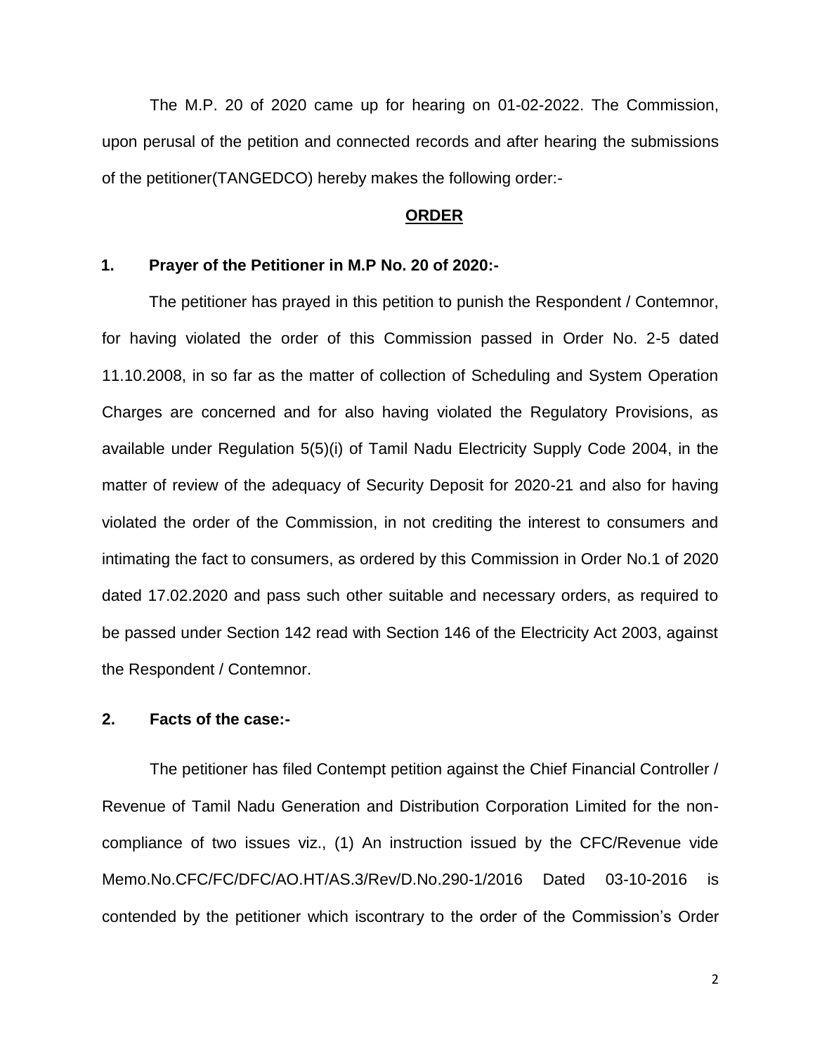The M.P. 20 of 2020 came up for hearing on 01-02-2022. The Commission, upon perusal of the petition and connected records and after hearing the submissions of the petitioner(TANGEDCO) hereby makes the following order:-

## ORDER

### 1. Prayer of the Petitioner in M.P No. 20 of 2020:-

The petitioner has prayed in this petition to punish the Respondent / Contemnor, for having violated the order of this Commission passed in Order No. 2-5 dated 11.10.2008, in so far as the matter of collection of Scheduling and System Operation Charges are concerned and for also having violated the Regulatory Provisions, as available under Regulation 5(5)(i) of Tamil Nadu Electricity Supply Code 2004, in the matter of review of the adequacy of Security Deposit for 2020-21 and also for having violated the order of the Commission, in not crediting the interest to consumers and intimating the fact to consumers, as ordered by this Commission in Order No.1 of 2020 dated 17.02.2020 and pass such other suitable and necessary orders, as required to be passed under Section 142 read with Section 146 of the Electricity Act 2003, against the Respondent / Contemnor.

### 2. Facts of the case:-

The petitioner has filed Contempt petition against the Chief Financial Controller / Revenue of Tamil Nadu Generation and Distribution Corporation Limited for the non-compliance of two issues viz., (1) An instruction issued by the CFC/Revenue vide Memo.No.CFC/FC/DFC/AO.HT/AS.3/Rev/D.No.290-1/2016 Dated 03-10-2016 is contended by the petitioner which iscontrary to the order of the Commission's Order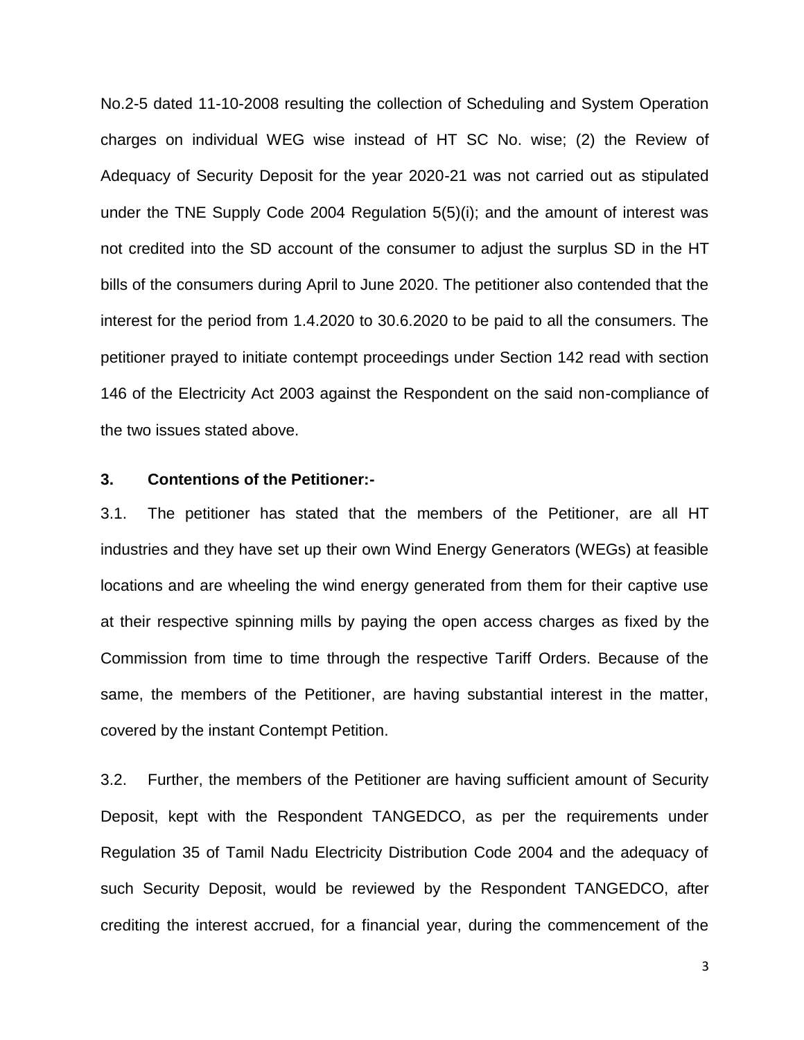No.2-5 dated 11-10-2008 resulting the collection of Scheduling and System Operation charges on individual WEG wise instead of HT SC No. wise; (2) the Review of Adequacy of Security Deposit for the year 2020-21 was not carried out as stipulated under the TNE Supply Code 2004 Regulation 5(5)(i); and the amount of interest was not credited into the SD account of the consumer to adjust the surplus SD in the HT bills of the consumers during April to June 2020. The petitioner also contended that the interest for the period from 1.4.2020 to 30.6.2020 to be paid to all the consumers. The petitioner prayed to initiate contempt proceedings under Section 142 read with section 146 of the Electricity Act 2003 against the Respondent on the said non-compliance of the two issues stated above.

**3. Contentions of the Petitioner:-**

3.1. The petitioner has stated that the members of the Petitioner, are all HT industries and they have set up their own Wind Energy Generators (WEGs) at feasible locations and are wheeling the wind energy generated from them for their captive use at their respective spinning mills by paying the open access charges as fixed by the Commission from time to time through the respective Tariff Orders. Because of the same, the members of the Petitioner, are having substantial interest in the matter, covered by the instant Contempt Petition.

3.2. Further, the members of the Petitioner are having sufficient amount of Security Deposit, kept with the Respondent TANGEDCO, as per the requirements under Regulation 35 of Tamil Nadu Electricity Distribution Code 2004 and the adequacy of such Security Deposit, would be reviewed by the Respondent TANGEDCO, after crediting the interest accrued, for a financial year, during the commencement of the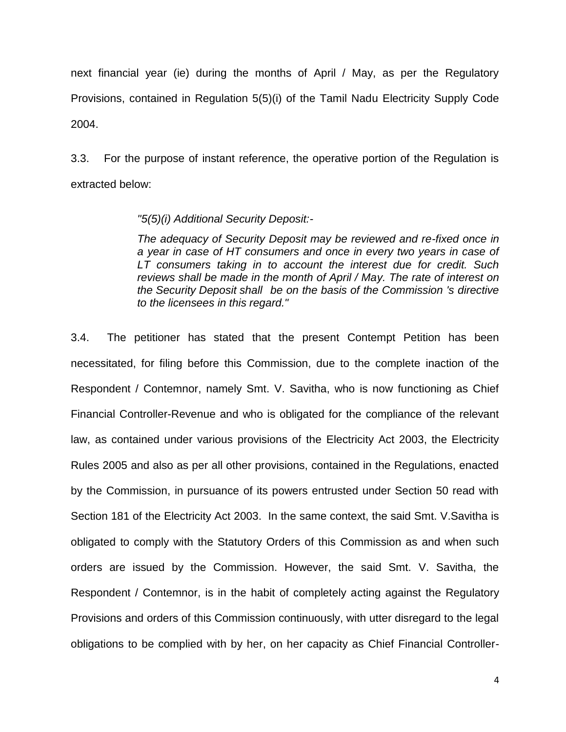next financial year (ie) during the months of April / May, as per the Regulatory Provisions, contained in Regulation 5(5)(i) of the Tamil Nadu Electricity Supply Code 2004.

3.3. For the purpose of instant reference, the operative portion of the Regulation is extracted below:

> *"5(5)(i) Additional Security Deposit:-*
>
> *The adequacy of Security Deposit may be reviewed and re-fixed once in a year in case of HT consumers and once in every two years in case of LT consumers taking in to account the interest due for credit. Such reviews shall be made in the month of April / May. The rate of interest on the Security Deposit shall be on the basis of the Commission 's directive to the licensees in this regard."*

3.4. The petitioner has stated that the present Contempt Petition has been necessitated, for filing before this Commission, due to the complete inaction of the Respondent / Contemnor, namely Smt. V. Savitha, who is now functioning as Chief Financial Controller-Revenue and who is obligated for the compliance of the relevant law, as contained under various provisions of the Electricity Act 2003, the Electricity Rules 2005 and also as per all other provisions, contained in the Regulations, enacted by the Commission, in pursuance of its powers entrusted under Section 50 read with Section 181 of the Electricity Act 2003. In the same context, the said Smt. V.Savitha is obligated to comply with the Statutory Orders of this Commission as and when such orders are issued by the Commission. However, the said Smt. V. Savitha, the Respondent / Contemnor, is in the habit of completely acting against the Regulatory Provisions and orders of this Commission continuously, with utter disregard to the legal obligations to be complied with by her, on her capacity as Chief Financial Controller-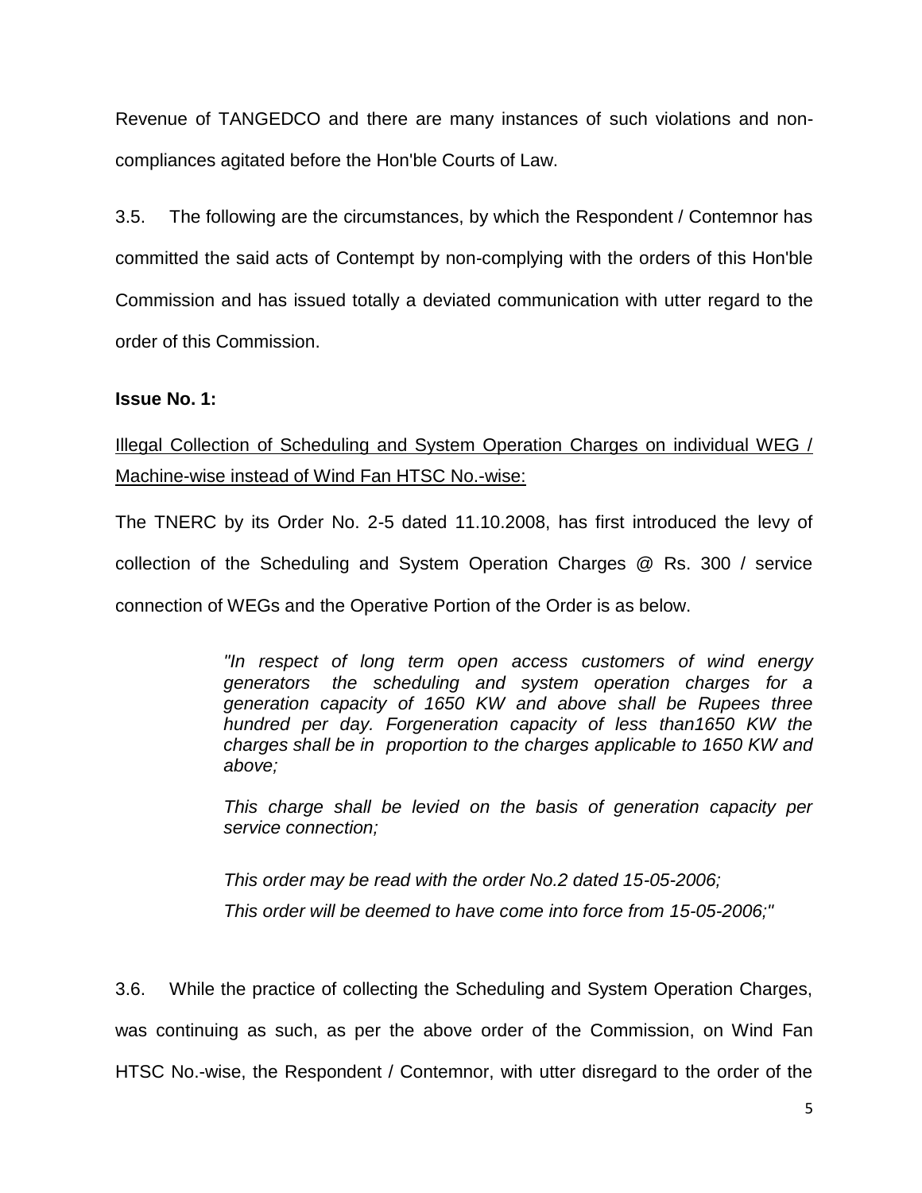Revenue of TANGEDCO and there are many instances of such violations and non-compliances agitated before the Hon'ble Courts of Law.

3.5. The following are the circumstances, by which the Respondent / Contemnor has committed the said acts of Contempt by non-complying with the orders of this Hon'ble Commission and has issued totally a deviated communication with utter regard to the order of this Commission.

**Issue No. 1:**

Illegal Collection of Scheduling and System Operation Charges on individual WEG / Machine-wise instead of Wind Fan HTSC No.-wise:

The TNERC by its Order No. 2-5 dated 11.10.2008, has first introduced the levy of collection of the Scheduling and System Operation Charges @ Rs. 300 / service connection of WEGs and the Operative Portion of the Order is as below.

> *"In respect of long term open access customers of wind energy generators the scheduling and system operation charges for a generation capacity of 1650 KW and above shall be Rupees three hundred per day. Forgeneration capacity of less than1650 KW the charges shall be in proportion to the charges applicable to 1650 KW and above;*
>
> *This charge shall be levied on the basis of generation capacity per service connection;*
>
> *This order may be read with the order No.2 dated 15-05-2006;*
>
> *This order will be deemed to have come into force from 15-05-2006;"*

3.6. While the practice of collecting the Scheduling and System Operation Charges, was continuing as such, as per the above order of the Commission, on Wind Fan HTSC No.-wise, the Respondent / Contemnor, with utter disregard to the order of the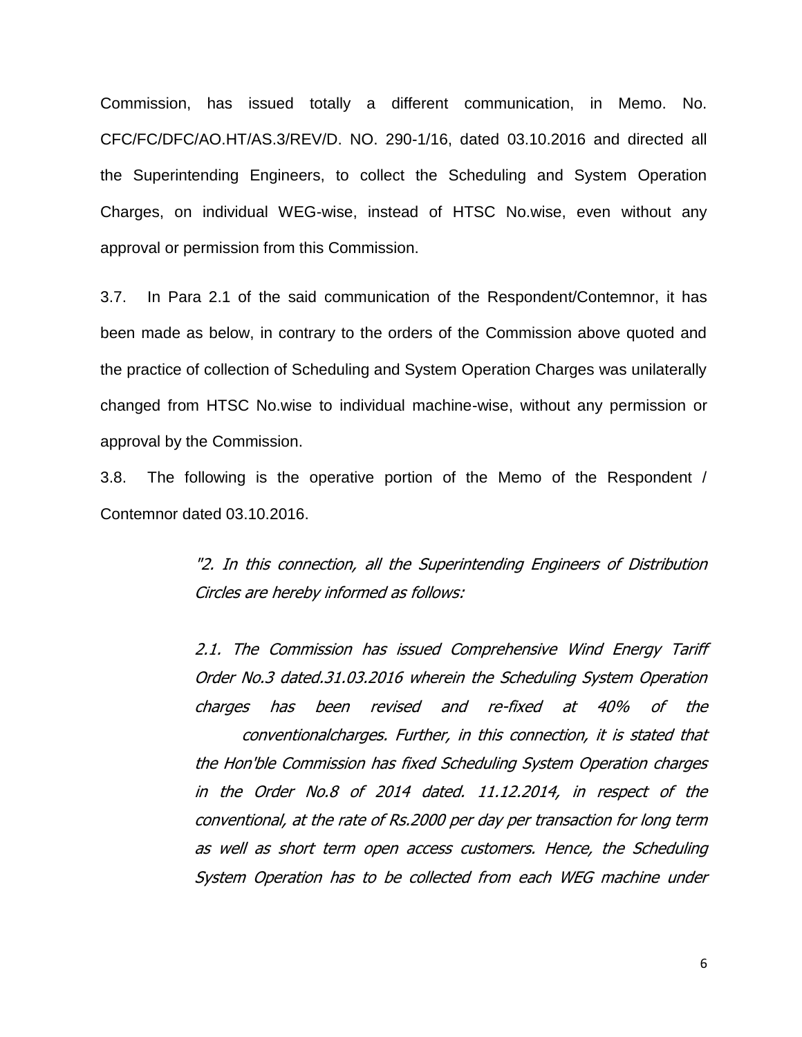Commission, has issued totally a different communication, in Memo. No. CFC/FC/DFC/AO.HT/AS.3/REV/D. NO. 290-1/16, dated 03.10.2016 and directed all the Superintending Engineers, to collect the Scheduling and System Operation Charges, on individual WEG-wise, instead of HTSC No.wise, even without any approval or permission from this Commission.

3.7. In Para 2.1 of the said communication of the Respondent/Contemnor, it has been made as below, in contrary to the orders of the Commission above quoted and the practice of collection of Scheduling and System Operation Charges was unilaterally changed from HTSC No.wise to individual machine-wise, without any permission or approval by the Commission.

3.8. The following is the operative portion of the Memo of the Respondent / Contemnor dated 03.10.2016.

> *"2. In this connection, all the Superintending Engineers of Distribution Circles are hereby informed as follows:*
>
> *2.1. The Commission has issued Comprehensive Wind Energy Tariff Order No.3 dated.31.03.2016 wherein the Scheduling System Operation charges has been revised and re-fixed at 40% of the conventionalcharges. Further, in this connection, it is stated that the Hon'ble Commission has fixed Scheduling System Operation charges in the Order No.8 of 2014 dated. 11.12.2014, in respect of the conventional, at the rate of Rs.2000 per day per transaction for long term as well as short term open access customers. Hence, the Scheduling System Operation has to be collected from each WEG machine under*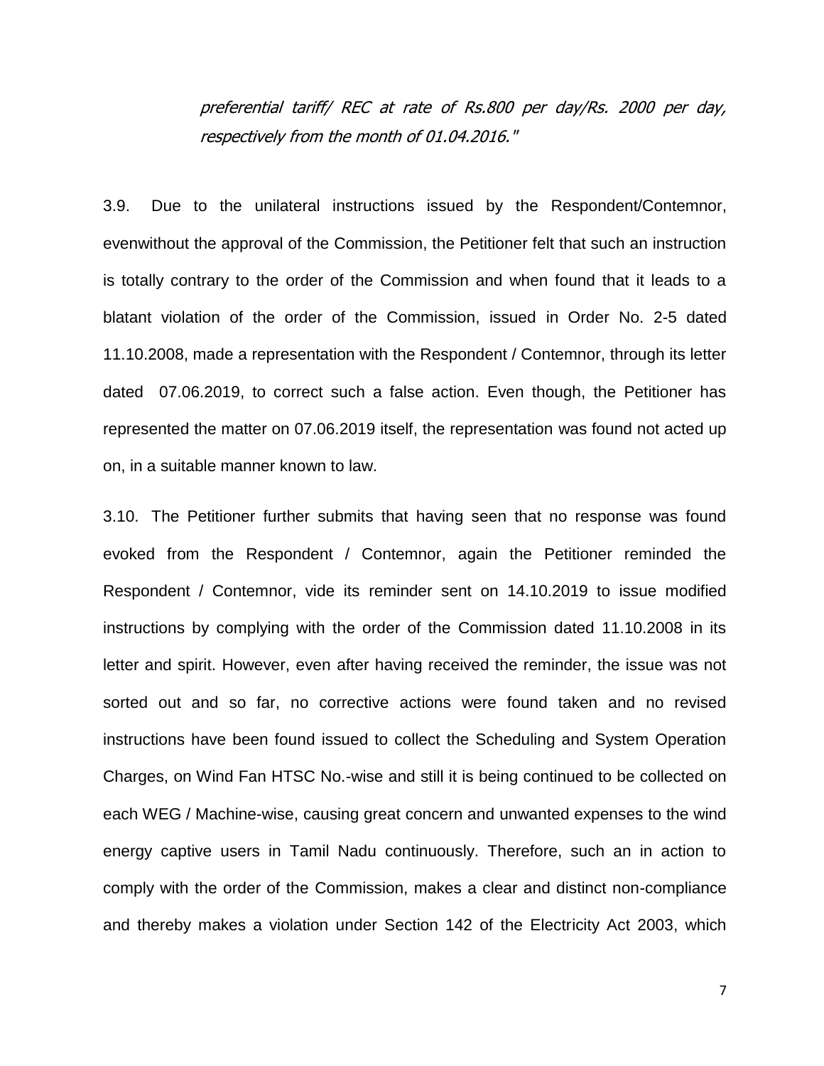*preferential tariff/ REC at rate of Rs.800 per day/Rs. 2000 per day, respectively from the month of 01.04.2016."*

3.9. Due to the unilateral instructions issued by the Respondent/Contemnor, evenwithout the approval of the Commission, the Petitioner felt that such an instruction is totally contrary to the order of the Commission and when found that it leads to a blatant violation of the order of the Commission, issued in Order No. 2-5 dated 11.10.2008, made a representation with the Respondent / Contemnor, through its letter dated 07.06.2019, to correct such a false action. Even though, the Petitioner has represented the matter on 07.06.2019 itself, the representation was found not acted up on, in a suitable manner known to law.

3.10. The Petitioner further submits that having seen that no response was found evoked from the Respondent / Contemnor, again the Petitioner reminded the Respondent / Contemnor, vide its reminder sent on 14.10.2019 to issue modified instructions by complying with the order of the Commission dated 11.10.2008 in its letter and spirit. However, even after having received the reminder, the issue was not sorted out and so far, no corrective actions were found taken and no revised instructions have been found issued to collect the Scheduling and System Operation Charges, on Wind Fan HTSC No.-wise and still it is being continued to be collected on each WEG / Machine-wise, causing great concern and unwanted expenses to the wind energy captive users in Tamil Nadu continuously. Therefore, such an in action to comply with the order of the Commission, makes a clear and distinct non-compliance and thereby makes a violation under Section 142 of the Electricity Act 2003, which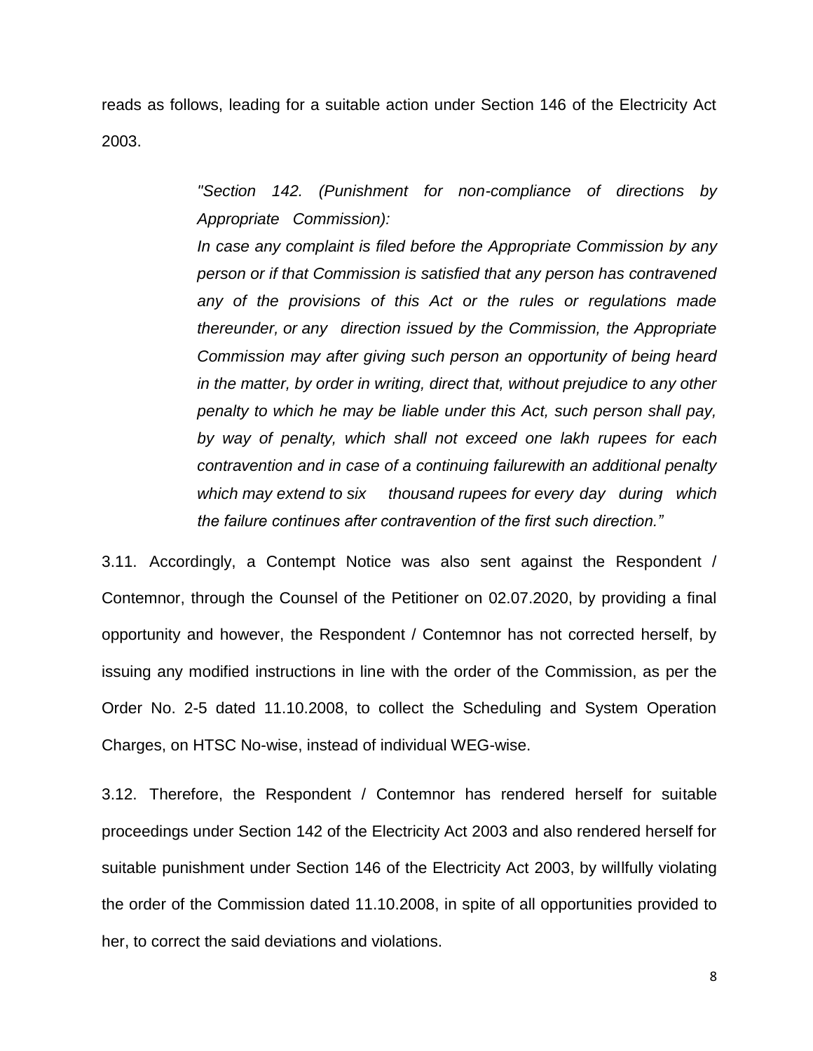reads as follows, leading for a suitable action under Section 146 of the Electricity Act 2003.

> *"Section 142. (Punishment for non-compliance of directions by Appropriate Commission):*
>
> *In case any complaint is filed before the Appropriate Commission by any person or if that Commission is satisfied that any person has contravened any of the provisions of this Act or the rules or regulations made thereunder, or any direction issued by the Commission, the Appropriate Commission may after giving such person an opportunity of being heard in the matter, by order in writing, direct that, without prejudice to any other penalty to which he may be liable under this Act, such person shall pay, by way of penalty, which shall not exceed one lakh rupees for each contravention and in case of a continuing failurewith an additional penalty which may extend to six thousand rupees for every day during which the failure continues after contravention of the first such direction."*

3.11. Accordingly, a Contempt Notice was also sent against the Respondent / Contemnor, through the Counsel of the Petitioner on 02.07.2020, by providing a final opportunity and however, the Respondent / Contemnor has not corrected herself, by issuing any modified instructions in line with the order of the Commission, as per the Order No. 2-5 dated 11.10.2008, to collect the Scheduling and System Operation Charges, on HTSC No-wise, instead of individual WEG-wise.

3.12. Therefore, the Respondent / Contemnor has rendered herself for suitable proceedings under Section 142 of the Electricity Act 2003 and also rendered herself for suitable punishment under Section 146 of the Electricity Act 2003, by willfully violating the order of the Commission dated 11.10.2008, in spite of all opportunities provided to her, to correct the said deviations and violations.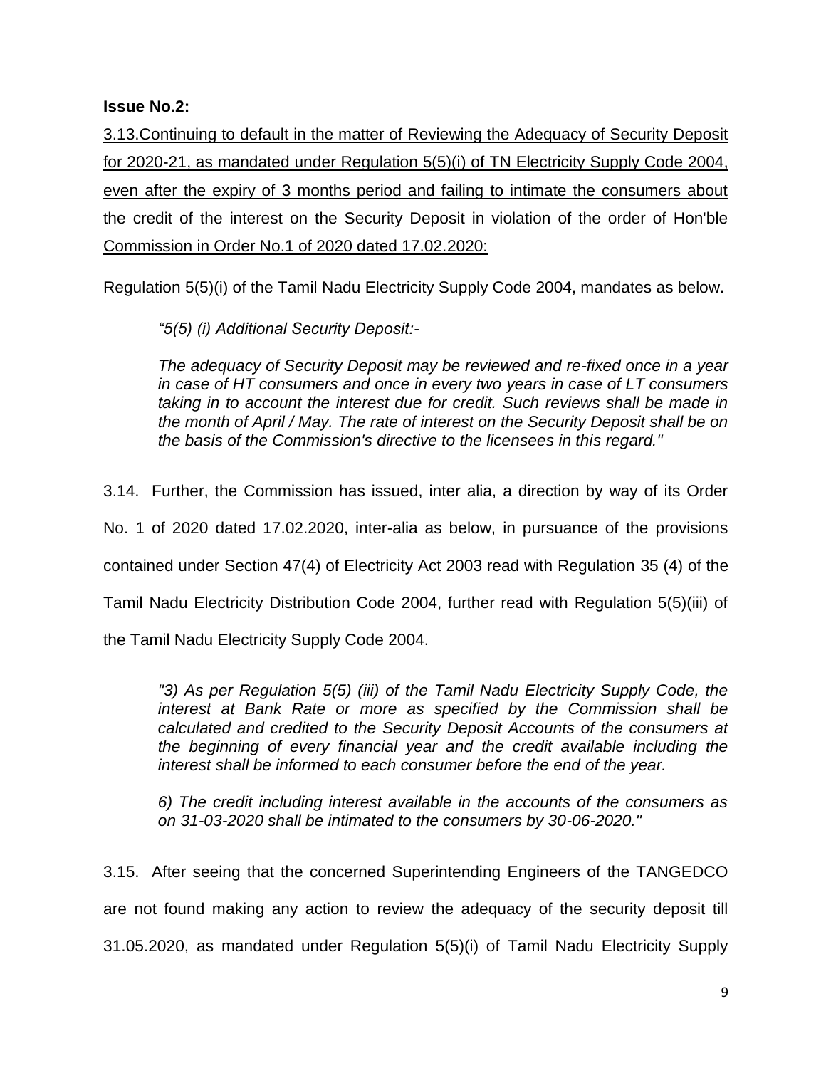**Issue No.2:**

3.13.Continuing to default in the matter of Reviewing the Adequacy of Security Deposit for 2020-21, as mandated under Regulation 5(5)(i) of TN Electricity Supply Code 2004, even after the expiry of 3 months period and failing to intimate the consumers about the credit of the interest on the Security Deposit in violation of the order of Hon'ble Commission in Order No.1 of 2020 dated 17.02.2020:

Regulation 5(5)(i) of the Tamil Nadu Electricity Supply Code 2004, mandates as below.

> *"5(5) (i) Additional Security Deposit:-*
>
> *The adequacy of Security Deposit may be reviewed and re-fixed once in a year in case of HT consumers and once in every two years in case of LT consumers taking in to account the interest due for credit. Such reviews shall be made in the month of April / May. The rate of interest on the Security Deposit shall be on the basis of the Commission's directive to the licensees in this regard."*

3.14. Further, the Commission has issued, inter alia, a direction by way of its Order No. 1 of 2020 dated 17.02.2020, inter-alia as below, in pursuance of the provisions contained under Section 47(4) of Electricity Act 2003 read with Regulation 35 (4) of the Tamil Nadu Electricity Distribution Code 2004, further read with Regulation 5(5)(iii) of the Tamil Nadu Electricity Supply Code 2004.

> *"3) As per Regulation 5(5) (iii) of the Tamil Nadu Electricity Supply Code, the interest at Bank Rate or more as specified by the Commission shall be calculated and credited to the Security Deposit Accounts of the consumers at the beginning of every financial year and the credit available including the interest shall be informed to each consumer before the end of the year.*
>
> *6) The credit including interest available in the accounts of the consumers as on 31-03-2020 shall be intimated to the consumers by 30-06-2020."*

3.15. After seeing that the concerned Superintending Engineers of the TANGEDCO are not found making any action to review the adequacy of the security deposit till 31.05.2020, as mandated under Regulation 5(5)(i) of Tamil Nadu Electricity Supply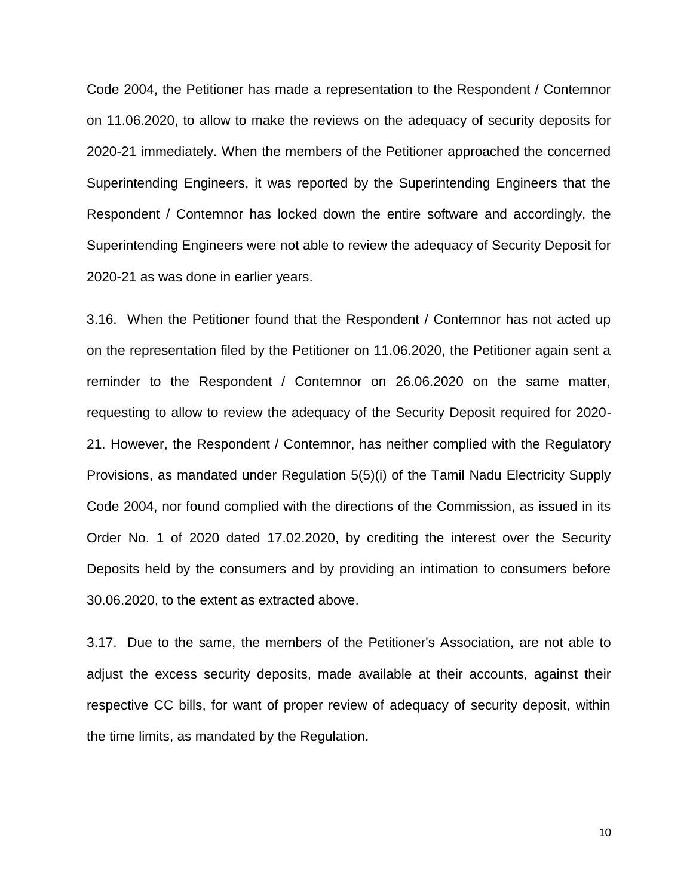Code 2004, the Petitioner has made a representation to the Respondent / Contemnor on 11.06.2020, to allow to make the reviews on the adequacy of security deposits for 2020-21 immediately. When the members of the Petitioner approached the concerned Superintending Engineers, it was reported by the Superintending Engineers that the Respondent / Contemnor has locked down the entire software and accordingly, the Superintending Engineers were not able to review the adequacy of Security Deposit for 2020-21 as was done in earlier years.

3.16. When the Petitioner found that the Respondent / Contemnor has not acted up on the representation filed by the Petitioner on 11.06.2020, the Petitioner again sent a reminder to the Respondent / Contemnor on 26.06.2020 on the same matter, requesting to allow to review the adequacy of the Security Deposit required for 2020-21. However, the Respondent / Contemnor, has neither complied with the Regulatory Provisions, as mandated under Regulation 5(5)(i) of the Tamil Nadu Electricity Supply Code 2004, nor found complied with the directions of the Commission, as issued in its Order No. 1 of 2020 dated 17.02.2020, by crediting the interest over the Security Deposits held by the consumers and by providing an intimation to consumers before 30.06.2020, to the extent as extracted above.

3.17. Due to the same, the members of the Petitioner's Association, are not able to adjust the excess security deposits, made available at their accounts, against their respective CC bills, for want of proper review of adequacy of security deposit, within the time limits, as mandated by the Regulation.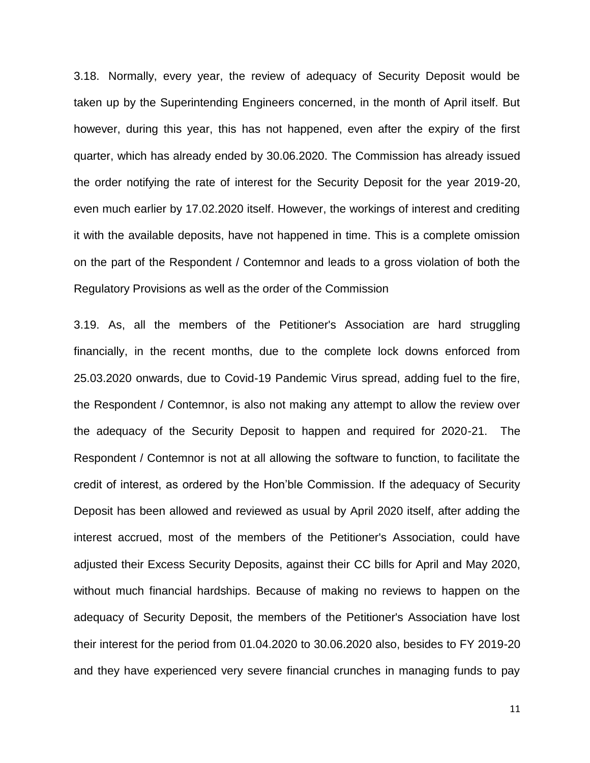3.18. Normally, every year, the review of adequacy of Security Deposit would be taken up by the Superintending Engineers concerned, in the month of April itself. But however, during this year, this has not happened, even after the expiry of the first quarter, which has already ended by 30.06.2020. The Commission has already issued the order notifying the rate of interest for the Security Deposit for the year 2019-20, even much earlier by 17.02.2020 itself. However, the workings of interest and crediting it with the available deposits, have not happened in time. This is a complete omission on the part of the Respondent / Contemnor and leads to a gross violation of both the Regulatory Provisions as well as the order of the Commission

3.19. As, all the members of the Petitioner's Association are hard struggling financially, in the recent months, due to the complete lock downs enforced from 25.03.2020 onwards, due to Covid-19 Pandemic Virus spread, adding fuel to the fire, the Respondent / Contemnor, is also not making any attempt to allow the review over the adequacy of the Security Deposit to happen and required for 2020-21. The Respondent / Contemnor is not at all allowing the software to function, to facilitate the credit of interest, as ordered by the Hon'ble Commission. If the adequacy of Security Deposit has been allowed and reviewed as usual by April 2020 itself, after adding the interest accrued, most of the members of the Petitioner's Association, could have adjusted their Excess Security Deposits, against their CC bills for April and May 2020, without much financial hardships. Because of making no reviews to happen on the adequacy of Security Deposit, the members of the Petitioner's Association have lost their interest for the period from 01.04.2020 to 30.06.2020 also, besides to FY 2019-20 and they have experienced very severe financial crunches in managing funds to pay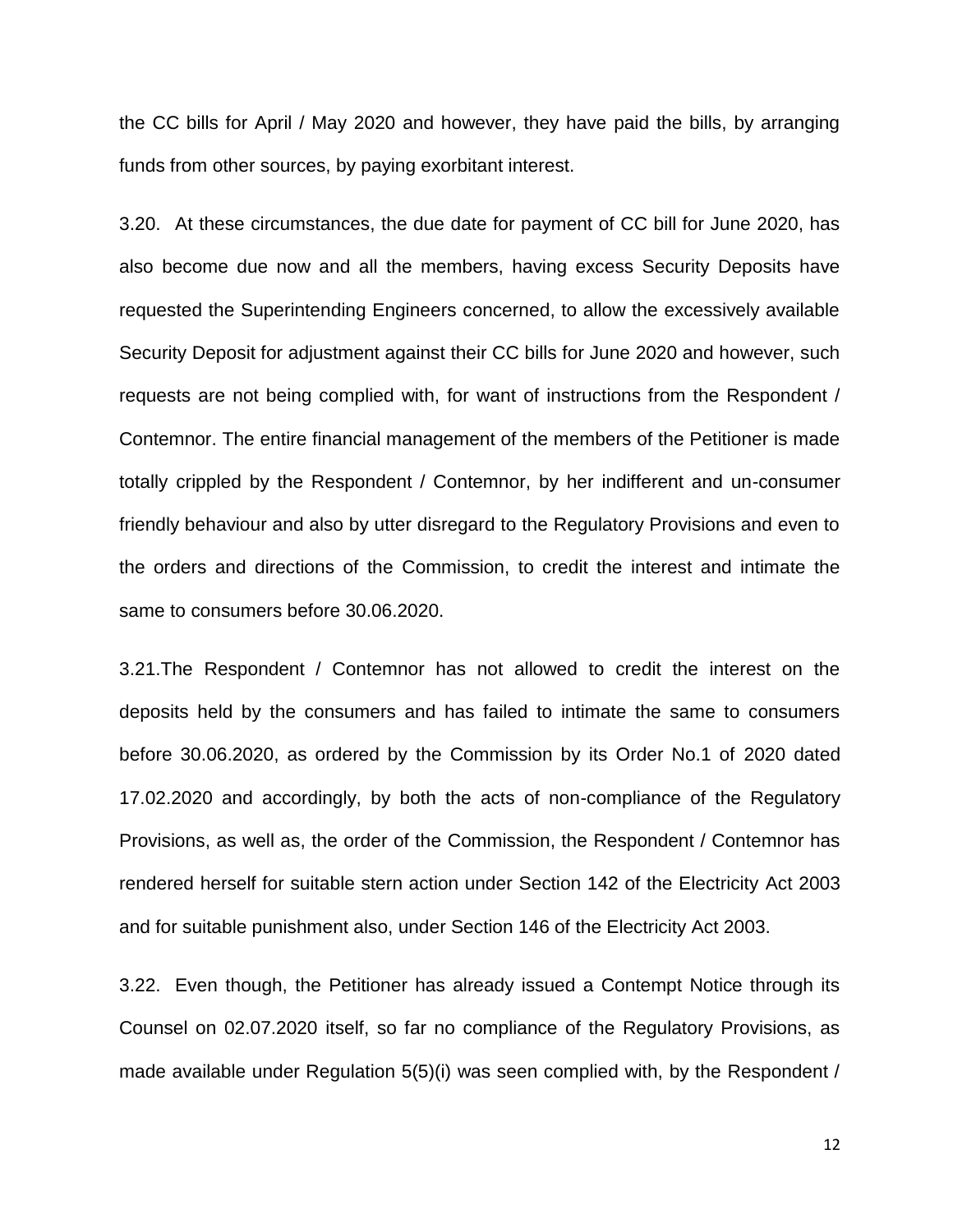the CC bills for April / May 2020 and however, they have paid the bills, by arranging funds from other sources, by paying exorbitant interest.

3.20. At these circumstances, the due date for payment of CC bill for June 2020, has also become due now and all the members, having excess Security Deposits have requested the Superintending Engineers concerned, to allow the excessively available Security Deposit for adjustment against their CC bills for June 2020 and however, such requests are not being complied with, for want of instructions from the Respondent / Contemnor. The entire financial management of the members of the Petitioner is made totally crippled by the Respondent / Contemnor, by her indifferent and un-consumer friendly behaviour and also by utter disregard to the Regulatory Provisions and even to the orders and directions of the Commission, to credit the interest and intimate the same to consumers before 30.06.2020.

3.21.The Respondent / Contemnor has not allowed to credit the interest on the deposits held by the consumers and has failed to intimate the same to consumers before 30.06.2020, as ordered by the Commission by its Order No.1 of 2020 dated 17.02.2020 and accordingly, by both the acts of non-compliance of the Regulatory Provisions, as well as, the order of the Commission, the Respondent / Contemnor has rendered herself for suitable stern action under Section 142 of the Electricity Act 2003 and for suitable punishment also, under Section 146 of the Electricity Act 2003.

3.22. Even though, the Petitioner has already issued a Contempt Notice through its Counsel on 02.07.2020 itself, so far no compliance of the Regulatory Provisions, as made available under Regulation 5(5)(i) was seen complied with, by the Respondent /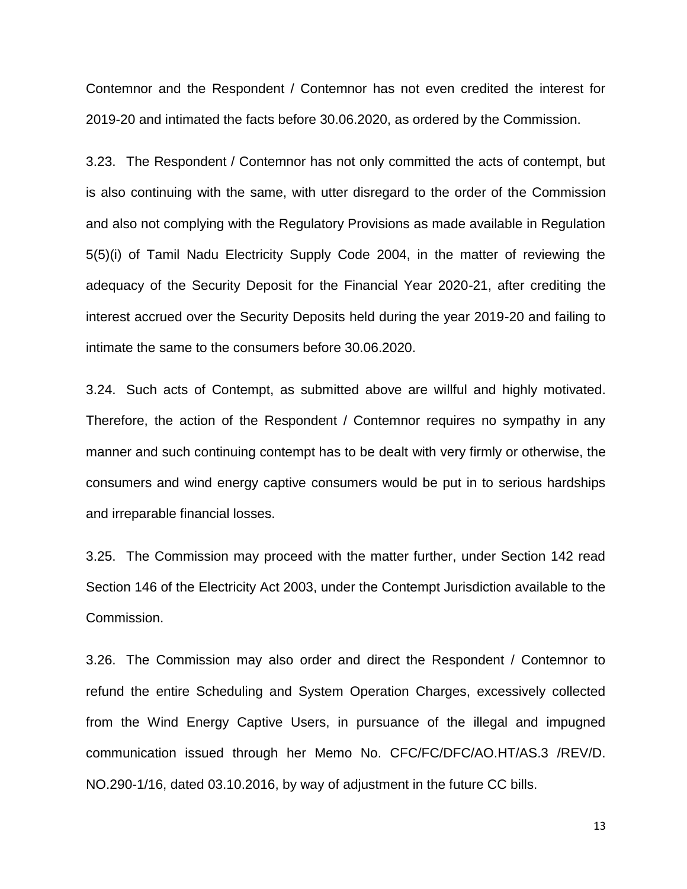Contemnor and the Respondent / Contemnor has not even credited the interest for 2019-20 and intimated the facts before 30.06.2020, as ordered by the Commission.

3.23. The Respondent / Contemnor has not only committed the acts of contempt, but is also continuing with the same, with utter disregard to the order of the Commission and also not complying with the Regulatory Provisions as made available in Regulation 5(5)(i) of Tamil Nadu Electricity Supply Code 2004, in the matter of reviewing the adequacy of the Security Deposit for the Financial Year 2020-21, after crediting the interest accrued over the Security Deposits held during the year 2019-20 and failing to intimate the same to the consumers before 30.06.2020.

3.24. Such acts of Contempt, as submitted above are willful and highly motivated. Therefore, the action of the Respondent / Contemnor requires no sympathy in any manner and such continuing contempt has to be dealt with very firmly or otherwise, the consumers and wind energy captive consumers would be put in to serious hardships and irreparable financial losses.

3.25. The Commission may proceed with the matter further, under Section 142 read Section 146 of the Electricity Act 2003, under the Contempt Jurisdiction available to the Commission.

3.26. The Commission may also order and direct the Respondent / Contemnor to refund the entire Scheduling and System Operation Charges, excessively collected from the Wind Energy Captive Users, in pursuance of the illegal and impugned communication issued through her Memo No. CFC/FC/DFC/AO.HT/AS.3 /REV/D. NO.290-1/16, dated 03.10.2016, by way of adjustment in the future CC bills.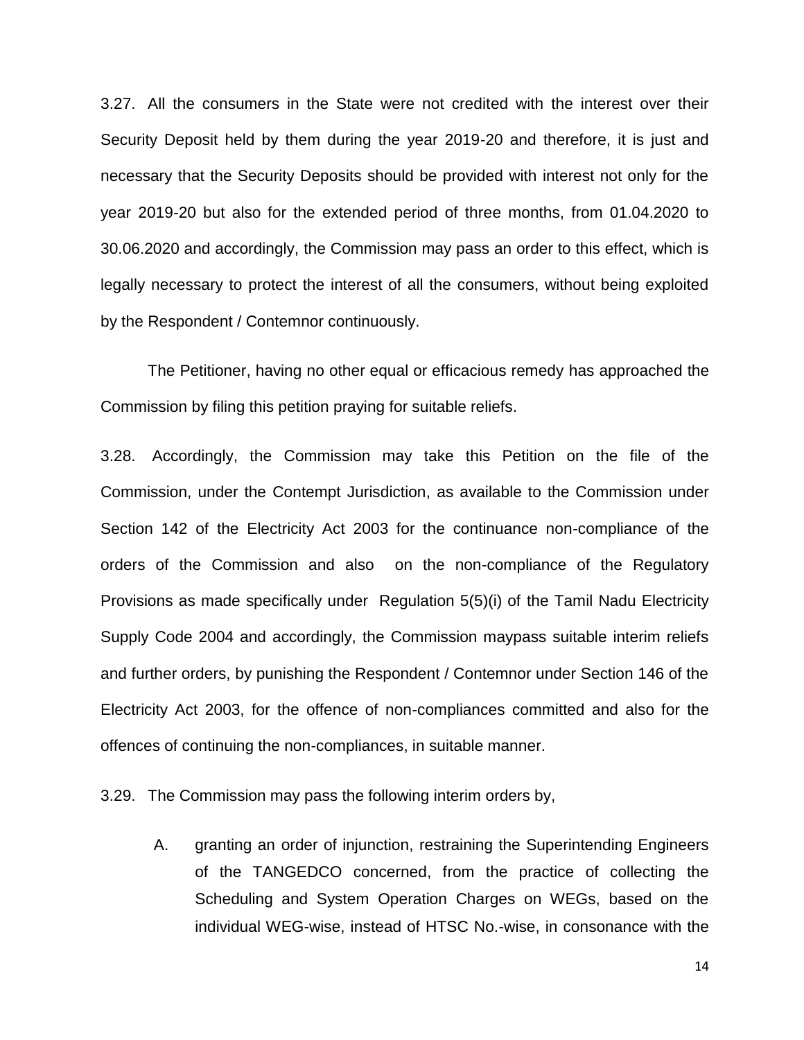3.27. All the consumers in the State were not credited with the interest over their Security Deposit held by them during the year 2019-20 and therefore, it is just and necessary that the Security Deposits should be provided with interest not only for the year 2019-20 but also for the extended period of three months, from 01.04.2020 to 30.06.2020 and accordingly, the Commission may pass an order to this effect, which is legally necessary to protect the interest of all the consumers, without being exploited by the Respondent / Contemnor continuously.

The Petitioner, having no other equal or efficacious remedy has approached the Commission by filing this petition praying for suitable reliefs.

3.28. Accordingly, the Commission may take this Petition on the file of the Commission, under the Contempt Jurisdiction, as available to the Commission under Section 142 of the Electricity Act 2003 for the continuance non-compliance of the orders of the Commission and also on the non-compliance of the Regulatory Provisions as made specifically under Regulation 5(5)(i) of the Tamil Nadu Electricity Supply Code 2004 and accordingly, the Commission maypass suitable interim reliefs and further orders, by punishing the Respondent / Contemnor under Section 146 of the Electricity Act 2003, for the offence of non-compliances committed and also for the offences of continuing the non-compliances, in suitable manner.

3.29. The Commission may pass the following interim orders by,

A. granting an order of injunction, restraining the Superintending Engineers of the TANGEDCO concerned, from the practice of collecting the Scheduling and System Operation Charges on WEGs, based on the individual WEG-wise, instead of HTSC No.-wise, in consonance with the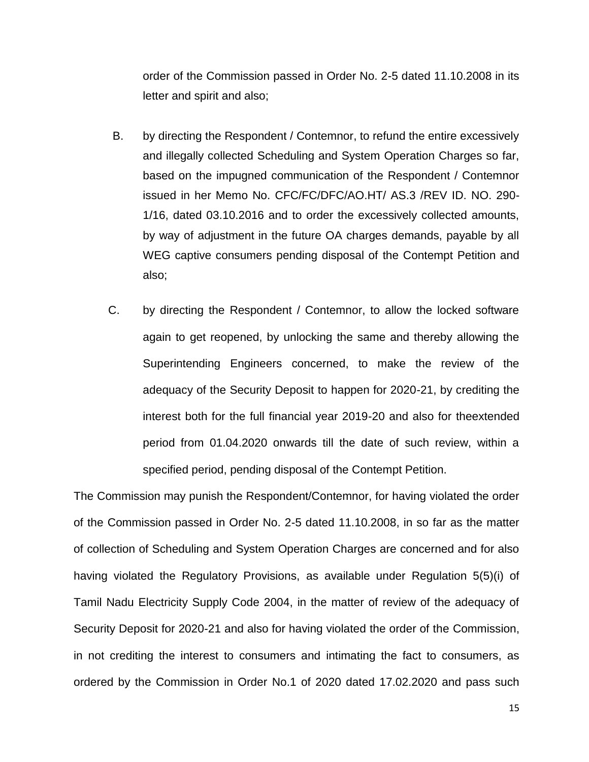order of the Commission passed in Order No. 2-5 dated 11.10.2008 in its letter and spirit and also;

B. by directing the Respondent / Contemnor, to refund the entire excessively and illegally collected Scheduling and System Operation Charges so far, based on the impugned communication of the Respondent / Contemnor issued in her Memo No. CFC/FC/DFC/AO.HT/ AS.3 /REV ID. NO. 290-1/16, dated 03.10.2016 and to order the excessively collected amounts, by way of adjustment in the future OA charges demands, payable by all WEG captive consumers pending disposal of the Contempt Petition and also;

C. by directing the Respondent / Contemnor, to allow the locked software again to get reopened, by unlocking the same and thereby allowing the Superintending Engineers concerned, to make the review of the adequacy of the Security Deposit to happen for 2020-21, by crediting the interest both for the full financial year 2019-20 and also for theextended period from 01.04.2020 onwards till the date of such review, within a specified period, pending disposal of the Contempt Petition.

The Commission may punish the Respondent/Contemnor, for having violated the order of the Commission passed in Order No. 2-5 dated 11.10.2008, in so far as the matter of collection of Scheduling and System Operation Charges are concerned and for also having violated the Regulatory Provisions, as available under Regulation 5(5)(i) of Tamil Nadu Electricity Supply Code 2004, in the matter of review of the adequacy of Security Deposit for 2020-21 and also for having violated the order of the Commission, in not crediting the interest to consumers and intimating the fact to consumers, as ordered by the Commission in Order No.1 of 2020 dated 17.02.2020 and pass such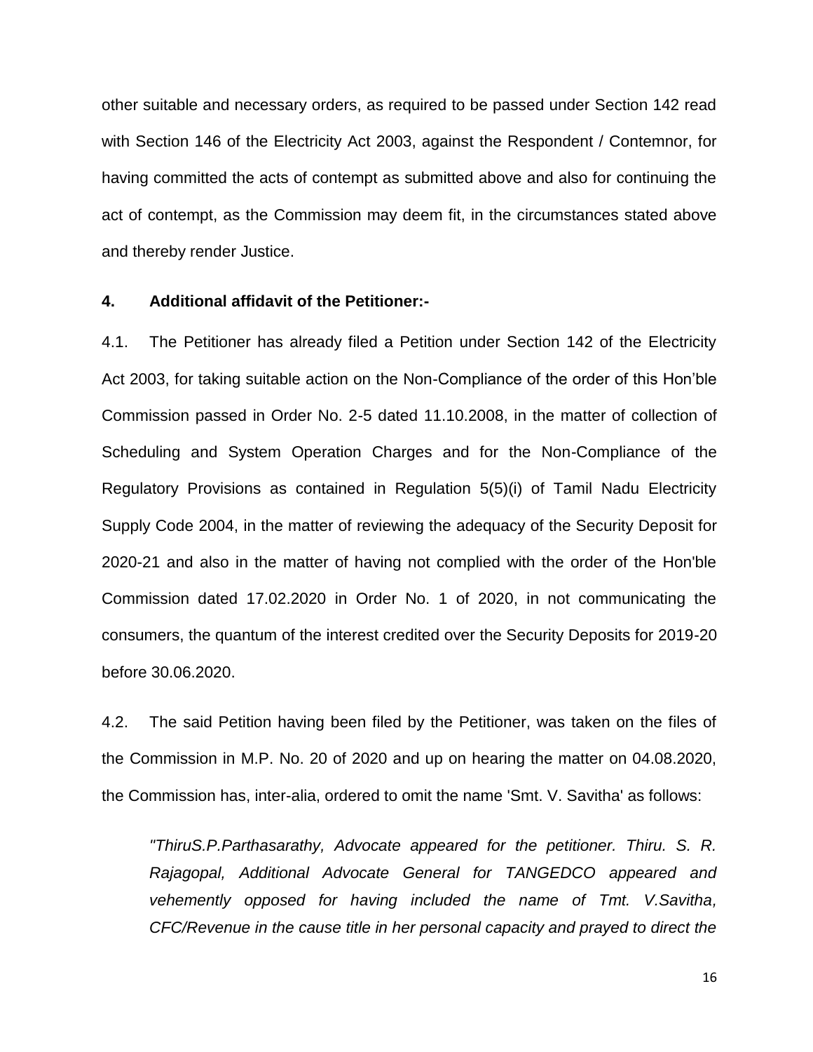other suitable and necessary orders, as required to be passed under Section 142 read with Section 146 of the Electricity Act 2003, against the Respondent / Contemnor, for having committed the acts of contempt as submitted above and also for continuing the act of contempt, as the Commission may deem fit, in the circumstances stated above and thereby render Justice.

**4. Additional affidavit of the Petitioner:-**

4.1. The Petitioner has already filed a Petition under Section 142 of the Electricity Act 2003, for taking suitable action on the Non-Compliance of the order of this Hon'ble Commission passed in Order No. 2-5 dated 11.10.2008, in the matter of collection of Scheduling and System Operation Charges and for the Non-Compliance of the Regulatory Provisions as contained in Regulation 5(5)(i) of Tamil Nadu Electricity Supply Code 2004, in the matter of reviewing the adequacy of the Security Deposit for 2020-21 and also in the matter of having not complied with the order of the Hon'ble Commission dated 17.02.2020 in Order No. 1 of 2020, in not communicating the consumers, the quantum of the interest credited over the Security Deposits for 2019-20 before 30.06.2020.

4.2. The said Petition having been filed by the Petitioner, was taken on the files of the Commission in M.P. No. 20 of 2020 and up on hearing the matter on 04.08.2020, the Commission has, inter-alia, ordered to omit the name 'Smt. V. Savitha' as follows:

> *"ThiruS.P.Parthasarathy, Advocate appeared for the petitioner. Thiru. S. R. Rajagopal, Additional Advocate General for TANGEDCO appeared and vehemently opposed for having included the name of Tmt. V.Savitha, CFC/Revenue in the cause title in her personal capacity and prayed to direct the*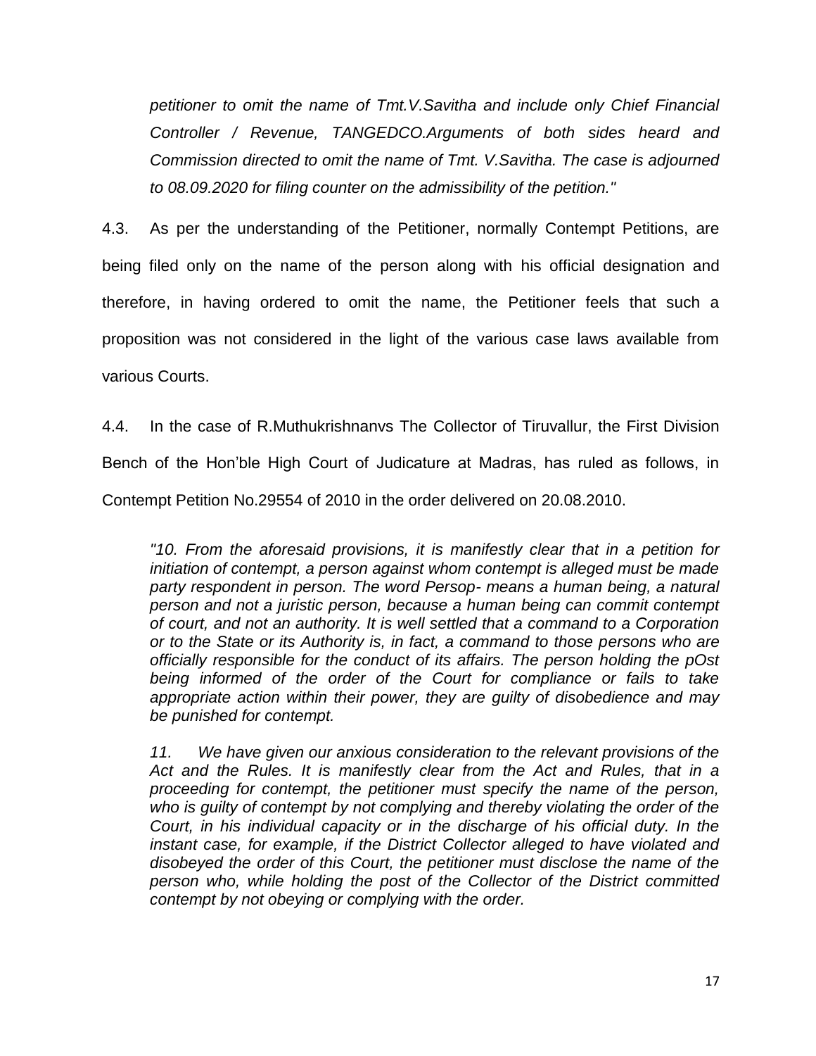*petitioner to omit the name of Tmt.V.Savitha and include only Chief Financial Controller / Revenue, TANGEDCO.Arguments of both sides heard and Commission directed to omit the name of Tmt. V.Savitha. The case is adjourned to 08.09.2020 for filing counter on the admissibility of the petition."*

4.3. As per the understanding of the Petitioner, normally Contempt Petitions, are being filed only on the name of the person along with his official designation and therefore, in having ordered to omit the name, the Petitioner feels that such a proposition was not considered in the light of the various case laws available from various Courts.

4.4. In the case of R.Muthukrishnanvs The Collector of Tiruvallur, the First Division Bench of the Hon'ble High Court of Judicature at Madras, has ruled as follows, in Contempt Petition No.29554 of 2010 in the order delivered on 20.08.2010.

> *"10. From the aforesaid provisions, it is manifestly clear that in a petition for initiation of contempt, a person against whom contempt is alleged must be made party respondent in person. The word Persop- means a human being, a natural person and not a juristic person, because a human being can commit contempt of court, and not an authority. It is well settled that a command to a Corporation or to the State or its Authority is, in fact, a command to those persons who are officially responsible for the conduct of its affairs. The person holding the pOst being informed of the order of the Court for compliance or fails to take appropriate action within their power, they are guilty of disobedience and may be punished for contempt.*
>
> *11. We have given our anxious consideration to the relevant provisions of the Act and the Rules. It is manifestly clear from the Act and Rules, that in a proceeding for contempt, the petitioner must specify the name of the person, who is guilty of contempt by not complying and thereby violating the order of the Court, in his individual capacity or in the discharge of his official duty. In the instant case, for example, if the District Collector alleged to have violated and disobeyed the order of this Court, the petitioner must disclose the name of the person who, while holding the post of the Collector of the District committed contempt by not obeying or complying with the order.*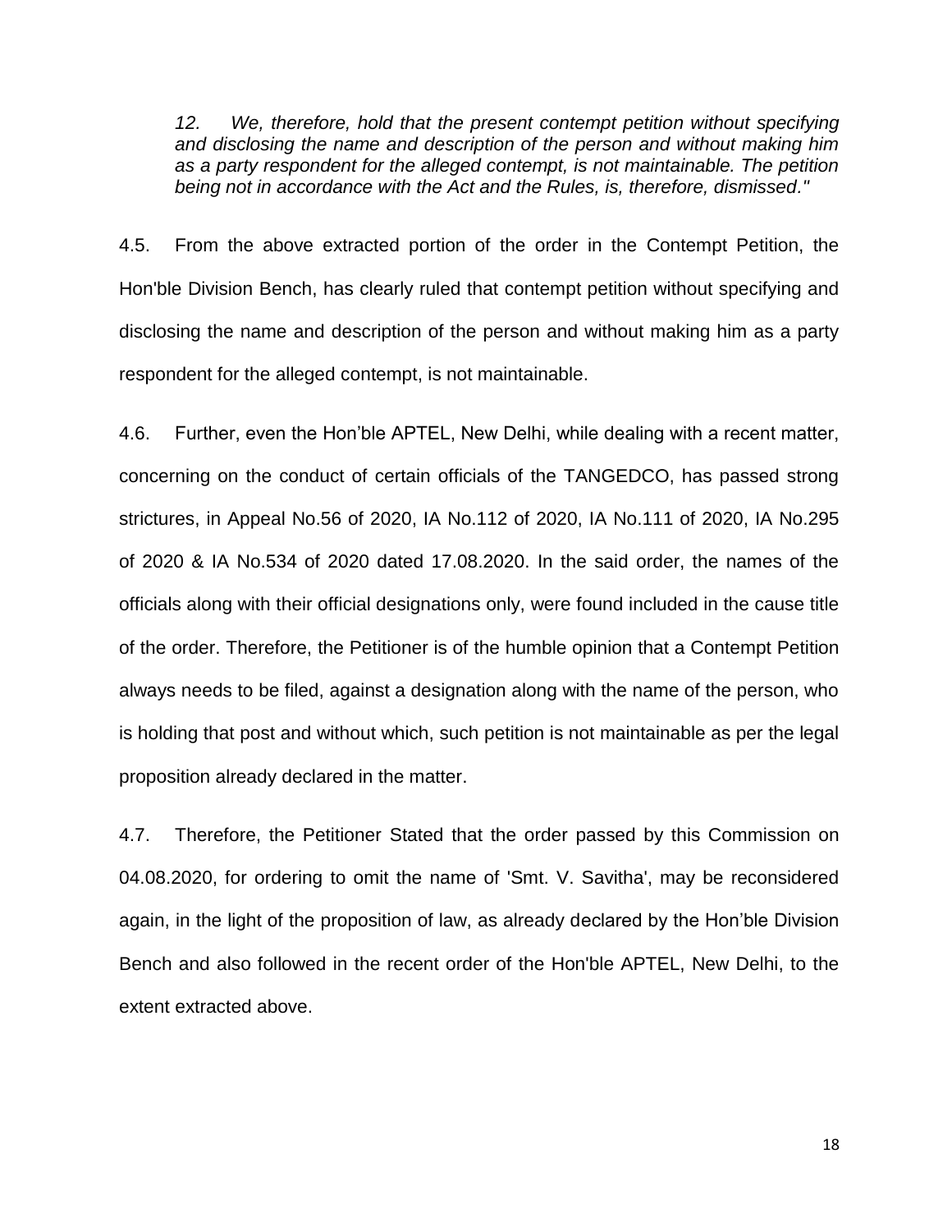*12. We, therefore, hold that the present contempt petition without specifying and disclosing the name and description of the person and without making him as a party respondent for the alleged contempt, is not maintainable. The petition being not in accordance with the Act and the Rules, is, therefore, dismissed."*

4.5. From the above extracted portion of the order in the Contempt Petition, the Hon'ble Division Bench, has clearly ruled that contempt petition without specifying and disclosing the name and description of the person and without making him as a party respondent for the alleged contempt, is not maintainable.

4.6. Further, even the Hon'ble APTEL, New Delhi, while dealing with a recent matter, concerning on the conduct of certain officials of the TANGEDCO, has passed strong strictures, in Appeal No.56 of 2020, IA No.112 of 2020, IA No.111 of 2020, IA No.295 of 2020 & IA No.534 of 2020 dated 17.08.2020. In the said order, the names of the officials along with their official designations only, were found included in the cause title of the order. Therefore, the Petitioner is of the humble opinion that a Contempt Petition always needs to be filed, against a designation along with the name of the person, who is holding that post and without which, such petition is not maintainable as per the legal proposition already declared in the matter.

4.7. Therefore, the Petitioner Stated that the order passed by this Commission on 04.08.2020, for ordering to omit the name of 'Smt. V. Savitha', may be reconsidered again, in the light of the proposition of law, as already declared by the Hon'ble Division Bench and also followed in the recent order of the Hon'ble APTEL, New Delhi, to the extent extracted above.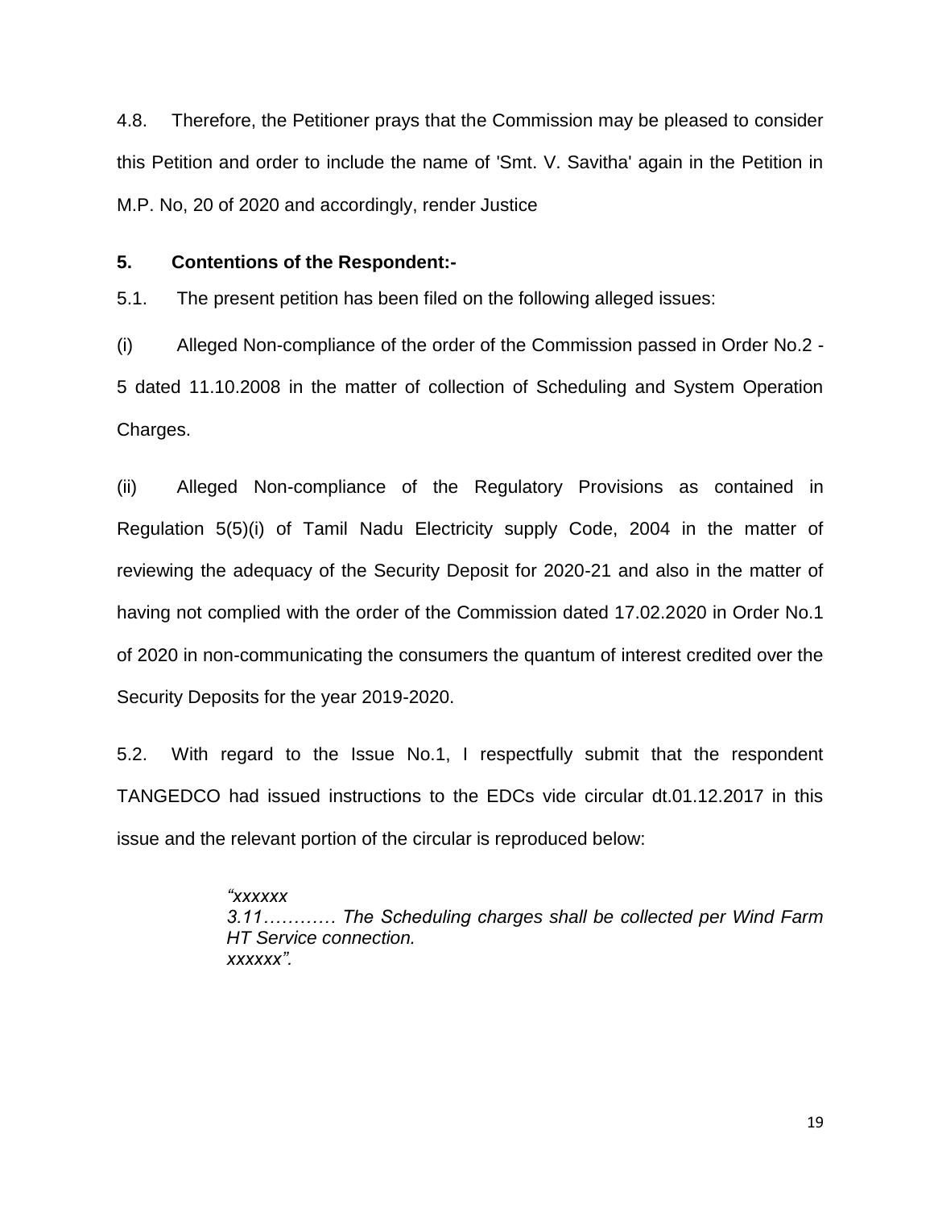4.8. Therefore, the Petitioner prays that the Commission may be pleased to consider this Petition and order to include the name of 'Smt. V. Savitha' again in the Petition in M.P. No, 20 of 2020 and accordingly, render Justice

**5. Contentions of the Respondent:-**

5.1. The present petition has been filed on the following alleged issues:

(i) Alleged Non-compliance of the order of the Commission passed in Order No.2 - 5 dated 11.10.2008 in the matter of collection of Scheduling and System Operation Charges.

(ii) Alleged Non-compliance of the Regulatory Provisions as contained in Regulation 5(5)(i) of Tamil Nadu Electricity supply Code, 2004 in the matter of reviewing the adequacy of the Security Deposit for 2020-21 and also in the matter of having not complied with the order of the Commission dated 17.02.2020 in Order No.1 of 2020 in non-communicating the consumers the quantum of interest credited over the Security Deposits for the year 2019-2020.

5.2. With regard to the Issue No.1, I respectfully submit that the respondent TANGEDCO had issued instructions to the EDCs vide circular dt.01.12.2017 in this issue and the relevant portion of the circular is reproduced below:

> *"xxxxxx*
> *3.11………… The Scheduling charges shall be collected per Wind Farm HT Service connection.*
> *xxxxxx".*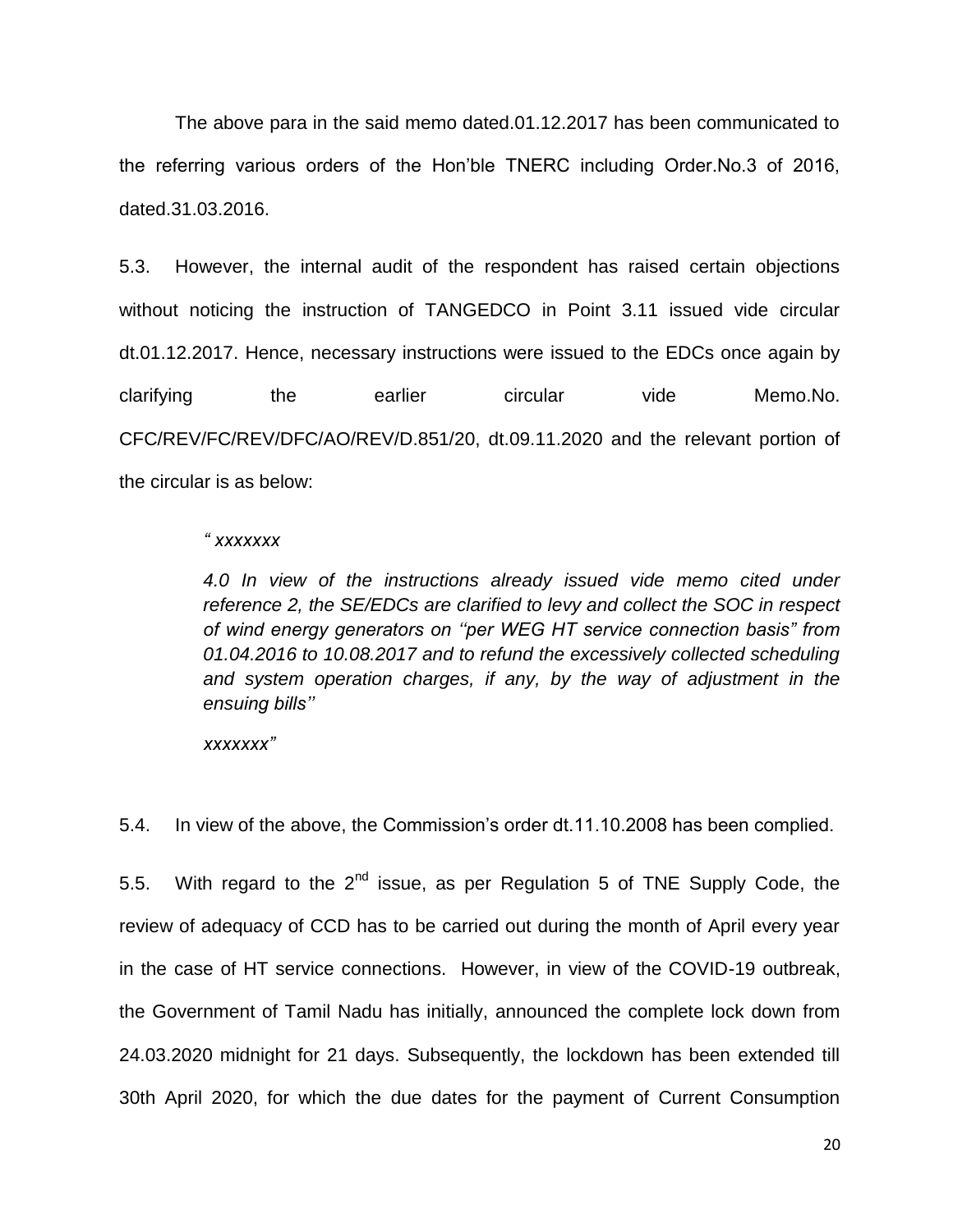The above para in the said memo dated.01.12.2017 has been communicated to the referring various orders of the Hon'ble TNERC including Order.No.3 of 2016, dated.31.03.2016.

5.3. However, the internal audit of the respondent has raised certain objections without noticing the instruction of TANGEDCO in Point 3.11 issued vide circular dt.01.12.2017. Hence, necessary instructions were issued to the EDCs once again by clarifying the earlier circular vide Memo.No. CFC/REV/FC/REV/DFC/AO/REV/D.851/20, dt.09.11.2020 and the relevant portion of the circular is as below:

> *" xxxxxxx*
>
> *4.0 In view of the instructions already issued vide memo cited under reference 2, the SE/EDCs are clarified to levy and collect the SOC in respect of wind energy generators on "per WEG HT service connection basis" from 01.04.2016 to 10.08.2017 and to refund the excessively collected scheduling and system operation charges, if any, by the way of adjustment in the ensuing bills''*
>
> *xxxxxxx"*

5.4. In view of the above, the Commission's order dt.11.10.2008 has been complied.

5.5. With regard to the 2nd issue, as per Regulation 5 of TNE Supply Code, the review of adequacy of CCD has to be carried out during the month of April every year in the case of HT service connections. However, in view of the COVID-19 outbreak, the Government of Tamil Nadu has initially, announced the complete lock down from 24.03.2020 midnight for 21 days. Subsequently, the lockdown has been extended till 30th April 2020, for which the due dates for the payment of Current Consumption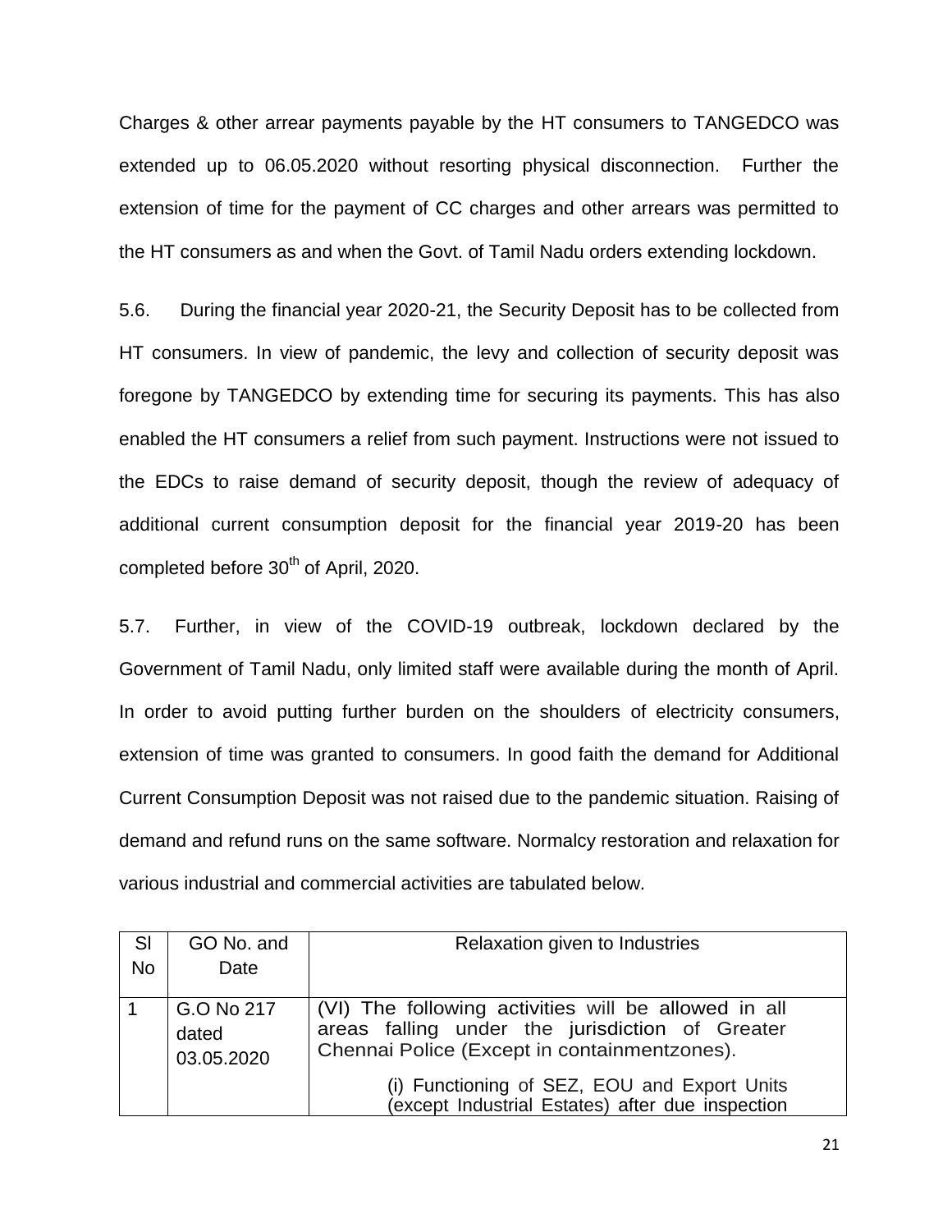Charges & other arrear payments payable by the HT consumers to TANGEDCO was extended up to 06.05.2020 without resorting physical disconnection. Further the extension of time for the payment of CC charges and other arrears was permitted to the HT consumers as and when the Govt. of Tamil Nadu orders extending lockdown.

5.6. During the financial year 2020-21, the Security Deposit has to be collected from HT consumers. In view of pandemic, the levy and collection of security deposit was foregone by TANGEDCO by extending time for securing its payments. This has also enabled the HT consumers a relief from such payment. Instructions were not issued to the EDCs to raise demand of security deposit, though the review of adequacy of additional current consumption deposit for the financial year 2019-20 has been completed before 30th of April, 2020.

5.7. Further, in view of the COVID-19 outbreak, lockdown declared by the Government of Tamil Nadu, only limited staff were available during the month of April. In order to avoid putting further burden on the shoulders of electricity consumers, extension of time was granted to consumers. In good faith the demand for Additional Current Consumption Deposit was not raised due to the pandemic situation. Raising of demand and refund runs on the same software. Normalcy restoration and relaxation for various industrial and commercial activities are tabulated below.

| Sl No | GO No. and Date | Relaxation given to Industries |
|---|---|---|
| 1 | G.O No 217 dated 03.05.2020 | (VI) The following activities will be allowed in all areas falling under the jurisdiction of Greater Chennai Police (Except in containmentzones).<br><br>(i) Functioning of SEZ, EOU and Export Units (except Industrial Estates) after due inspection |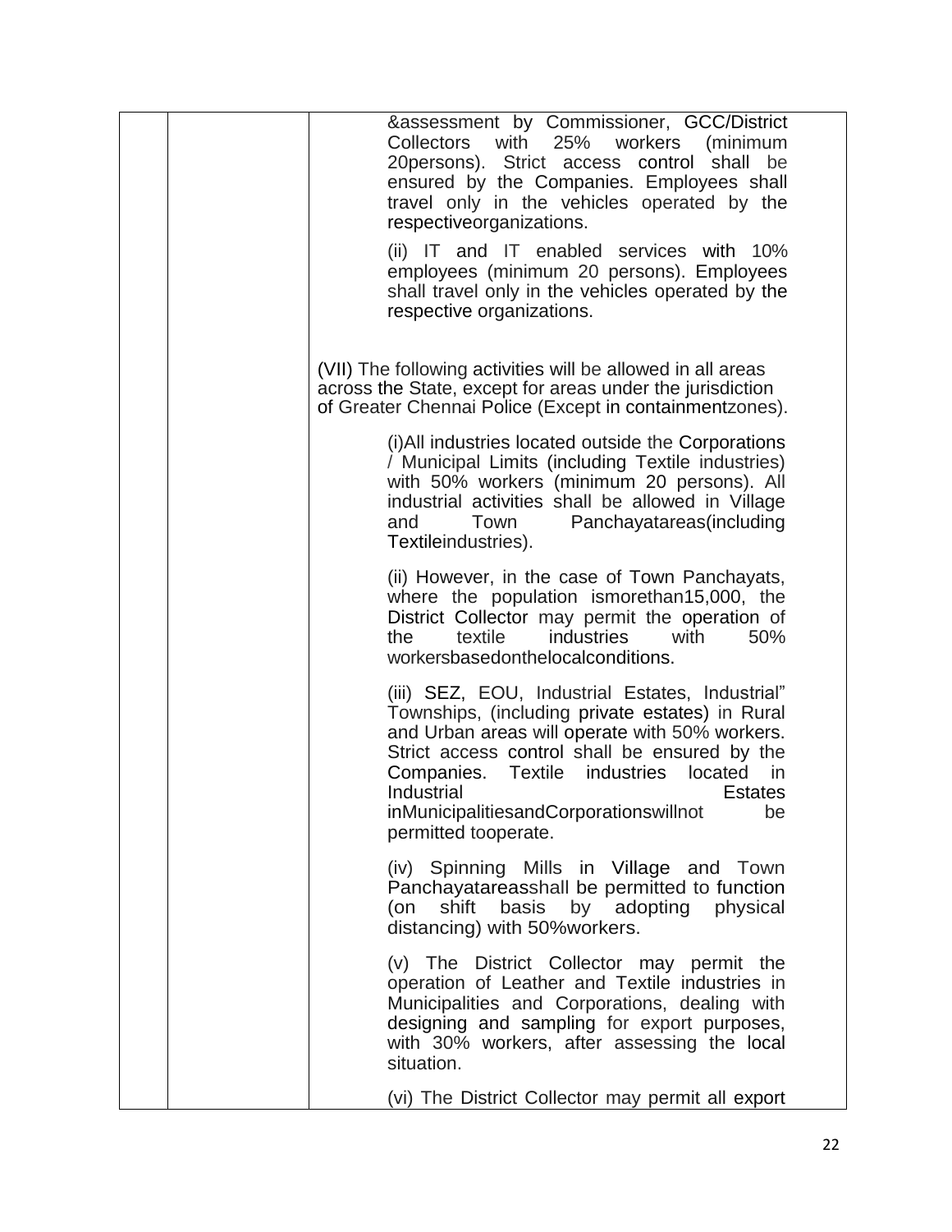| | | &assessment by Commissioner, GCC/District Collectors with 25% workers (minimum 20persons). Strict access control shall be ensured by the Companies. Employees shall travel only in the vehicles operated by the respectiveorganizations.<br><br>(ii) IT and IT enabled services with 10% employees (minimum 20 persons). Employees shall travel only in the vehicles operated by the respective organizations.<br><br>(VII) The following activities will be allowed in all areas across the State, except for areas under the jurisdiction of Greater Chennai Police (Except in containmentzones).<br><br>(i)All industries located outside the Corporations / Municipal Limits (including Textile industries) with 50% workers (minimum 20 persons). All industrial activities shall be allowed in Village and Town Panchayatareas(including Textileindustries).<br><br>(ii) However, in the case of Town Panchayats, where the population ismorethan15,000, the District Collector may permit the operation of the textile industries with 50% workersbasedonthelocalconditions.<br><br>(iii) SEZ, EOU, Industrial Estates, Industrial" Townships, (including private estates) in Rural and Urban areas will operate with 50% workers. Strict access control shall be ensured by the Companies. Textile industries located in Industrial Estates inMunicipalitiesandCorporationswillnot be permitted tooperate.<br><br>(iv) Spinning Mills in Village and Town Panchayatareasshall be permitted to function (on shift basis by adopting physical distancing) with 50%workers.<br><br>(v) The District Collector may permit the operation of Leather and Textile industries in Municipalities and Corporations, dealing with designing and sampling for export purposes, with 30% workers, after assessing the local situation.<br><br>(vi) The District Collector may permit all export |
|---|---|---|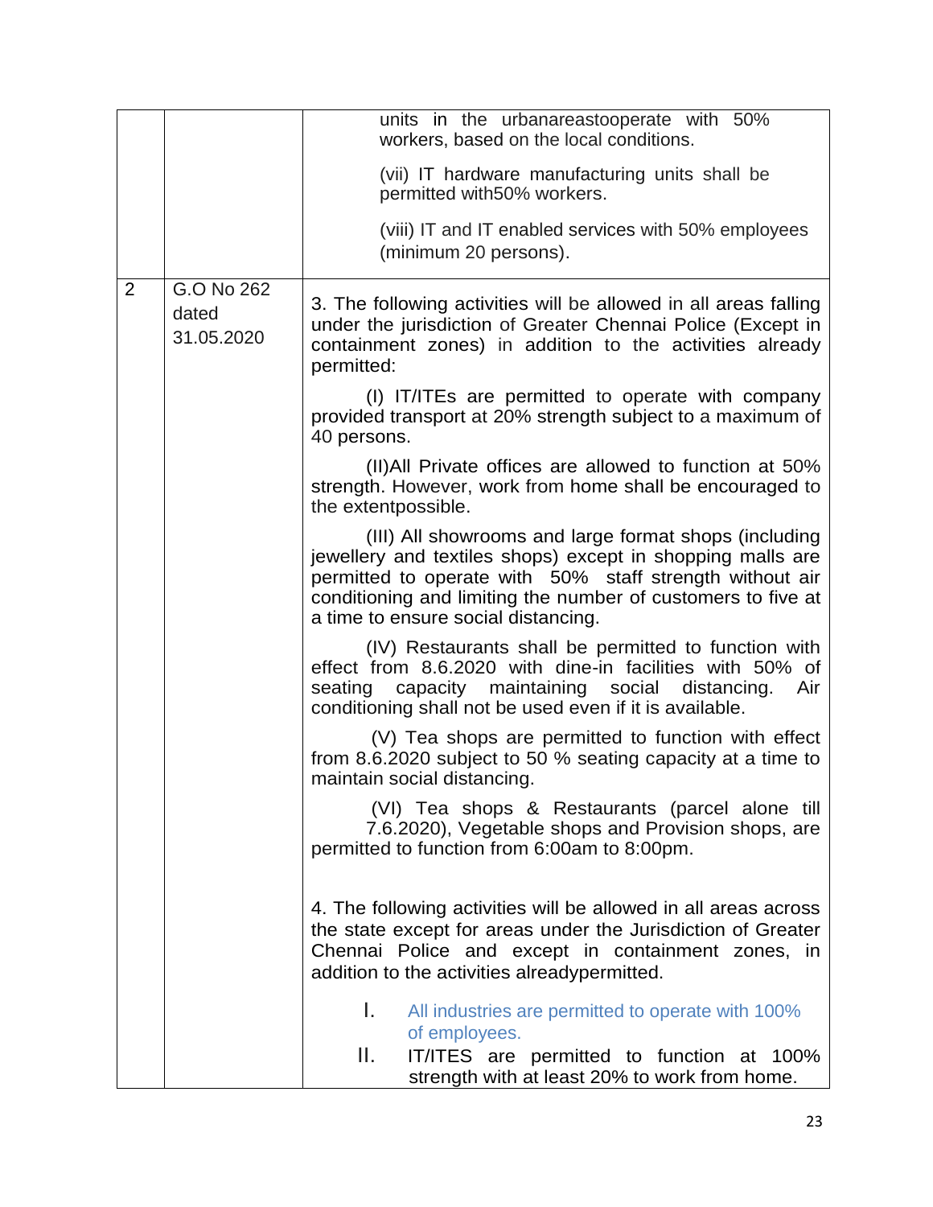| | | |
|---|---|---|
| | | units in the urbanareastooperate with 50% workers, based on the local conditions.<br><br>(vii) IT hardware manufacturing units shall be permitted with50% workers.<br><br>(viii) IT and IT enabled services with 50% employees (minimum 20 persons). |
| 2 | G.O No 262 dated 31.05.2020 | 3. The following activities will be allowed in all areas falling under the jurisdiction of Greater Chennai Police (Except in containment zones) in addition to the activities already permitted:<br><br>(I) IT/ITEs are permitted to operate with company provided transport at 20% strength subject to a maximum of 40 persons.<br><br>(II)All Private offices are allowed to function at 50% strength. However, work from home shall be encouraged to the extentpossible.<br><br>(III) All showrooms and large format shops (including jewellery and textiles shops) except in shopping malls are permitted to operate with 50% staff strength without air conditioning and limiting the number of customers to five at a time to ensure social distancing.<br><br>(IV) Restaurants shall be permitted to function with effect from 8.6.2020 with dine-in facilities with 50% of seating capacity maintaining social distancing. Air conditioning shall not be used even if it is available.<br><br>(V) Tea shops are permitted to function with effect from 8.6.2020 subject to 50 % seating capacity at a time to maintain social distancing.<br><br>(VI) Tea shops & Restaurants (parcel alone till 7.6.2020), Vegetable shops and Provision shops, are permitted to function from 6:00am to 8:00pm.<br><br>4. The following activities will be allowed in all areas across the state except for areas under the Jurisdiction of Greater Chennai Police and except in containment zones, in addition to the activities alreadypermitted.<br><br>I. All industries are permitted to operate with 100% of employees.<br>II. IT/ITES are permitted to function at 100% strength with at least 20% to work from home. |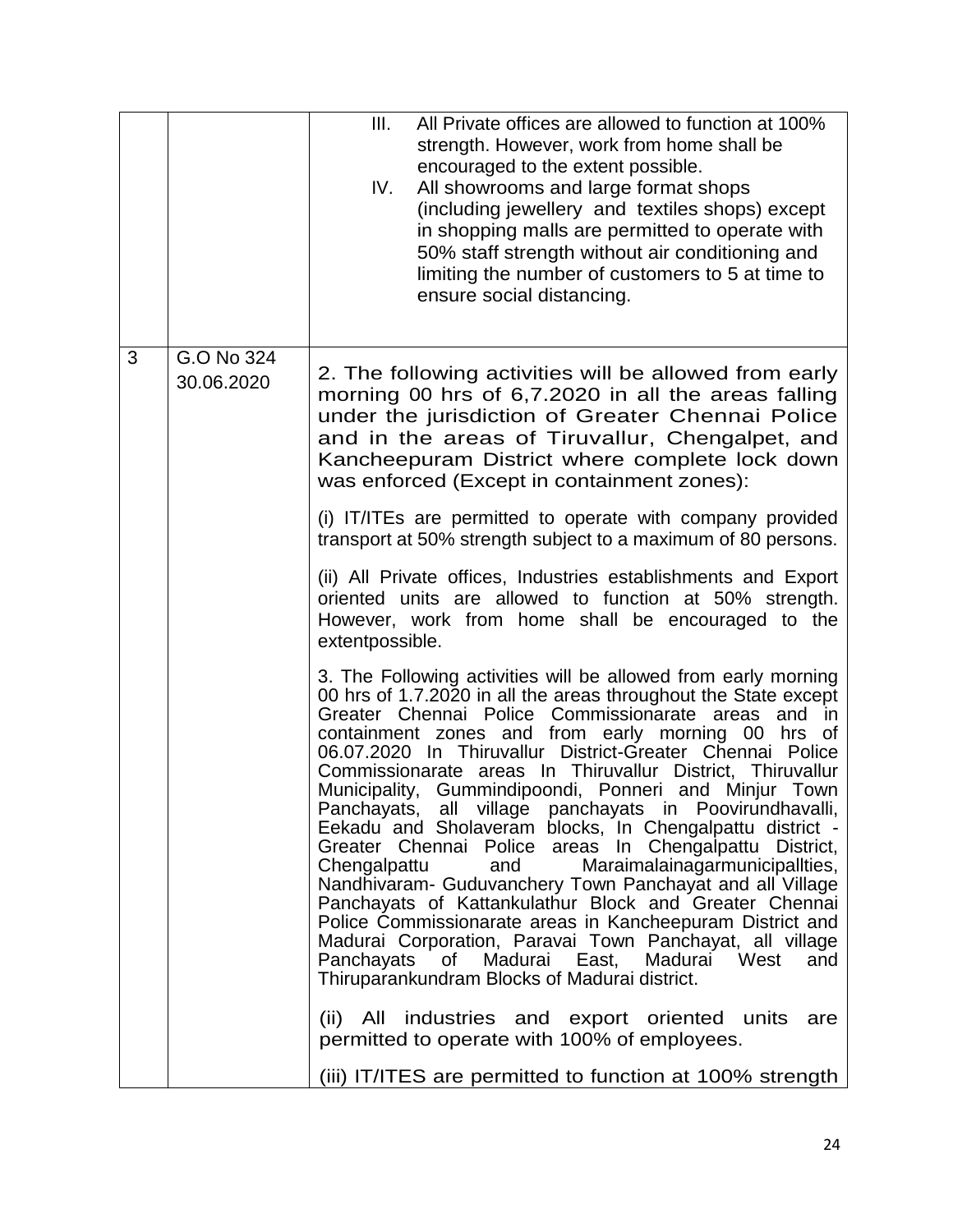| | | |
|---|---|---|
| | | III. All Private offices are allowed to function at 100% strength. However, work from home shall be encouraged to the extent possible.<br>IV. All showrooms and large format shops (including jewellery and textiles shops) except in shopping malls are permitted to operate with 50% staff strength without air conditioning and limiting the number of customers to 5 at time to ensure social distancing. |
| 3 | G.O No 324<br>30.06.2020 | 2. The following activities will be allowed from early morning 00 hrs of 6,7.2020 in all the areas falling under the jurisdiction of Greater Chennai Police and in the areas of Tiruvallur, Chengalpet, and Kancheepuram District where complete lock down was enforced (Except in containment zones):<br><br>(i) IT/ITEs are permitted to operate with company provided transport at 50% strength subject to a maximum of 80 persons.<br><br>(ii) All Private offices, Industries establishments and Export oriented units are allowed to function at 50% strength. However, work from home shall be encouraged to the extentpossible.<br><br>3. The Following activities will be allowed from early morning 00 hrs of 1.7.2020 in all the areas throughout the State except Greater Chennai Police Commissionarate areas and in containment zones and from early morning 00 hrs of 06.07.2020 In Thiruvallur District-Greater Chennai Police Commissionarate areas In Thiruvallur District, Thiruvallur Municipality, Gummindipoondi, Ponneri and Minjur Town Panchayats, all village panchayats in Poovirundhavalli, Eekadu and Sholaveram blocks, In Chengalpattu district - Greater Chennai Police areas In Chengalpattu District, Chengalpattu and Maraimalainagarmunicipallties, Nandhivaram- Guduvanchery Town Panchayat and all Village Panchayats of Kattankulathur Block and Greater Chennai Police Commissionarate areas in Kancheepuram District and Madurai Corporation, Paravai Town Panchayat, all village Panchayats of Madurai East, Madurai West and Thiruparankundram Blocks of Madurai district.<br><br>(ii) All industries and export oriented units are permitted to operate with 100% of employees.<br><br>(iii) IT/ITES are permitted to function at 100% strength |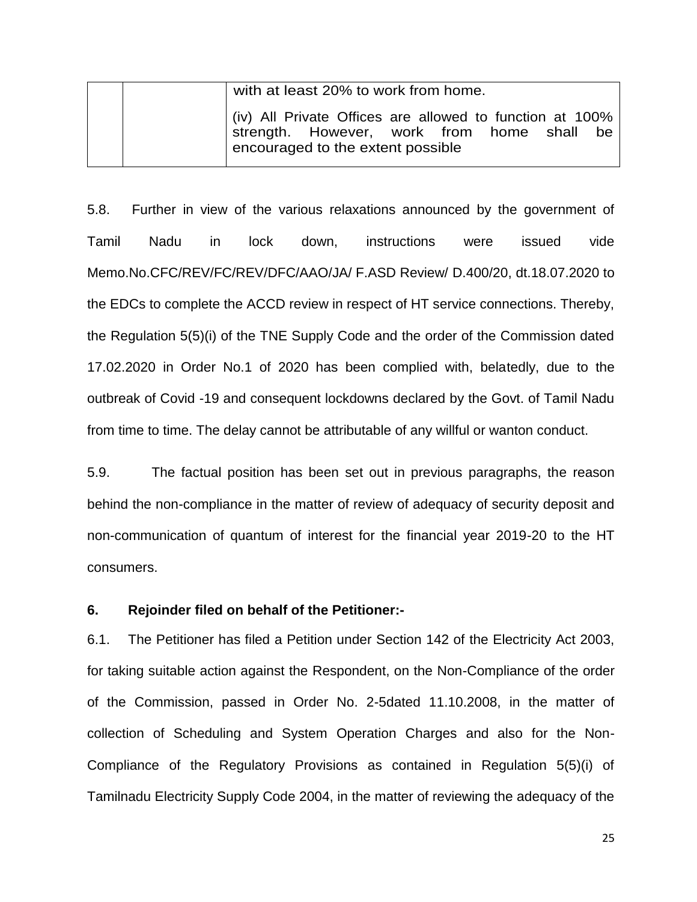|  |  | with at least 20% to work from home.<br><br>(iv) All Private Offices are allowed to function at 100% strength. However, work from home shall be encouraged to the extent possible |
|---|---|---|

5.8. Further in view of the various relaxations announced by the government of Tamil Nadu in lock down, instructions were issued vide Memo.No.CFC/REV/FC/REV/DFC/AAO/JA/ F.ASD Review/ D.400/20, dt.18.07.2020 to the EDCs to complete the ACCD review in respect of HT service connections. Thereby, the Regulation 5(5)(i) of the TNE Supply Code and the order of the Commission dated 17.02.2020 in Order No.1 of 2020 has been complied with, belatedly, due to the outbreak of Covid -19 and consequent lockdowns declared by the Govt. of Tamil Nadu from time to time. The delay cannot be attributable of any willful or wanton conduct.

5.9. The factual position has been set out in previous paragraphs, the reason behind the non-compliance in the matter of review of adequacy of security deposit and non-communication of quantum of interest for the financial year 2019-20 to the HT consumers.

**6. Rejoinder filed on behalf of the Petitioner:-**

6.1. The Petitioner has filed a Petition under Section 142 of the Electricity Act 2003, for taking suitable action against the Respondent, on the Non-Compliance of the order of the Commission, passed in Order No. 2-5dated 11.10.2008, in the matter of collection of Scheduling and System Operation Charges and also for the Non-Compliance of the Regulatory Provisions as contained in Regulation 5(5)(i) of Tamilnadu Electricity Supply Code 2004, in the matter of reviewing the adequacy of the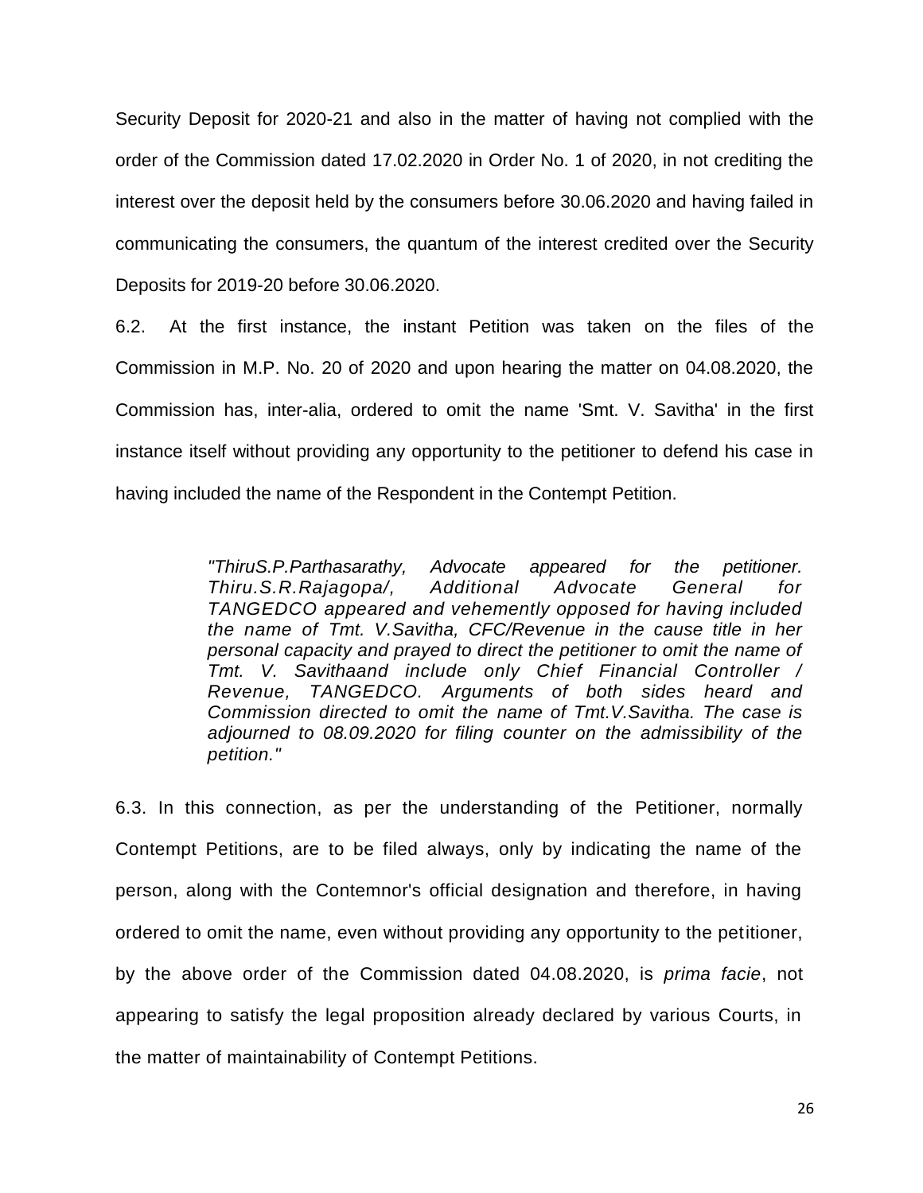Security Deposit for 2020-21 and also in the matter of having not complied with the order of the Commission dated 17.02.2020 in Order No. 1 of 2020, in not crediting the interest over the deposit held by the consumers before 30.06.2020 and having failed in communicating the consumers, the quantum of the interest credited over the Security Deposits for 2019-20 before 30.06.2020.

6.2. At the first instance, the instant Petition was taken on the files of the Commission in M.P. No. 20 of 2020 and upon hearing the matter on 04.08.2020, the Commission has, inter-alia, ordered to omit the name 'Smt. V. Savitha' in the first instance itself without providing any opportunity to the petitioner to defend his case in having included the name of the Respondent in the Contempt Petition.

> *"ThiruS.P.Parthasarathy, Advocate appeared for the petitioner. Thiru.S.R.Rajagopa/, Additional Advocate General for TANGEDCO appeared and vehemently opposed for having included the name of Tmt. V.Savitha, CFC/Revenue in the cause title in her personal capacity and prayed to direct the petitioner to omit the name of Tmt. V. Savithaand include only Chief Financial Controller / Revenue, TANGEDCO. Arguments of both sides heard and Commission directed to omit the name of Tmt.V.Savitha. The case is adjourned to 08.09.2020 for filing counter on the admissibility of the petition."*

6.3. In this connection, as per the understanding of the Petitioner, normally Contempt Petitions, are to be filed always, only by indicating the name of the person, along with the Contemnor's official designation and therefore, in having ordered to omit the name, even without providing any opportunity to the petitioner, by the above order of the Commission dated 04.08.2020, is *prima facie*, not appearing to satisfy the legal proposition already declared by various Courts, in the matter of maintainability of Contempt Petitions.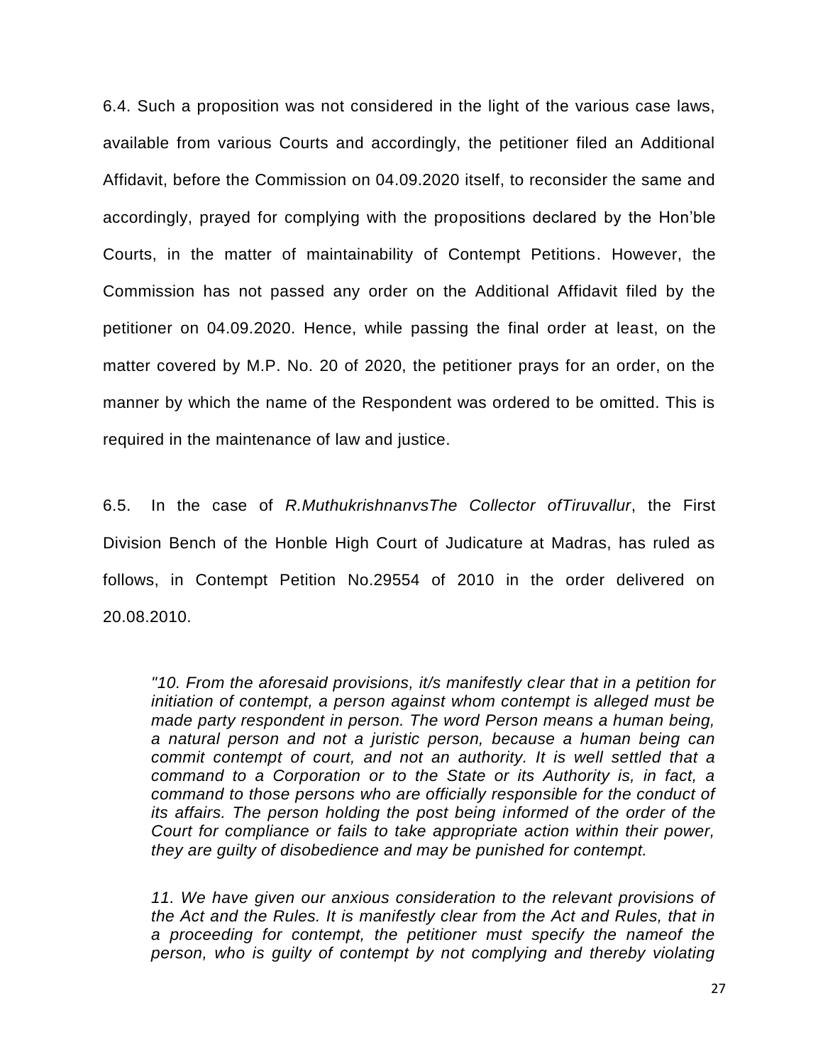6.4. Such a proposition was not considered in the light of the various case laws, available from various Courts and accordingly, the petitioner filed an Additional Affidavit, before the Commission on 04.09.2020 itself, to reconsider the same and accordingly, prayed for complying with the propositions declared by the Hon'ble Courts, in the matter of maintainability of Contempt Petitions. However, the Commission has not passed any order on the Additional Affidavit filed by the petitioner on 04.09.2020. Hence, while passing the final order at least, on the matter covered by M.P. No. 20 of 2020, the petitioner prays for an order, on the manner by which the name of the Respondent was ordered to be omitted. This is required in the maintenance of law and justice.

6.5. In the case of *R.MuthukrishnanvsThe Collector ofTiruvallur*, the First Division Bench of the Honble High Court of Judicature at Madras, has ruled as follows, in Contempt Petition No.29554 of 2010 in the order delivered on 20.08.2010.

> *"10. From the aforesaid provisions, it/s manifestly clear that in a petition for initiation of contempt, a person against whom contempt is alleged must be made party respondent in person. The word Person means a human being, a natural person and not a juristic person, because a human being can commit contempt of court, and not an authority. It is well settled that a command to a Corporation or to the State or its Authority is, in fact, a command to those persons who are officially responsible for the conduct of its affairs. The person holding the post being informed of the order of the Court for compliance or fails to take appropriate action within their power, they are guilty of disobedience and may be punished for contempt.*
>
> *11. We have given our anxious consideration to the relevant provisions of the Act and the Rules. It is manifestly clear from the Act and Rules, that in a proceeding for contempt, the petitioner must specify the nameof the person, who is guilty of contempt by not complying and thereby violating*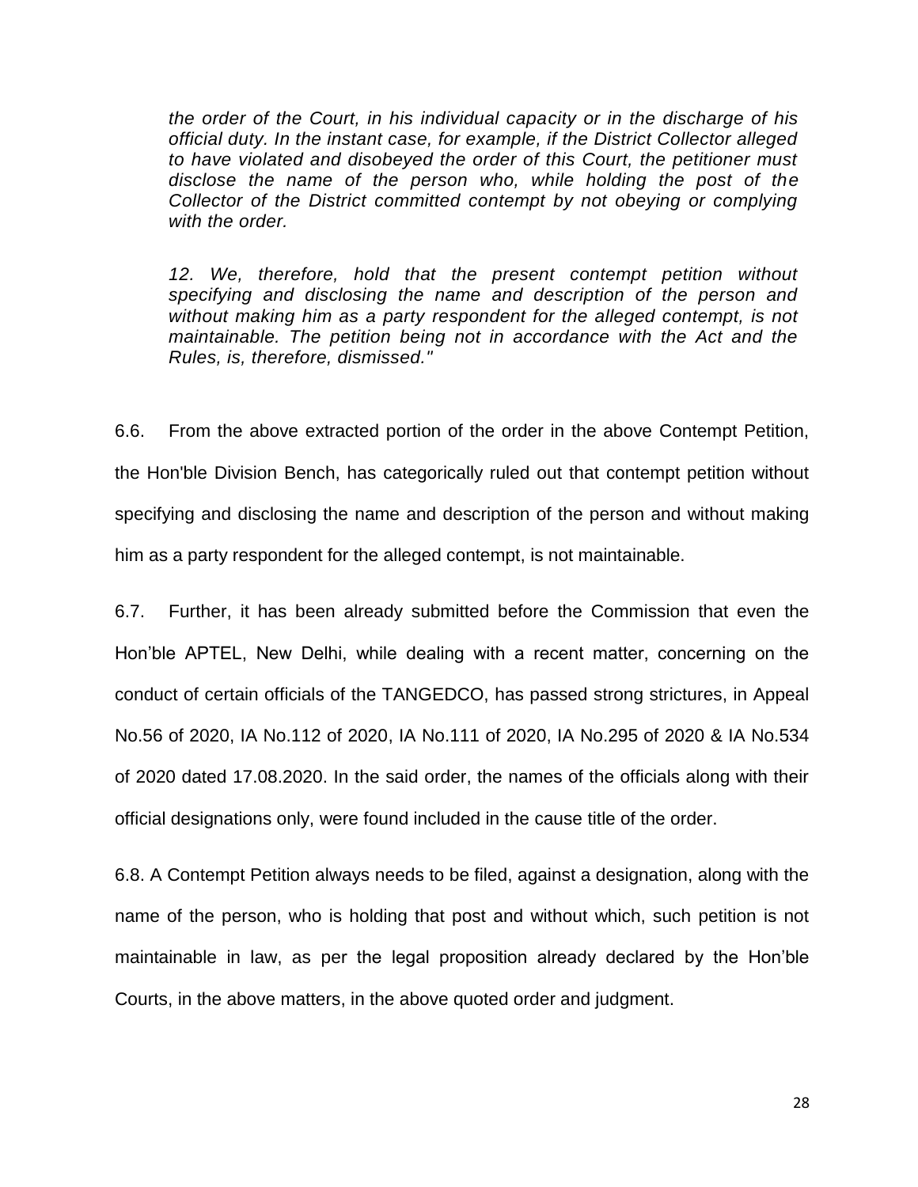*the order of the Court, in his individual capacity or in the discharge of his official duty. In the instant case, for example, if the District Collector alleged to have violated and disobeyed the order of this Court, the petitioner must disclose the name of the person who, while holding the post of the Collector of the District committed contempt by not obeying or complying with the order.*

*12. We, therefore, hold that the present contempt petition without specifying and disclosing the name and description of the person and without making him as a party respondent for the alleged contempt, is not maintainable. The petition being not in accordance with the Act and the Rules, is, therefore, dismissed."*

6.6. From the above extracted portion of the order in the above Contempt Petition, the Hon'ble Division Bench, has categorically ruled out that contempt petition without specifying and disclosing the name and description of the person and without making him as a party respondent for the alleged contempt, is not maintainable.

6.7. Further, it has been already submitted before the Commission that even the Hon'ble APTEL, New Delhi, while dealing with a recent matter, concerning on the conduct of certain officials of the TANGEDCO, has passed strong strictures, in Appeal No.56 of 2020, IA No.112 of 2020, IA No.111 of 2020, IA No.295 of 2020 & IA No.534 of 2020 dated 17.08.2020. In the said order, the names of the officials along with their official designations only, were found included in the cause title of the order.

6.8. A Contempt Petition always needs to be filed, against a designation, along with the name of the person, who is holding that post and without which, such petition is not maintainable in law, as per the legal proposition already declared by the Hon'ble Courts, in the above matters, in the above quoted order and judgment.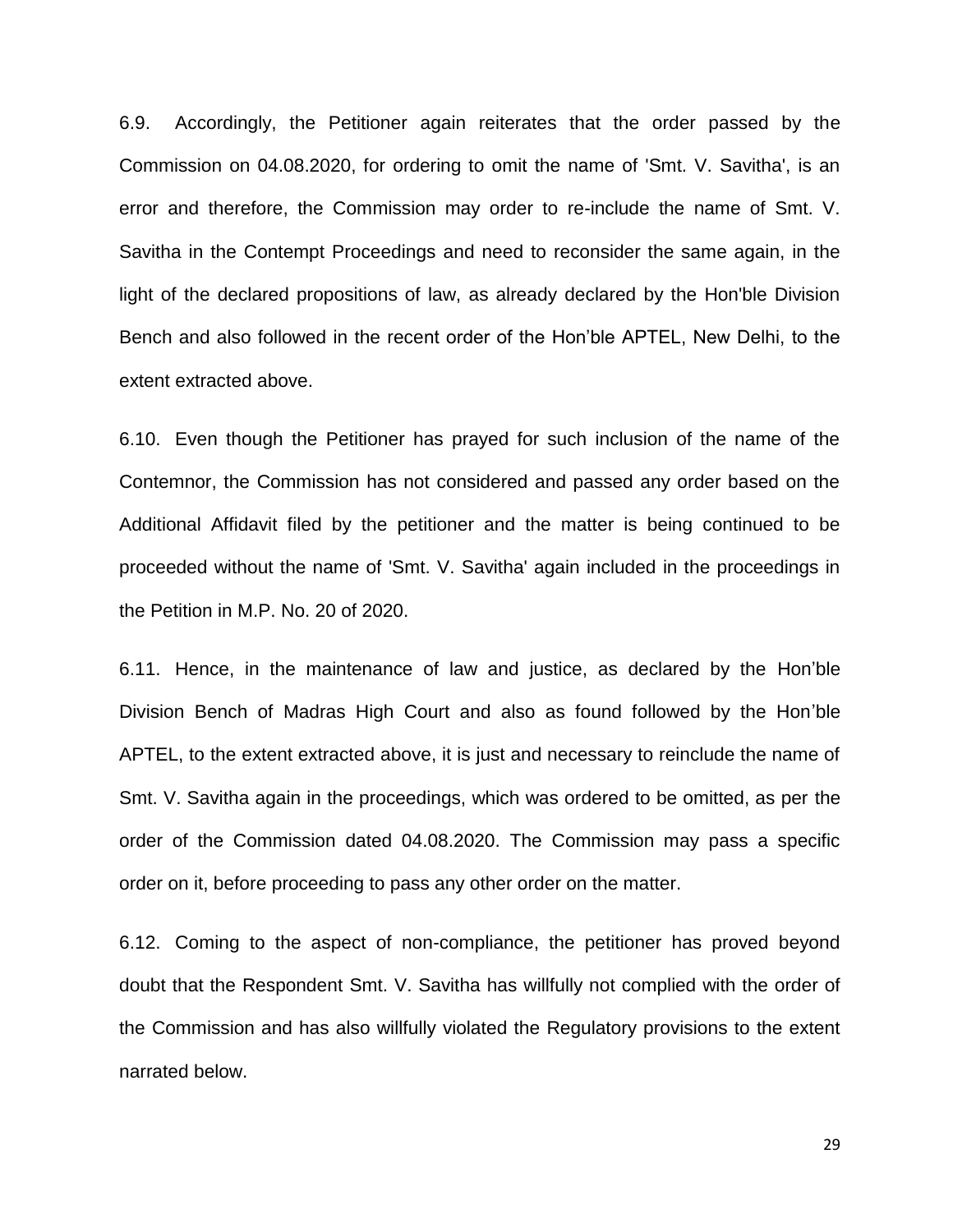6.9. Accordingly, the Petitioner again reiterates that the order passed by the Commission on 04.08.2020, for ordering to omit the name of 'Smt. V. Savitha', is an error and therefore, the Commission may order to re-include the name of Smt. V. Savitha in the Contempt Proceedings and need to reconsider the same again, in the light of the declared propositions of law, as already declared by the Hon'ble Division Bench and also followed in the recent order of the Hon'ble APTEL, New Delhi, to the extent extracted above.

6.10. Even though the Petitioner has prayed for such inclusion of the name of the Contemnor, the Commission has not considered and passed any order based on the Additional Affidavit filed by the petitioner and the matter is being continued to be proceeded without the name of 'Smt. V. Savitha' again included in the proceedings in the Petition in M.P. No. 20 of 2020.

6.11. Hence, in the maintenance of law and justice, as declared by the Hon'ble Division Bench of Madras High Court and also as found followed by the Hon'ble APTEL, to the extent extracted above, it is just and necessary to reinclude the name of Smt. V. Savitha again in the proceedings, which was ordered to be omitted, as per the order of the Commission dated 04.08.2020. The Commission may pass a specific order on it, before proceeding to pass any other order on the matter.

6.12. Coming to the aspect of non-compliance, the petitioner has proved beyond doubt that the Respondent Smt. V. Savitha has willfully not complied with the order of the Commission and has also willfully violated the Regulatory provisions to the extent narrated below.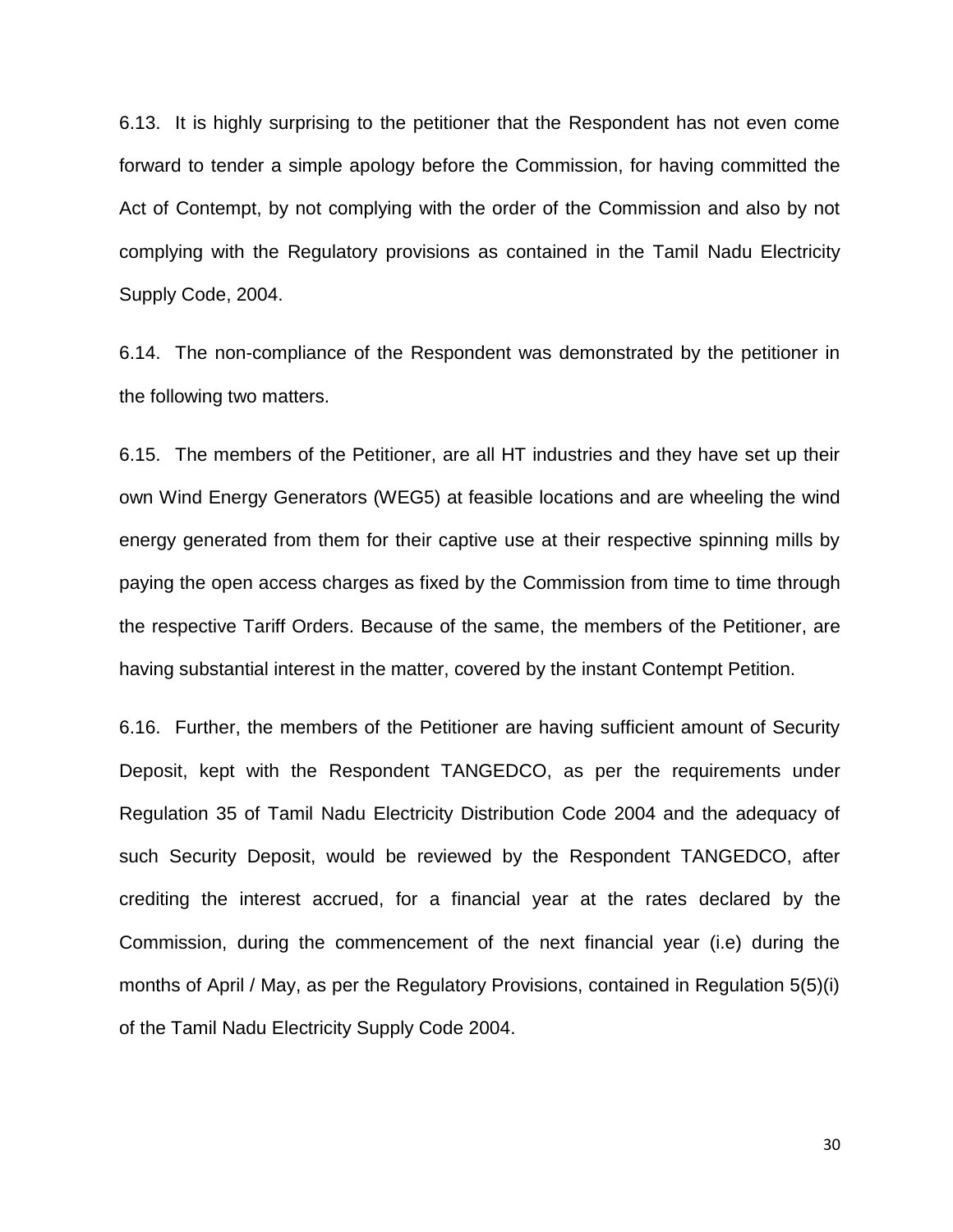6.13. It is highly surprising to the petitioner that the Respondent has not even come forward to tender a simple apology before the Commission, for having committed the Act of Contempt, by not complying with the order of the Commission and also by not complying with the Regulatory provisions as contained in the Tamil Nadu Electricity Supply Code, 2004.

6.14. The non-compliance of the Respondent was demonstrated by the petitioner in the following two matters.

6.15. The members of the Petitioner, are all HT industries and they have set up their own Wind Energy Generators (WEG5) at feasible locations and are wheeling the wind energy generated from them for their captive use at their respective spinning mills by paying the open access charges as fixed by the Commission from time to time through the respective Tariff Orders. Because of the same, the members of the Petitioner, are having substantial interest in the matter, covered by the instant Contempt Petition.

6.16. Further, the members of the Petitioner are having sufficient amount of Security Deposit, kept with the Respondent TANGEDCO, as per the requirements under Regulation 35 of Tamil Nadu Electricity Distribution Code 2004 and the adequacy of such Security Deposit, would be reviewed by the Respondent TANGEDCO, after crediting the interest accrued, for a financial year at the rates declared by the Commission, during the commencement of the next financial year (i.e) during the months of April / May, as per the Regulatory Provisions, contained in Regulation 5(5)(i) of the Tamil Nadu Electricity Supply Code 2004.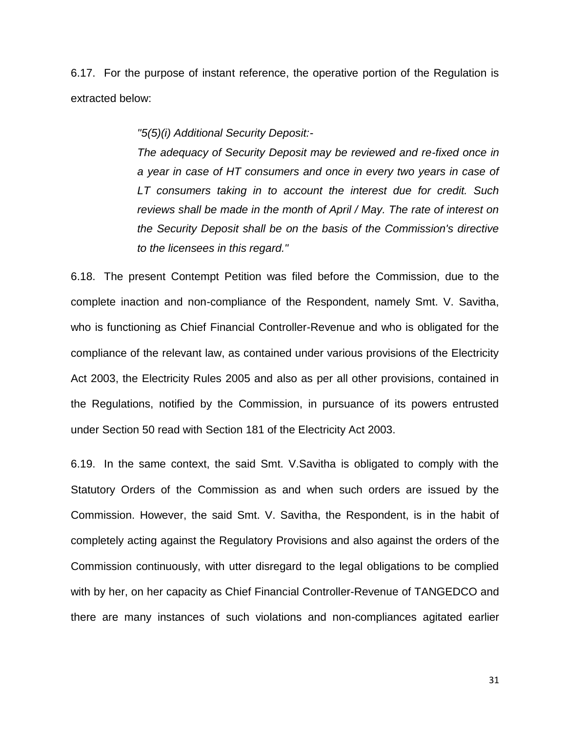6.17. For the purpose of instant reference, the operative portion of the Regulation is extracted below:

> *"5(5)(i) Additional Security Deposit:-*
>
> *The adequacy of Security Deposit may be reviewed and re-fixed once in a year in case of HT consumers and once in every two years in case of LT consumers taking in to account the interest due for credit. Such reviews shall be made in the month of April / May. The rate of interest on the Security Deposit shall be on the basis of the Commission's directive to the licensees in this regard."*

6.18. The present Contempt Petition was filed before the Commission, due to the complete inaction and non-compliance of the Respondent, namely Smt. V. Savitha, who is functioning as Chief Financial Controller-Revenue and who is obligated for the compliance of the relevant law, as contained under various provisions of the Electricity Act 2003, the Electricity Rules 2005 and also as per all other provisions, contained in the Regulations, notified by the Commission, in pursuance of its powers entrusted under Section 50 read with Section 181 of the Electricity Act 2003.

6.19. In the same context, the said Smt. V.Savitha is obligated to comply with the Statutory Orders of the Commission as and when such orders are issued by the Commission. However, the said Smt. V. Savitha, the Respondent, is in the habit of completely acting against the Regulatory Provisions and also against the orders of the Commission continuously, with utter disregard to the legal obligations to be complied with by her, on her capacity as Chief Financial Controller-Revenue of TANGEDCO and there are many instances of such violations and non-compliances agitated earlier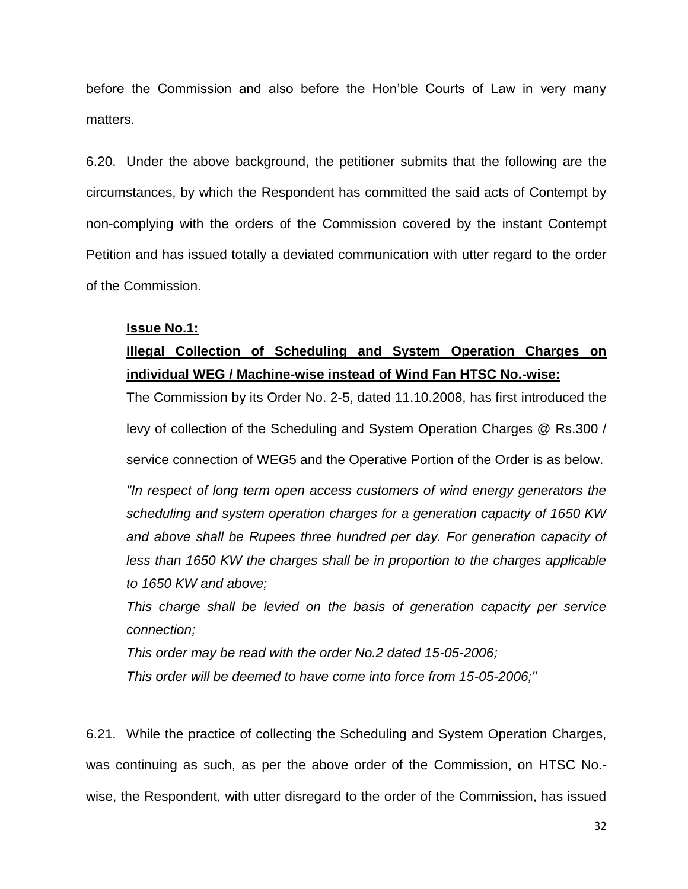before the Commission and also before the Hon'ble Courts of Law in very many matters.

6.20. Under the above background, the petitioner submits that the following are the circumstances, by which the Respondent has committed the said acts of Contempt by non-complying with the orders of the Commission covered by the instant Contempt Petition and has issued totally a deviated communication with utter regard to the order of the Commission.

**Issue No.1:**

**Illegal Collection of Scheduling and System Operation Charges on individual WEG / Machine-wise instead of Wind Fan HTSC No.-wise:**

The Commission by its Order No. 2-5, dated 11.10.2008, has first introduced the levy of collection of the Scheduling and System Operation Charges @ Rs.300 / service connection of WEG5 and the Operative Portion of the Order is as below.

*"In respect of long term open access customers of wind energy generators the scheduling and system operation charges for a generation capacity of 1650 KW and above shall be Rupees three hundred per day. For generation capacity of less than 1650 KW the charges shall be in proportion to the charges applicable to 1650 KW and above;*

*This charge shall be levied on the basis of generation capacity per service connection;*

*This order may be read with the order No.2 dated 15-05-2006;*

*This order will be deemed to have come into force from 15-05-2006;"*

6.21. While the practice of collecting the Scheduling and System Operation Charges, was continuing as such, as per the above order of the Commission, on HTSC No.-wise, the Respondent, with utter disregard to the order of the Commission, has issued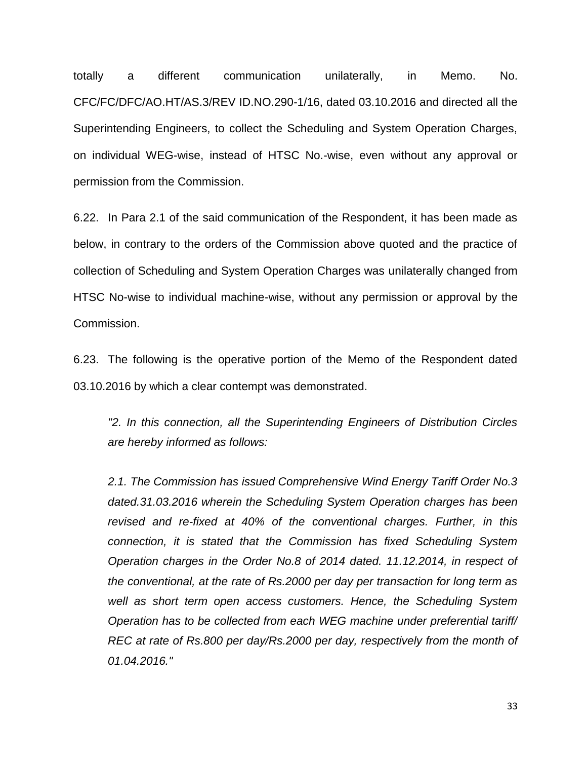totally a different communication unilaterally, in Memo. No. CFC/FC/DFC/AO.HT/AS.3/REV ID.NO.290-1/16, dated 03.10.2016 and directed all the Superintending Engineers, to collect the Scheduling and System Operation Charges, on individual WEG-wise, instead of HTSC No.-wise, even without any approval or permission from the Commission.

6.22. In Para 2.1 of the said communication of the Respondent, it has been made as below, in contrary to the orders of the Commission above quoted and the practice of collection of Scheduling and System Operation Charges was unilaterally changed from HTSC No-wise to individual machine-wise, without any permission or approval by the Commission.

6.23. The following is the operative portion of the Memo of the Respondent dated 03.10.2016 by which a clear contempt was demonstrated.

> *"2. In this connection, all the Superintending Engineers of Distribution Circles are hereby informed as follows:*
>
> *2.1. The Commission has issued Comprehensive Wind Energy Tariff Order No.3 dated.31.03.2016 wherein the Scheduling System Operation charges has been revised and re-fixed at 40% of the conventional charges. Further, in this connection, it is stated that the Commission has fixed Scheduling System Operation charges in the Order No.8 of 2014 dated. 11.12.2014, in respect of the conventional, at the rate of Rs.2000 per day per transaction for long term as well as short term open access customers. Hence, the Scheduling System Operation has to be collected from each WEG machine under preferential tariff/ REC at rate of Rs.800 per day/Rs.2000 per day, respectively from the month of 01.04.2016."*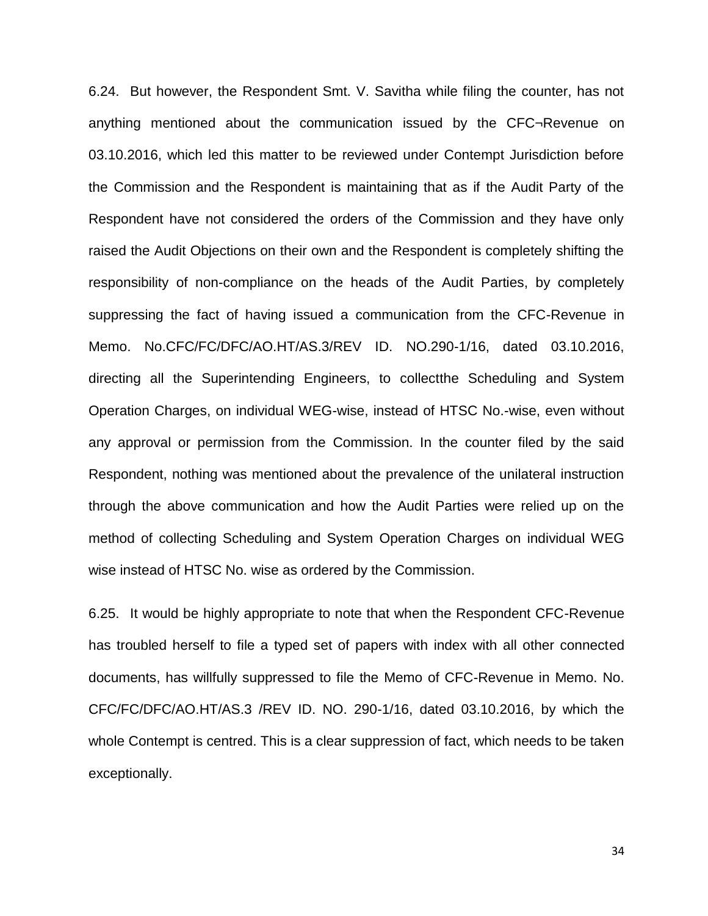6.24. But however, the Respondent Smt. V. Savitha while filing the counter, has not anything mentioned about the communication issued by the CFC¬Revenue on 03.10.2016, which led this matter to be reviewed under Contempt Jurisdiction before the Commission and the Respondent is maintaining that as if the Audit Party of the Respondent have not considered the orders of the Commission and they have only raised the Audit Objections on their own and the Respondent is completely shifting the responsibility of non-compliance on the heads of the Audit Parties, by completely suppressing the fact of having issued a communication from the CFC-Revenue in Memo. No.CFC/FC/DFC/AO.HT/AS.3/REV ID. NO.290-1/16, dated 03.10.2016, directing all the Superintending Engineers, to collectthe Scheduling and System Operation Charges, on individual WEG-wise, instead of HTSC No.-wise, even without any approval or permission from the Commission. In the counter filed by the said Respondent, nothing was mentioned about the prevalence of the unilateral instruction through the above communication and how the Audit Parties were relied up on the method of collecting Scheduling and System Operation Charges on individual WEG wise instead of HTSC No. wise as ordered by the Commission.

6.25. It would be highly appropriate to note that when the Respondent CFC-Revenue has troubled herself to file a typed set of papers with index with all other connected documents, has willfully suppressed to file the Memo of CFC-Revenue in Memo. No. CFC/FC/DFC/AO.HT/AS.3 /REV ID. NO. 290-1/16, dated 03.10.2016, by which the whole Contempt is centred. This is a clear suppression of fact, which needs to be taken exceptionally.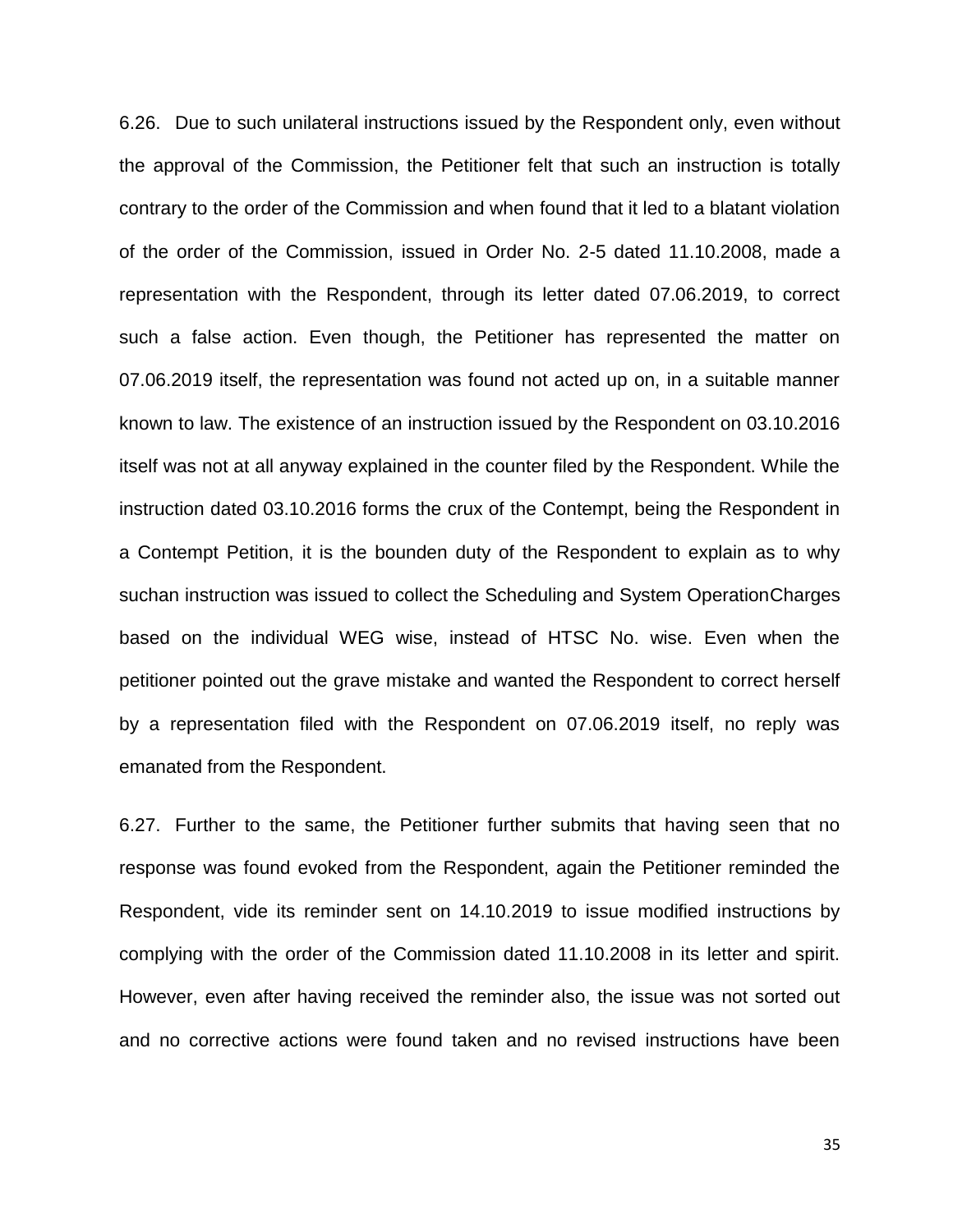6.26. Due to such unilateral instructions issued by the Respondent only, even without the approval of the Commission, the Petitioner felt that such an instruction is totally contrary to the order of the Commission and when found that it led to a blatant violation of the order of the Commission, issued in Order No. 2-5 dated 11.10.2008, made a representation with the Respondent, through its letter dated 07.06.2019, to correct such a false action. Even though, the Petitioner has represented the matter on 07.06.2019 itself, the representation was found not acted up on, in a suitable manner known to law. The existence of an instruction issued by the Respondent on 03.10.2016 itself was not at all anyway explained in the counter filed by the Respondent. While the instruction dated 03.10.2016 forms the crux of the Contempt, being the Respondent in a Contempt Petition, it is the bounden duty of the Respondent to explain as to why suchan instruction was issued to collect the Scheduling and System OperationCharges based on the individual WEG wise, instead of HTSC No. wise. Even when the petitioner pointed out the grave mistake and wanted the Respondent to correct herself by a representation filed with the Respondent on 07.06.2019 itself, no reply was emanated from the Respondent.

6.27. Further to the same, the Petitioner further submits that having seen that no response was found evoked from the Respondent, again the Petitioner reminded the Respondent, vide its reminder sent on 14.10.2019 to issue modified instructions by complying with the order of the Commission dated 11.10.2008 in its letter and spirit. However, even after having received the reminder also, the issue was not sorted out and no corrective actions were found taken and no revised instructions have been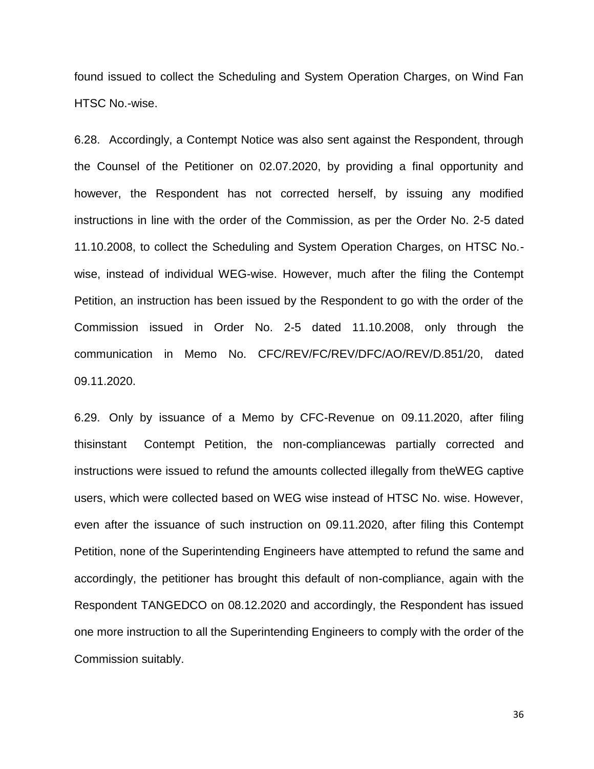found issued to collect the Scheduling and System Operation Charges, on Wind Fan HTSC No.-wise.

6.28. Accordingly, a Contempt Notice was also sent against the Respondent, through the Counsel of the Petitioner on 02.07.2020, by providing a final opportunity and however, the Respondent has not corrected herself, by issuing any modified instructions in line with the order of the Commission, as per the Order No. 2-5 dated 11.10.2008, to collect the Scheduling and System Operation Charges, on HTSC No.-wise, instead of individual WEG-wise. However, much after the filing the Contempt Petition, an instruction has been issued by the Respondent to go with the order of the Commission issued in Order No. 2-5 dated 11.10.2008, only through the communication in Memo No. CFC/REV/FC/REV/DFC/AO/REV/D.851/20, dated 09.11.2020.

6.29. Only by issuance of a Memo by CFC-Revenue on 09.11.2020, after filing thisinstant Contempt Petition, the non-compliancewas partially corrected and instructions were issued to refund the amounts collected illegally from theWEG captive users, which were collected based on WEG wise instead of HTSC No. wise. However, even after the issuance of such instruction on 09.11.2020, after filing this Contempt Petition, none of the Superintending Engineers have attempted to refund the same and accordingly, the petitioner has brought this default of non-compliance, again with the Respondent TANGEDCO on 08.12.2020 and accordingly, the Respondent has issued one more instruction to all the Superintending Engineers to comply with the order of the Commission suitably.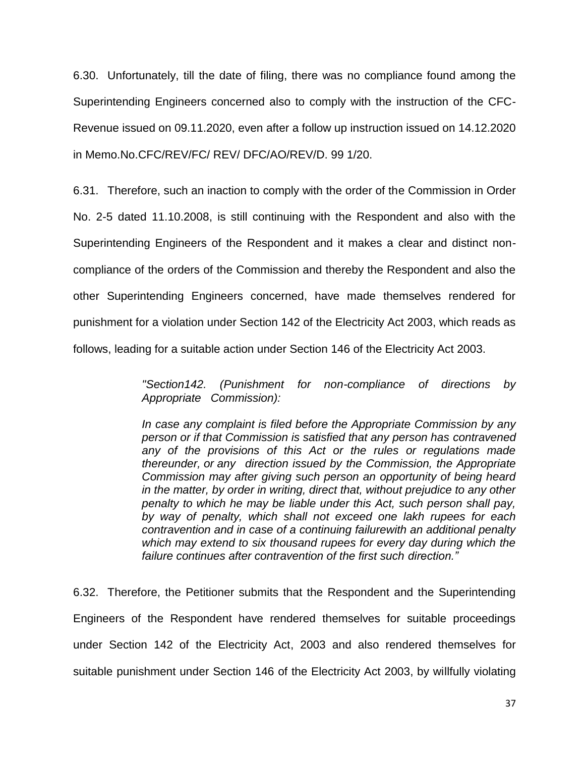6.30. Unfortunately, till the date of filing, there was no compliance found among the Superintending Engineers concerned also to comply with the instruction of the CFC-Revenue issued on 09.11.2020, even after a follow up instruction issued on 14.12.2020 in Memo.No.CFC/REV/FC/ REV/ DFC/AO/REV/D. 99 1/20.

6.31. Therefore, such an inaction to comply with the order of the Commission in Order No. 2-5 dated 11.10.2008, is still continuing with the Respondent and also with the Superintending Engineers of the Respondent and it makes a clear and distinct non-compliance of the orders of the Commission and thereby the Respondent and also the other Superintending Engineers concerned, have made themselves rendered for punishment for a violation under Section 142 of the Electricity Act 2003, which reads as follows, leading for a suitable action under Section 146 of the Electricity Act 2003.

> *"Section142. (Punishment for non-compliance of directions by Appropriate Commission):*
>
> *In case any complaint is filed before the Appropriate Commission by any person or if that Commission is satisfied that any person has contravened any of the provisions of this Act or the rules or regulations made thereunder, or any direction issued by the Commission, the Appropriate Commission may after giving such person an opportunity of being heard in the matter, by order in writing, direct that, without prejudice to any other penalty to which he may be liable under this Act, such person shall pay, by way of penalty, which shall not exceed one lakh rupees for each contravention and in case of a continuing failurewith an additional penalty which may extend to six thousand rupees for every day during which the failure continues after contravention of the first such direction."*

6.32. Therefore, the Petitioner submits that the Respondent and the Superintending Engineers of the Respondent have rendered themselves for suitable proceedings under Section 142 of the Electricity Act, 2003 and also rendered themselves for suitable punishment under Section 146 of the Electricity Act 2003, by willfully violating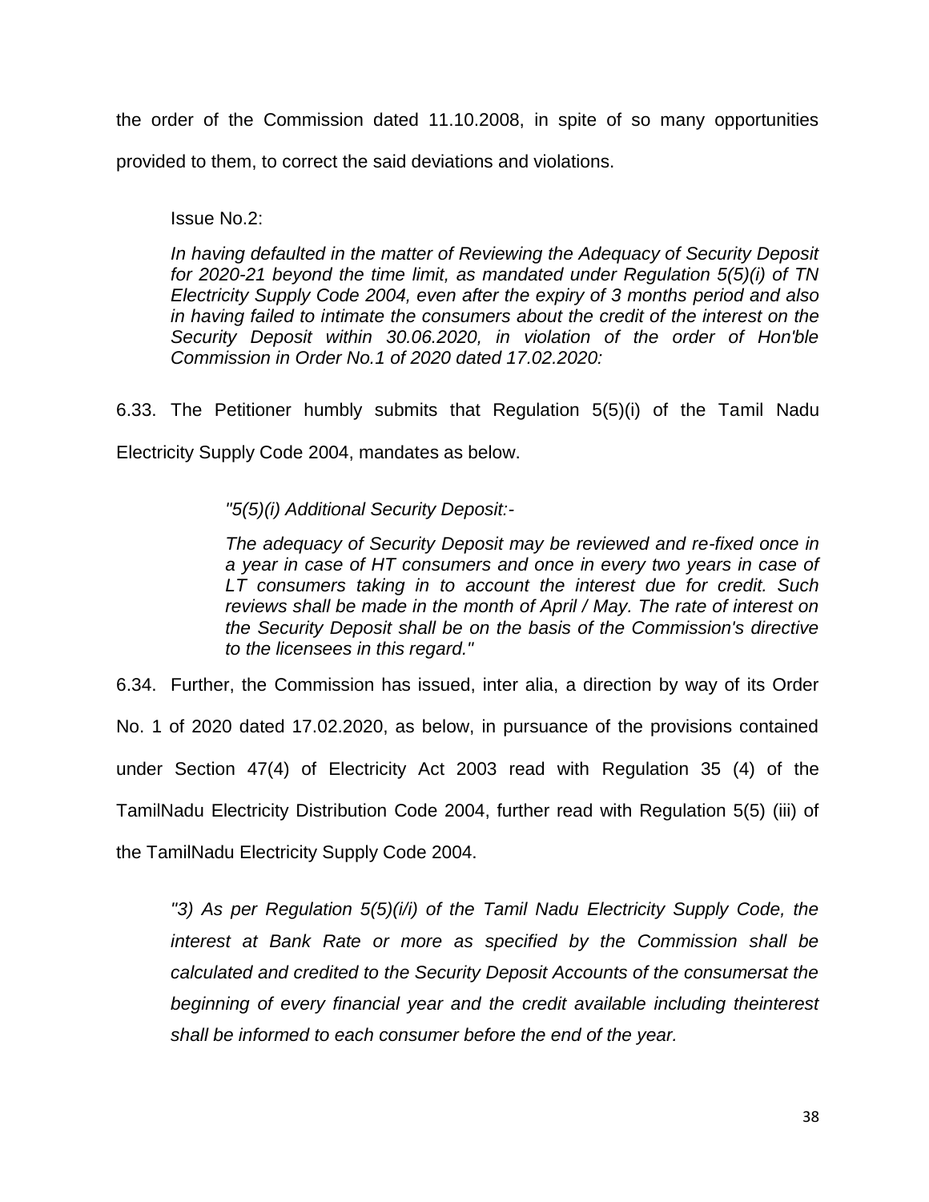the order of the Commission dated 11.10.2008, in spite of so many opportunities provided to them, to correct the said deviations and violations.

Issue No.2:

*In having defaulted in the matter of Reviewing the Adequacy of Security Deposit for 2020-21 beyond the time limit, as mandated under Regulation 5(5)(i) of TN Electricity Supply Code 2004, even after the expiry of 3 months period and also in having failed to intimate the consumers about the credit of the interest on the Security Deposit within 30.06.2020, in violation of the order of Hon'ble Commission in Order No.1 of 2020 dated 17.02.2020:*

6.33. The Petitioner humbly submits that Regulation 5(5)(i) of the Tamil Nadu Electricity Supply Code 2004, mandates as below.

> *"5(5)(i) Additional Security Deposit:-*
>
> *The adequacy of Security Deposit may be reviewed and re-fixed once in a year in case of HT consumers and once in every two years in case of LT consumers taking in to account the interest due for credit. Such reviews shall be made in the month of April / May. The rate of interest on the Security Deposit shall be on the basis of the Commission's directive to the licensees in this regard."*

6.34. Further, the Commission has issued, inter alia, a direction by way of its Order No. 1 of 2020 dated 17.02.2020, as below, in pursuance of the provisions contained under Section 47(4) of Electricity Act 2003 read with Regulation 35 (4) of the TamilNadu Electricity Distribution Code 2004, further read with Regulation 5(5) (iii) of the TamilNadu Electricity Supply Code 2004.

> *"3) As per Regulation 5(5)(i/i) of the Tamil Nadu Electricity Supply Code, the interest at Bank Rate or more as specified by the Commission shall be calculated and credited to the Security Deposit Accounts of the consumersat the beginning of every financial year and the credit available including theinterest shall be informed to each consumer before the end of the year.*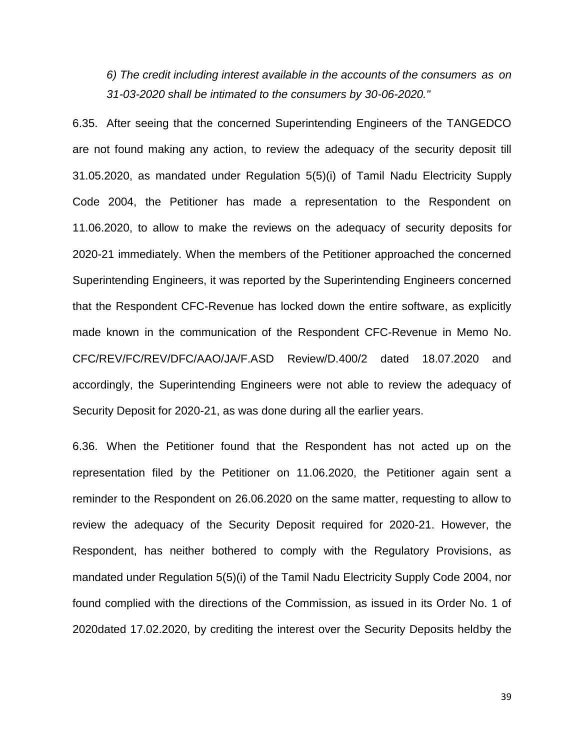*6) The credit including interest available in the accounts of the consumers as on 31-03-2020 shall be intimated to the consumers by 30-06-2020."*

6.35. After seeing that the concerned Superintending Engineers of the TANGEDCO are not found making any action, to review the adequacy of the security deposit till 31.05.2020, as mandated under Regulation 5(5)(i) of Tamil Nadu Electricity Supply Code 2004, the Petitioner has made a representation to the Respondent on 11.06.2020, to allow to make the reviews on the adequacy of security deposits for 2020-21 immediately. When the members of the Petitioner approached the concerned Superintending Engineers, it was reported by the Superintending Engineers concerned that the Respondent CFC-Revenue has locked down the entire software, as explicitly made known in the communication of the Respondent CFC-Revenue in Memo No. CFC/REV/FC/REV/DFC/AAO/JA/F.ASD Review/D.400/2 dated 18.07.2020 and accordingly, the Superintending Engineers were not able to review the adequacy of Security Deposit for 2020-21, as was done during all the earlier years.

6.36. When the Petitioner found that the Respondent has not acted up on the representation filed by the Petitioner on 11.06.2020, the Petitioner again sent a reminder to the Respondent on 26.06.2020 on the same matter, requesting to allow to review the adequacy of the Security Deposit required for 2020-21. However, the Respondent, has neither bothered to comply with the Regulatory Provisions, as mandated under Regulation 5(5)(i) of the Tamil Nadu Electricity Supply Code 2004, nor found complied with the directions of the Commission, as issued in its Order No. 1 of 2020dated 17.02.2020, by crediting the interest over the Security Deposits heldby the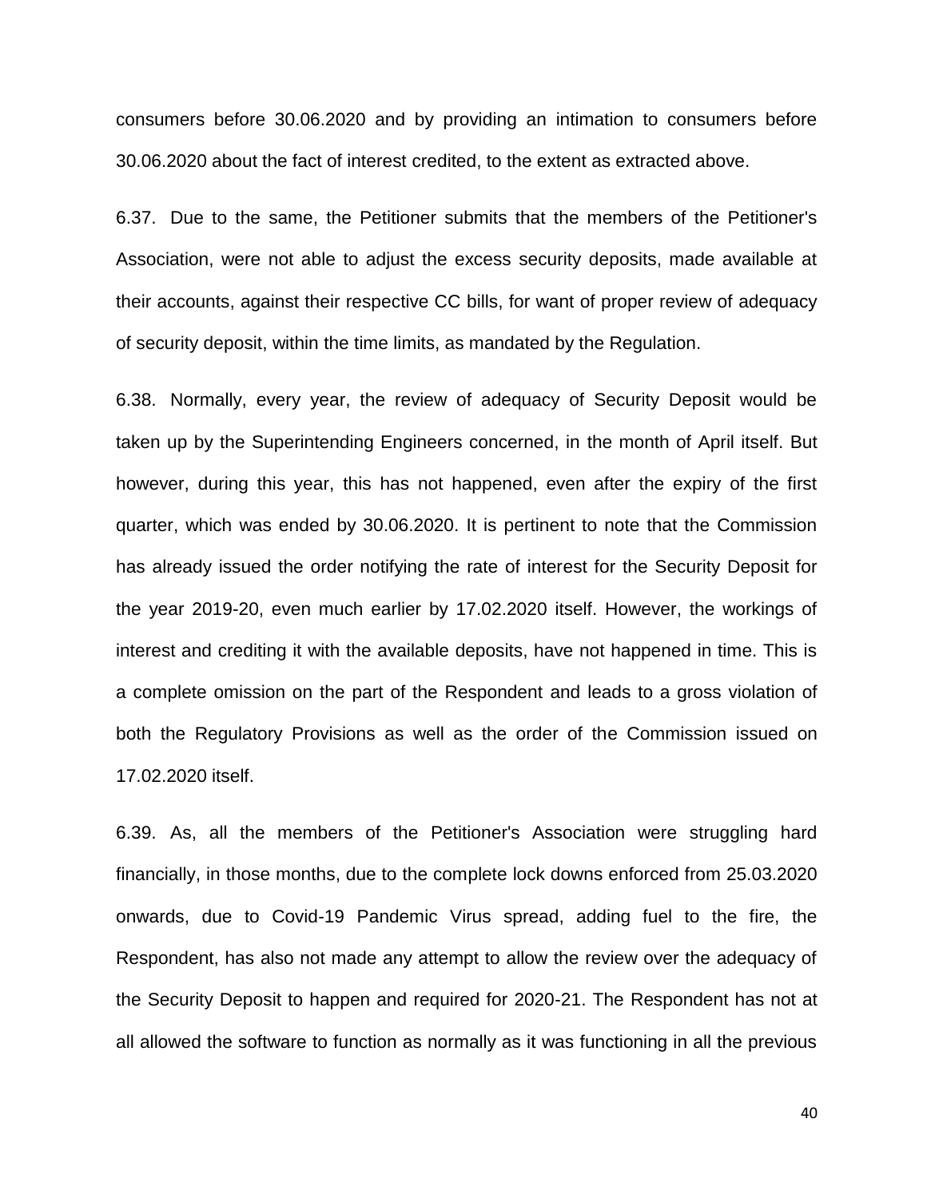consumers before 30.06.2020 and by providing an intimation to consumers before 30.06.2020 about the fact of interest credited, to the extent as extracted above.

6.37. Due to the same, the Petitioner submits that the members of the Petitioner's Association, were not able to adjust the excess security deposits, made available at their accounts, against their respective CC bills, for want of proper review of adequacy of security deposit, within the time limits, as mandated by the Regulation.

6.38. Normally, every year, the review of adequacy of Security Deposit would be taken up by the Superintending Engineers concerned, in the month of April itself. But however, during this year, this has not happened, even after the expiry of the first quarter, which was ended by 30.06.2020. It is pertinent to note that the Commission has already issued the order notifying the rate of interest for the Security Deposit for the year 2019-20, even much earlier by 17.02.2020 itself. However, the workings of interest and crediting it with the available deposits, have not happened in time. This is a complete omission on the part of the Respondent and leads to a gross violation of both the Regulatory Provisions as well as the order of the Commission issued on 17.02.2020 itself.

6.39. As, all the members of the Petitioner's Association were struggling hard financially, in those months, due to the complete lock downs enforced from 25.03.2020 onwards, due to Covid-19 Pandemic Virus spread, adding fuel to the fire, the Respondent, has also not made any attempt to allow the review over the adequacy of the Security Deposit to happen and required for 2020-21. The Respondent has not at all allowed the software to function as normally as it was functioning in all the previous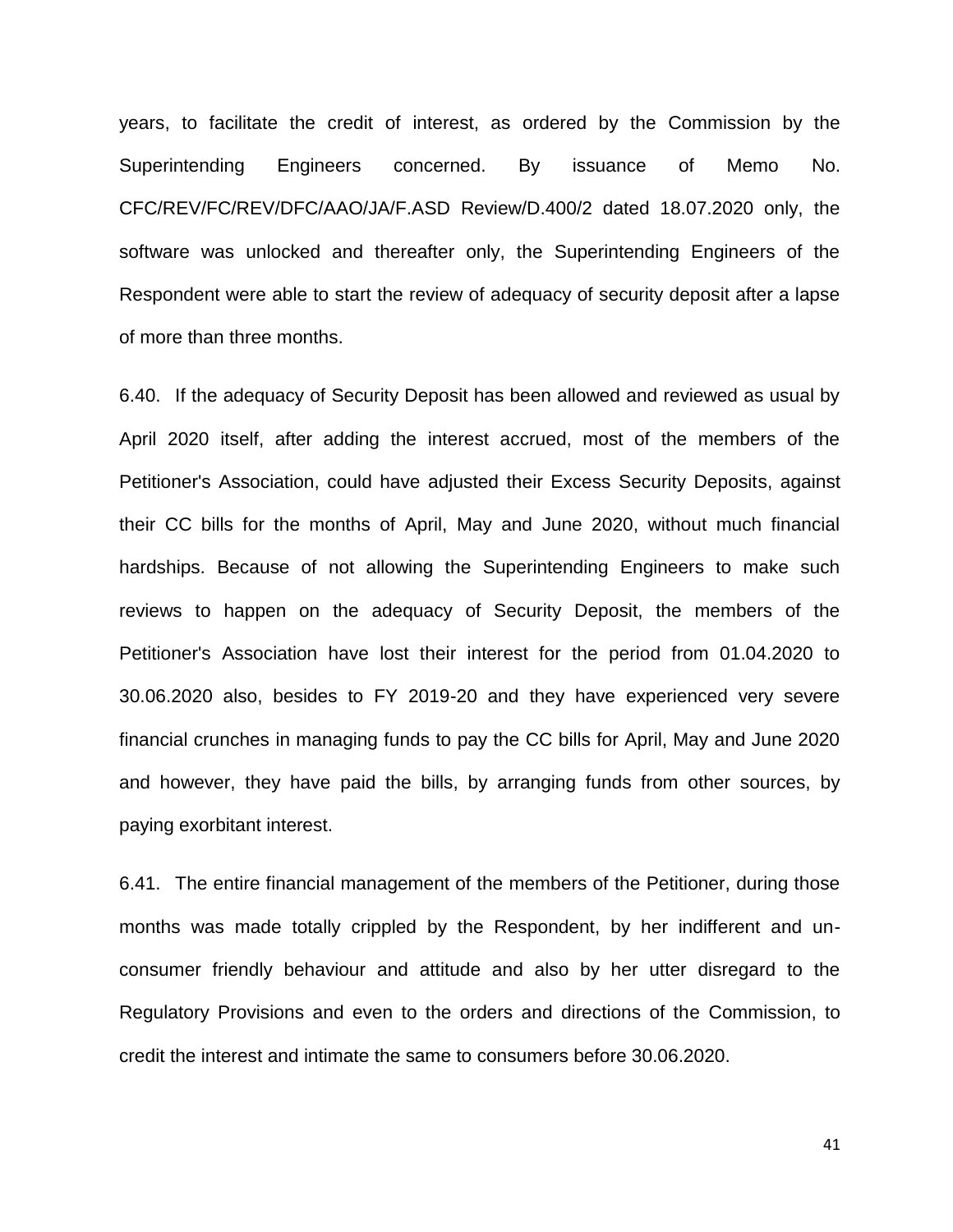years, to facilitate the credit of interest, as ordered by the Commission by the Superintending Engineers concerned. By issuance of Memo No. CFC/REV/FC/REV/DFC/AAO/JA/F.ASD Review/D.400/2 dated 18.07.2020 only, the software was unlocked and thereafter only, the Superintending Engineers of the Respondent were able to start the review of adequacy of security deposit after a lapse of more than three months.

6.40. If the adequacy of Security Deposit has been allowed and reviewed as usual by April 2020 itself, after adding the interest accrued, most of the members of the Petitioner's Association, could have adjusted their Excess Security Deposits, against their CC bills for the months of April, May and June 2020, without much financial hardships. Because of not allowing the Superintending Engineers to make such reviews to happen on the adequacy of Security Deposit, the members of the Petitioner's Association have lost their interest for the period from 01.04.2020 to 30.06.2020 also, besides to FY 2019-20 and they have experienced very severe financial crunches in managing funds to pay the CC bills for April, May and June 2020 and however, they have paid the bills, by arranging funds from other sources, by paying exorbitant interest.

6.41. The entire financial management of the members of the Petitioner, during those months was made totally crippled by the Respondent, by her indifferent and un-consumer friendly behaviour and attitude and also by her utter disregard to the Regulatory Provisions and even to the orders and directions of the Commission, to credit the interest and intimate the same to consumers before 30.06.2020.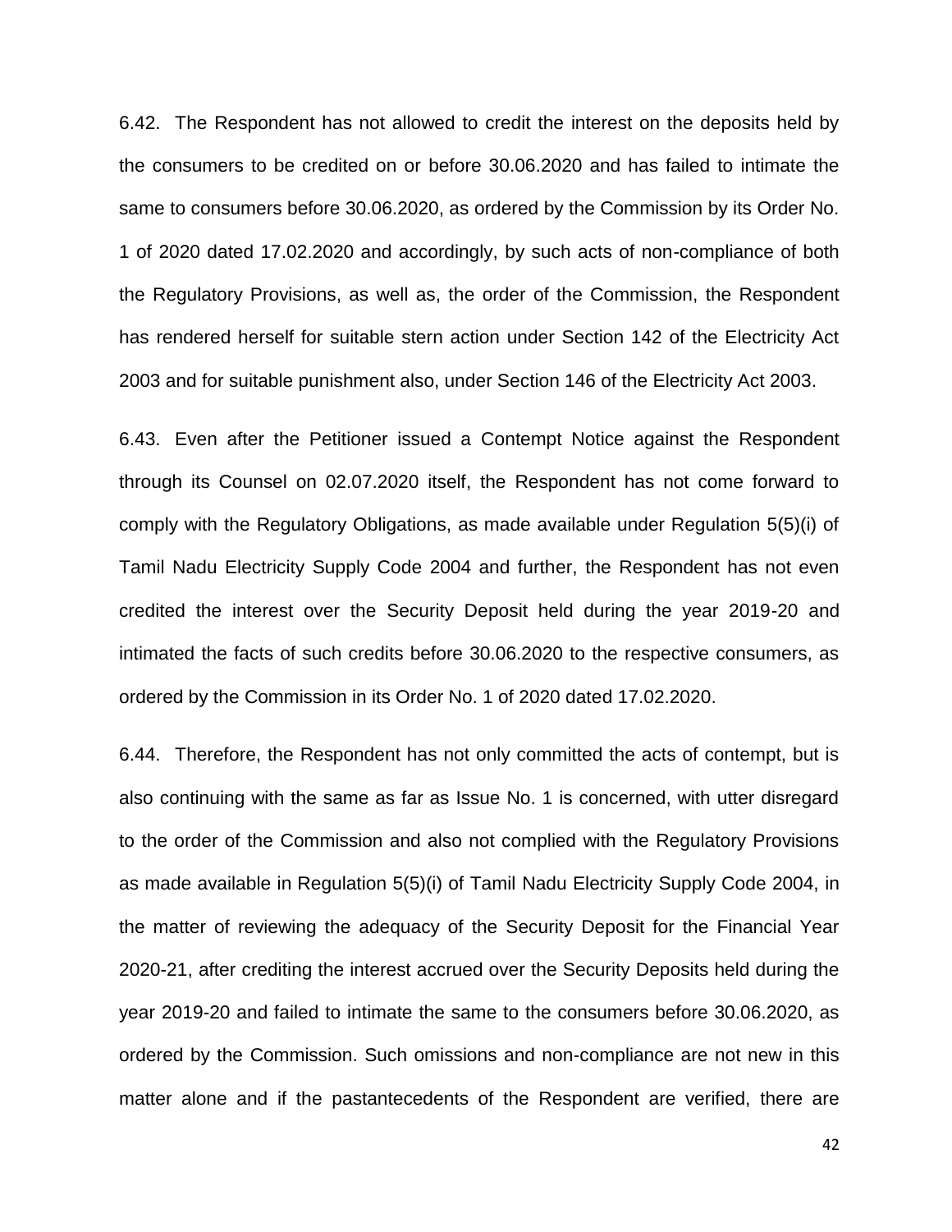6.42. The Respondent has not allowed to credit the interest on the deposits held by the consumers to be credited on or before 30.06.2020 and has failed to intimate the same to consumers before 30.06.2020, as ordered by the Commission by its Order No. 1 of 2020 dated 17.02.2020 and accordingly, by such acts of non-compliance of both the Regulatory Provisions, as well as, the order of the Commission, the Respondent has rendered herself for suitable stern action under Section 142 of the Electricity Act 2003 and for suitable punishment also, under Section 146 of the Electricity Act 2003.

6.43. Even after the Petitioner issued a Contempt Notice against the Respondent through its Counsel on 02.07.2020 itself, the Respondent has not come forward to comply with the Regulatory Obligations, as made available under Regulation 5(5)(i) of Tamil Nadu Electricity Supply Code 2004 and further, the Respondent has not even credited the interest over the Security Deposit held during the year 2019-20 and intimated the facts of such credits before 30.06.2020 to the respective consumers, as ordered by the Commission in its Order No. 1 of 2020 dated 17.02.2020.

6.44. Therefore, the Respondent has not only committed the acts of contempt, but is also continuing with the same as far as Issue No. 1 is concerned, with utter disregard to the order of the Commission and also not complied with the Regulatory Provisions as made available in Regulation 5(5)(i) of Tamil Nadu Electricity Supply Code 2004, in the matter of reviewing the adequacy of the Security Deposit for the Financial Year 2020-21, after crediting the interest accrued over the Security Deposits held during the year 2019-20 and failed to intimate the same to the consumers before 30.06.2020, as ordered by the Commission. Such omissions and non-compliance are not new in this matter alone and if the pastantecedents of the Respondent are verified, there are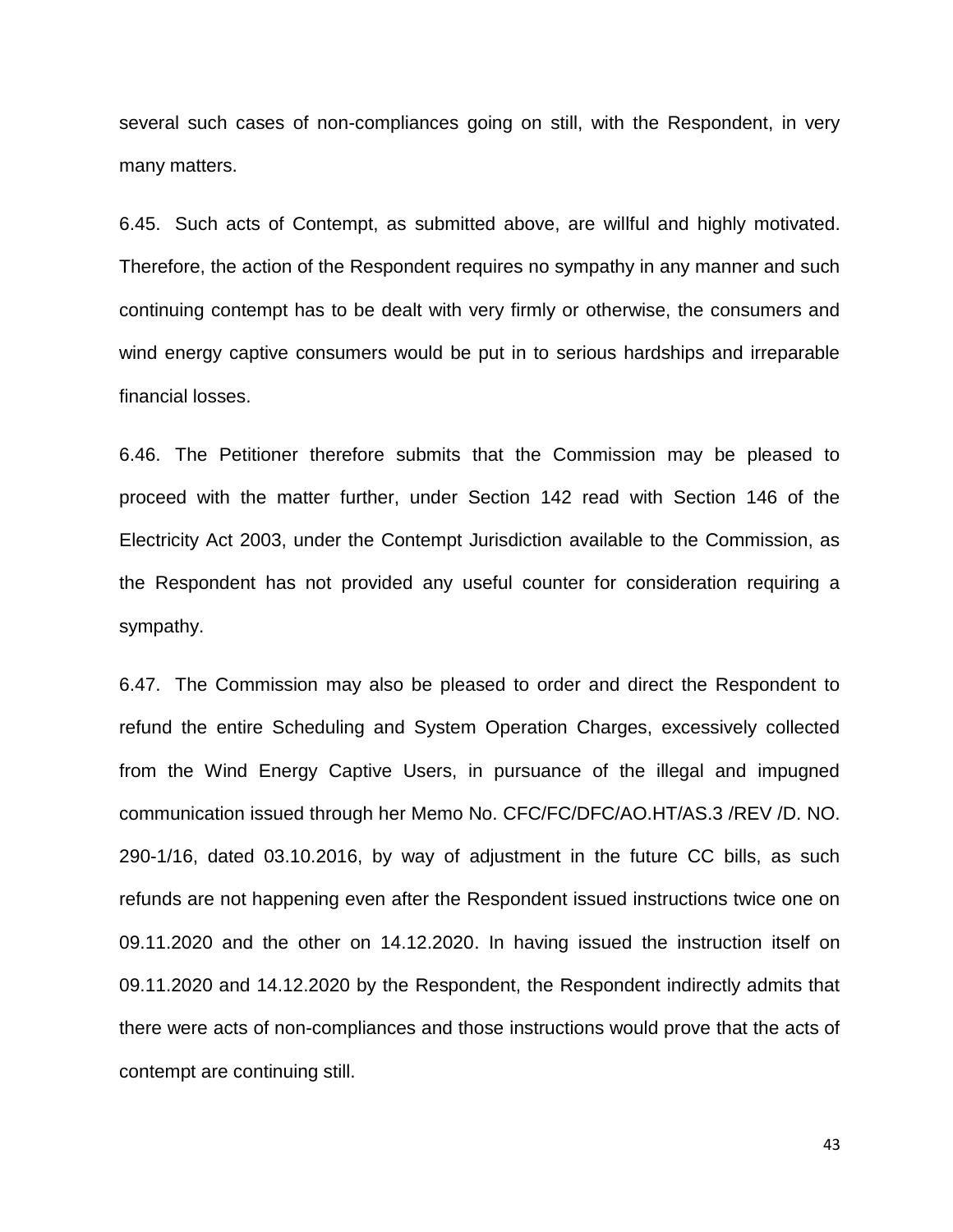several such cases of non-compliances going on still, with the Respondent, in very many matters.

6.45. Such acts of Contempt, as submitted above, are willful and highly motivated. Therefore, the action of the Respondent requires no sympathy in any manner and such continuing contempt has to be dealt with very firmly or otherwise, the consumers and wind energy captive consumers would be put in to serious hardships and irreparable financial losses.

6.46. The Petitioner therefore submits that the Commission may be pleased to proceed with the matter further, under Section 142 read with Section 146 of the Electricity Act 2003, under the Contempt Jurisdiction available to the Commission, as the Respondent has not provided any useful counter for consideration requiring a sympathy.

6.47. The Commission may also be pleased to order and direct the Respondent to refund the entire Scheduling and System Operation Charges, excessively collected from the Wind Energy Captive Users, in pursuance of the illegal and impugned communication issued through her Memo No. CFC/FC/DFC/AO.HT/AS.3 /REV /D. NO. 290-1/16, dated 03.10.2016, by way of adjustment in the future CC bills, as such refunds are not happening even after the Respondent issued instructions twice one on 09.11.2020 and the other on 14.12.2020. In having issued the instruction itself on 09.11.2020 and 14.12.2020 by the Respondent, the Respondent indirectly admits that there were acts of non-compliances and those instructions would prove that the acts of contempt are continuing still.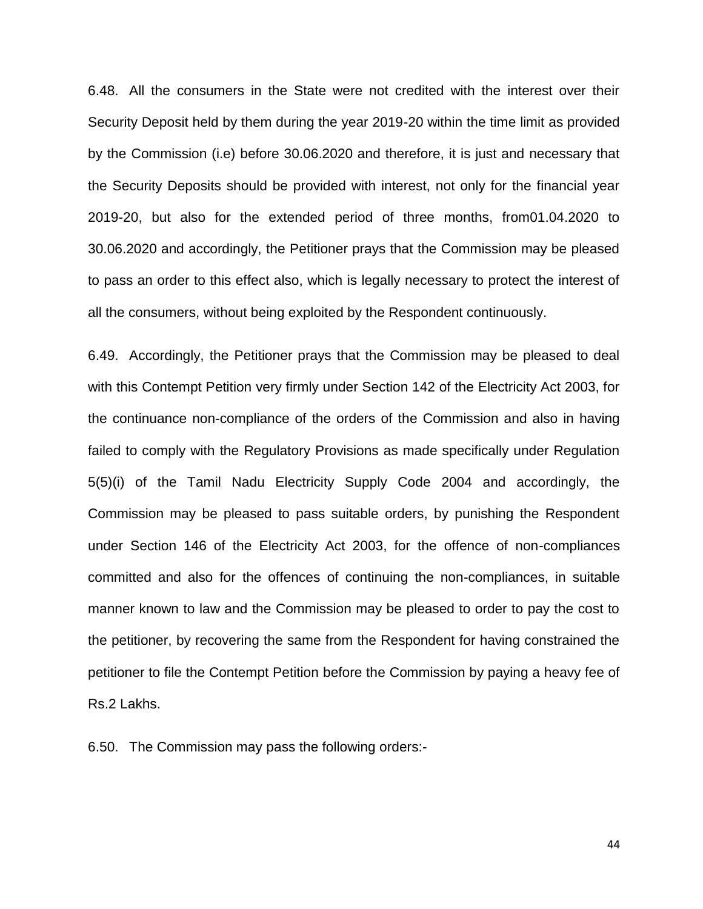6.48. All the consumers in the State were not credited with the interest over their Security Deposit held by them during the year 2019-20 within the time limit as provided by the Commission (i.e) before 30.06.2020 and therefore, it is just and necessary that the Security Deposits should be provided with interest, not only for the financial year 2019-20, but also for the extended period of three months, from01.04.2020 to 30.06.2020 and accordingly, the Petitioner prays that the Commission may be pleased to pass an order to this effect also, which is legally necessary to protect the interest of all the consumers, without being exploited by the Respondent continuously.

6.49. Accordingly, the Petitioner prays that the Commission may be pleased to deal with this Contempt Petition very firmly under Section 142 of the Electricity Act 2003, for the continuance non-compliance of the orders of the Commission and also in having failed to comply with the Regulatory Provisions as made specifically under Regulation 5(5)(i) of the Tamil Nadu Electricity Supply Code 2004 and accordingly, the Commission may be pleased to pass suitable orders, by punishing the Respondent under Section 146 of the Electricity Act 2003, for the offence of non-compliances committed and also for the offences of continuing the non-compliances, in suitable manner known to law and the Commission may be pleased to order to pay the cost to the petitioner, by recovering the same from the Respondent for having constrained the petitioner to file the Contempt Petition before the Commission by paying a heavy fee of Rs.2 Lakhs.

6.50. The Commission may pass the following orders:-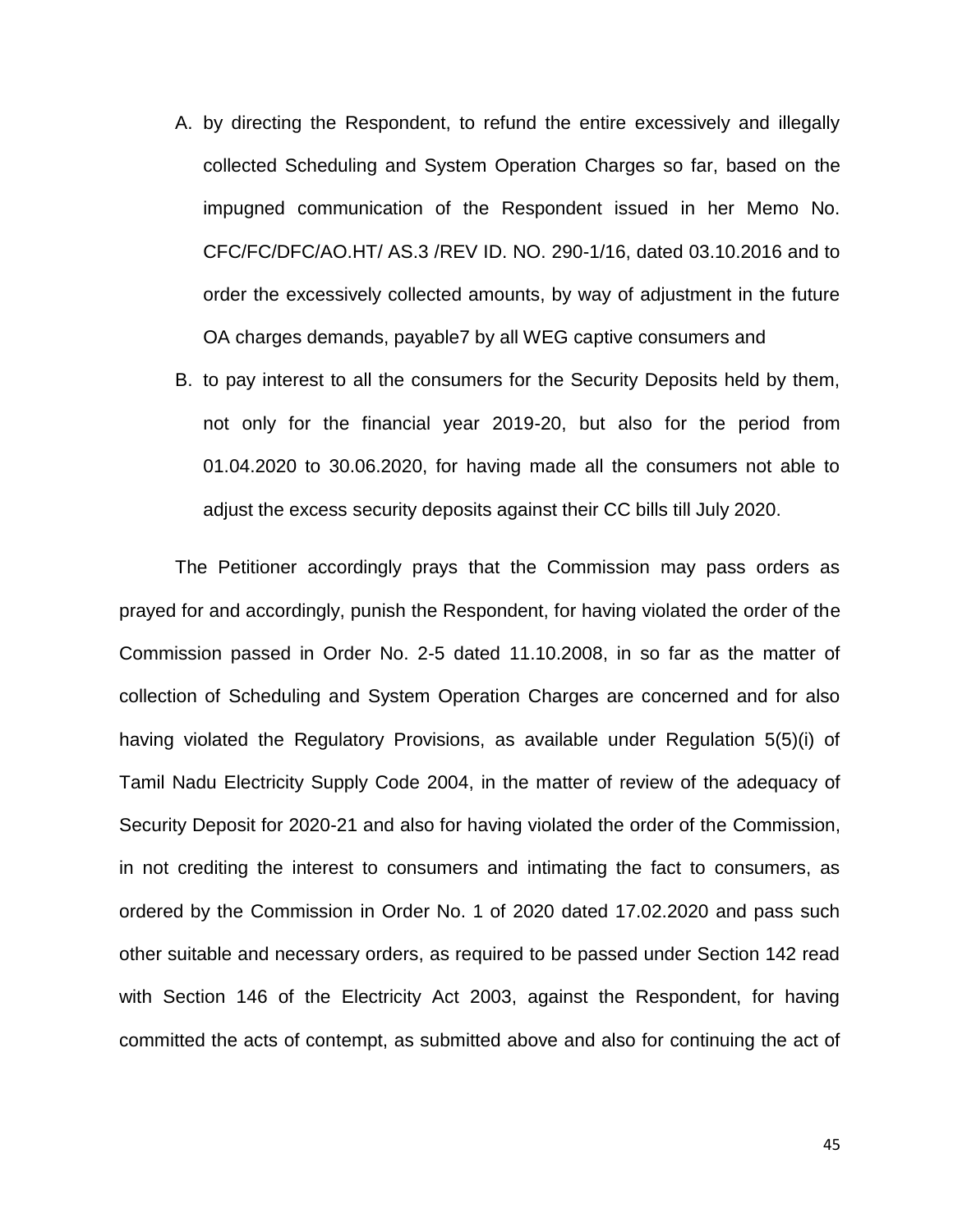A. by directing the Respondent, to refund the entire excessively and illegally collected Scheduling and System Operation Charges so far, based on the impugned communication of the Respondent issued in her Memo No. CFC/FC/DFC/AO.HT/ AS.3 /REV ID. NO. 290-1/16, dated 03.10.2016 and to order the excessively collected amounts, by way of adjustment in the future OA charges demands, payable7 by all WEG captive consumers and

B. to pay interest to all the consumers for the Security Deposits held by them, not only for the financial year 2019-20, but also for the period from 01.04.2020 to 30.06.2020, for having made all the consumers not able to adjust the excess security deposits against their CC bills till July 2020.

The Petitioner accordingly prays that the Commission may pass orders as prayed for and accordingly, punish the Respondent, for having violated the order of the Commission passed in Order No. 2-5 dated 11.10.2008, in so far as the matter of collection of Scheduling and System Operation Charges are concerned and for also having violated the Regulatory Provisions, as available under Regulation 5(5)(i) of Tamil Nadu Electricity Supply Code 2004, in the matter of review of the adequacy of Security Deposit for 2020-21 and also for having violated the order of the Commission, in not crediting the interest to consumers and intimating the fact to consumers, as ordered by the Commission in Order No. 1 of 2020 dated 17.02.2020 and pass such other suitable and necessary orders, as required to be passed under Section 142 read with Section 146 of the Electricity Act 2003, against the Respondent, for having committed the acts of contempt, as submitted above and also for continuing the act of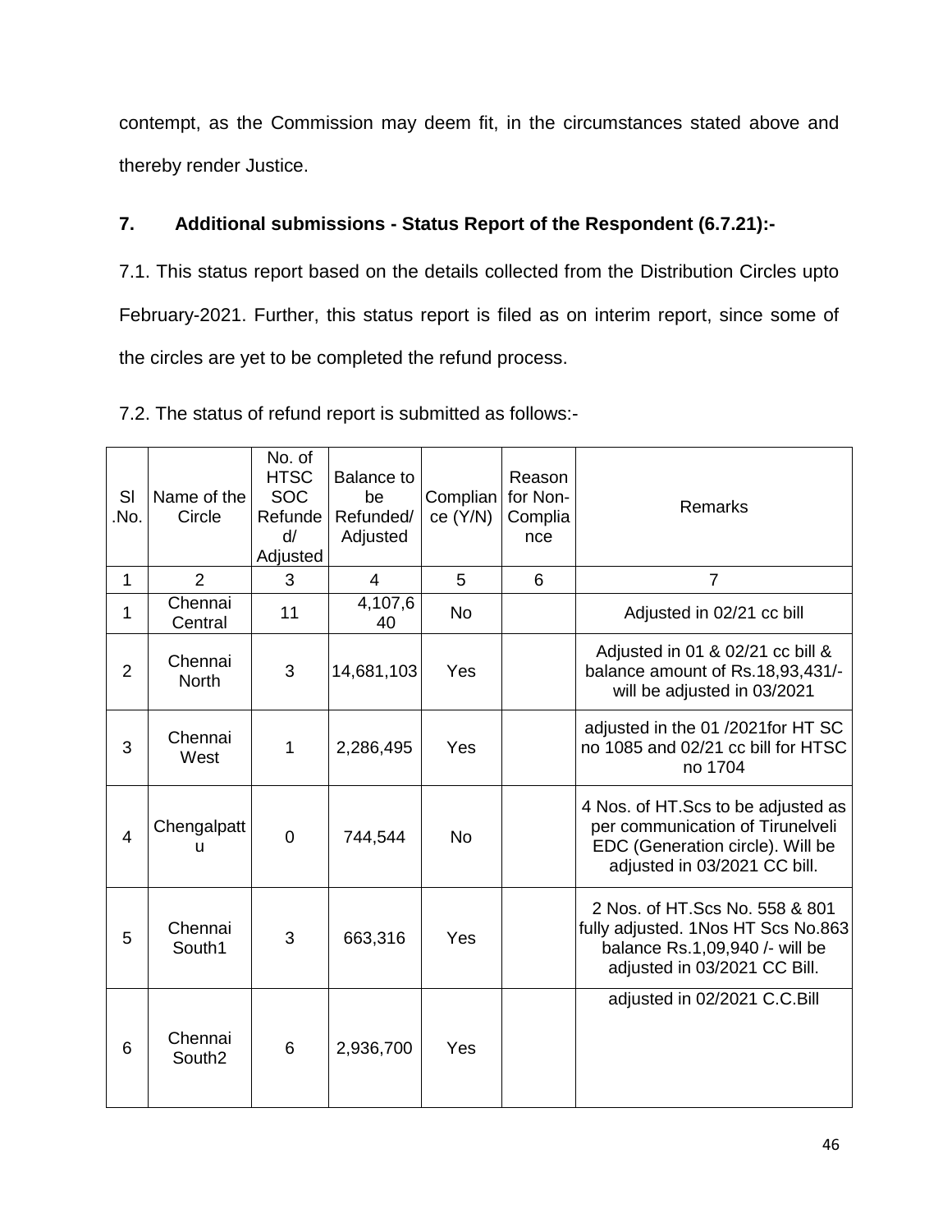contempt, as the Commission may deem fit, in the circumstances stated above and thereby render Justice.

**7. Additional submissions - Status Report of the Respondent (6.7.21):-**

7.1. This status report based on the details collected from the Distribution Circles upto February-2021. Further, this status report is filed as on interim report, since some of the circles are yet to be completed the refund process.

7.2. The status of refund report is submitted as follows:-

| Sl .No. | Name of the Circle | No. of HTSC SOC Refunded/ Adjusted | Balance to be Refunded/ Adjusted | Compliance (Y/N) | Reason for Non-Compliance | Remarks |
|---|---|---|---|---|---|---|
| 1 | 2 | 3 | 4 | 5 | 6 | 7 |
| 1 | Chennai Central | 11 | 4,107,640 | No | | Adjusted in 02/21 cc bill |
| 2 | Chennai North | 3 | 14,681,103 | Yes | | Adjusted in 01 & 02/21 cc bill & balance amount of Rs.18,93,431/- will be adjusted in 03/2021 |
| 3 | Chennai West | 1 | 2,286,495 | Yes | | adjusted in the 01 /2021for HT SC no 1085 and 02/21 cc bill for HTSC no 1704 |
| 4 | Chengalpattu | 0 | 744,544 | No | | 4 Nos. of HT.Scs to be adjusted as per communication of Tirunelveli EDC (Generation circle). Will be adjusted in 03/2021 CC bill. |
| 5 | Chennai South1 | 3 | 663,316 | Yes | | 2 Nos. of HT.Scs No. 558 & 801 fully adjusted. 1Nos HT Scs No.863 balance Rs.1,09,940 /- will be adjusted in 03/2021 CC Bill. |
| 6 | Chennai South2 | 6 | 2,936,700 | Yes | | adjusted in 02/2021 C.C.Bill |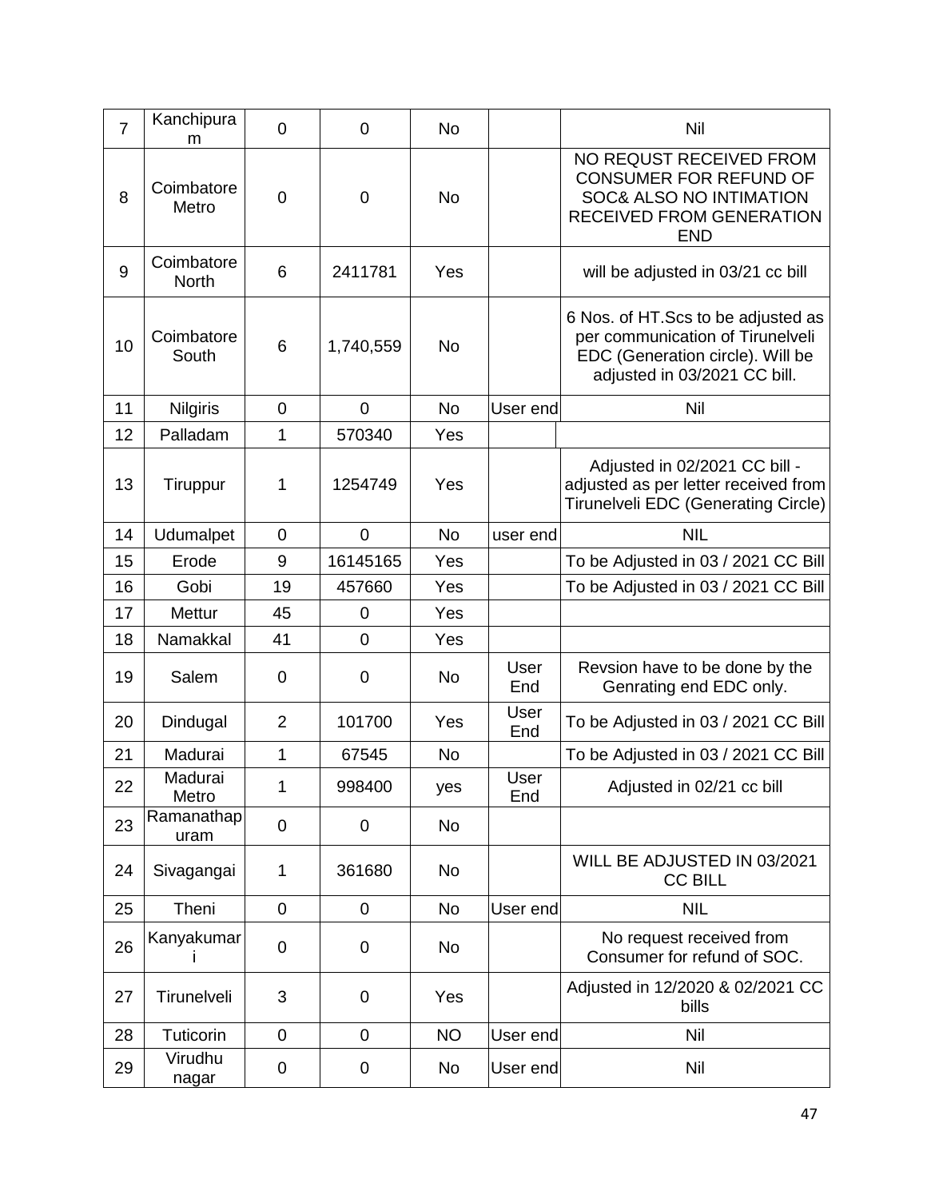| 7 | Kanchipuram | 0 | 0 | No | | Nil |
|---|---|---|---|---|---|---|
| 8 | Coimbatore Metro | 0 | 0 | No | | NO REQUST RECEIVED FROM CONSUMER FOR REFUND OF SOC& ALSO NO INTIMATION RECEIVED FROM GENERATION END |
| 9 | Coimbatore North | 6 | 2411781 | Yes | | will be adjusted in 03/21 cc bill |
| 10 | Coimbatore South | 6 | 1,740,559 | No | | 6 Nos. of HT.Scs to be adjusted as per communication of Tirunelveli EDC (Generation circle). Will be adjusted in 03/2021 CC bill. |
| 11 | Nilgiris | 0 | 0 | No | User end | Nil |
| 12 | Palladam | 1 | 570340 | Yes | | |
| 13 | Tiruppur | 1 | 1254749 | Yes | | Adjusted in 02/2021 CC bill - adjusted as per letter received from Tirunelveli EDC (Generating Circle) |
| 14 | Udumalpet | 0 | 0 | No | user end | NIL |
| 15 | Erode | 9 | 16145165 | Yes | | To be Adjusted in 03 / 2021 CC Bill |
| 16 | Gobi | 19 | 457660 | Yes | | To be Adjusted in 03 / 2021 CC Bill |
| 17 | Mettur | 45 | 0 | Yes | | |
| 18 | Namakkal | 41 | 0 | Yes | | |
| 19 | Salem | 0 | 0 | No | User End | Revsion have to be done by the Genrating end EDC only. |
| 20 | Dindugal | 2 | 101700 | Yes | User End | To be Adjusted in 03 / 2021 CC Bill |
| 21 | Madurai | 1 | 67545 | No | | To be Adjusted in 03 / 2021 CC Bill |
| 22 | Madurai Metro | 1 | 998400 | yes | User End | Adjusted in 02/21 cc bill |
| 23 | Ramanathapuram | 0 | 0 | No | | |
| 24 | Sivagangai | 1 | 361680 | No | | WILL BE ADJUSTED IN 03/2021 CC BILL |
| 25 | Theni | 0 | 0 | No | User end | NIL |
| 26 | Kanyakumari | 0 | 0 | No | | No request received from Consumer for refund of SOC. |
| 27 | Tirunelveli | 3 | 0 | Yes | | Adjusted in 12/2020 & 02/2021 CC bills |
| 28 | Tuticorin | 0 | 0 | NO | User end | Nil |
| 29 | Virudhu nagar | 0 | 0 | No | User end | Nil |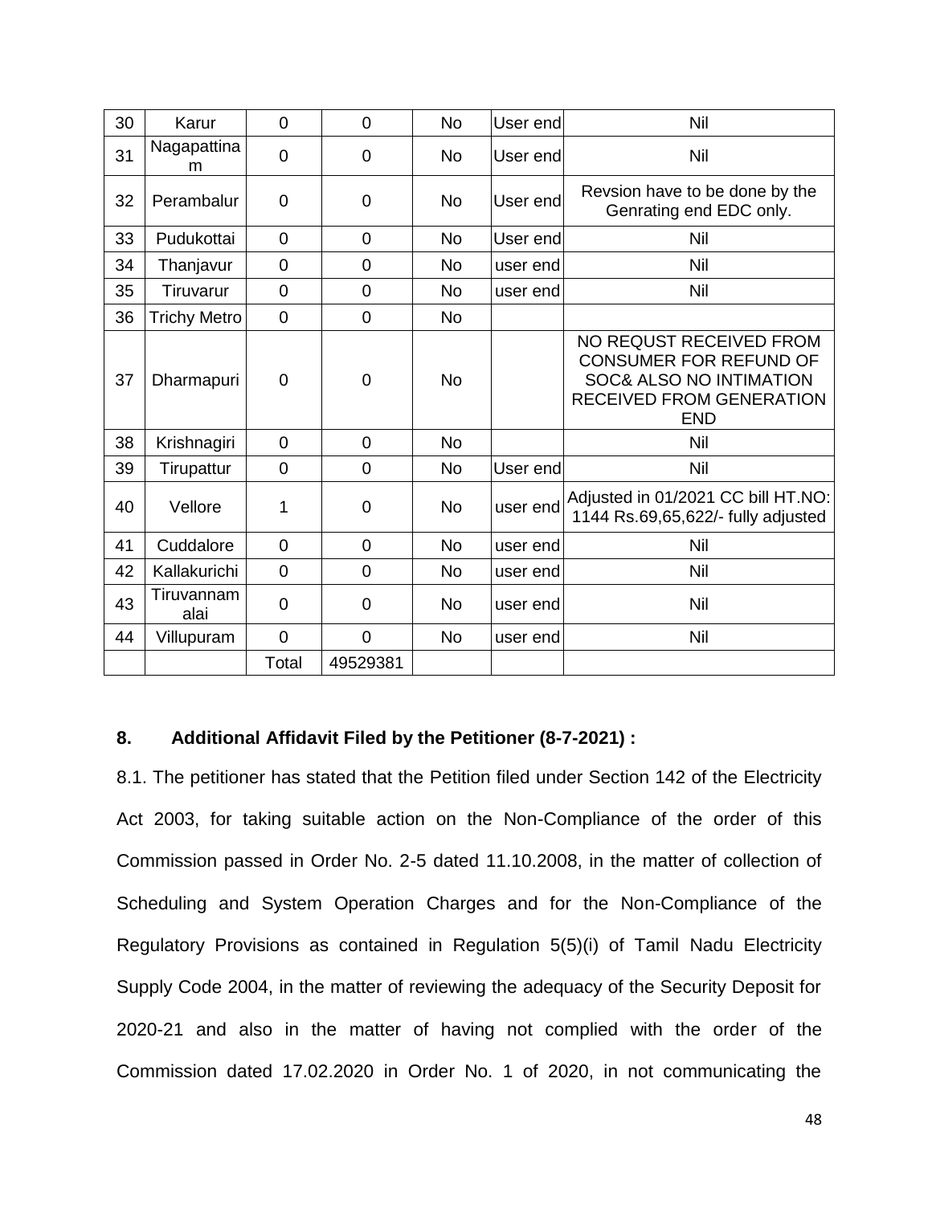| 30 | Karur | 0 | 0 | No | User end | Nil |
|---|---|---|---|---|---|---|
| 31 | Nagapattinam | 0 | 0 | No | User end | Nil |
| 32 | Perambalur | 0 | 0 | No | User end | Revsion have to be done by the Genrating end EDC only. |
| 33 | Pudukottai | 0 | 0 | No | User end | Nil |
| 34 | Thanjavur | 0 | 0 | No | user end | Nil |
| 35 | Tiruvarur | 0 | 0 | No | user end | Nil |
| 36 | Trichy Metro | 0 | 0 | No | | |
| 37 | Dharmapuri | 0 | 0 | No | | NO REQUST RECEIVED FROM CONSUMER FOR REFUND OF SOC& ALSO NO INTIMATION RECEIVED FROM GENERATION END |
| 38 | Krishnagiri | 0 | 0 | No | | Nil |
| 39 | Tirupattur | 0 | 0 | No | User end | Nil |
| 40 | Vellore | 1 | 0 | No | user end | Adjusted in 01/2021 CC bill HT.NO: 1144 Rs.69,65,622/- fully adjusted |
| 41 | Cuddalore | 0 | 0 | No | user end | Nil |
| 42 | Kallakurichi | 0 | 0 | No | user end | Nil |
| 43 | Tiruvannamalai | 0 | 0 | No | user end | Nil |
| 44 | Villupuram | 0 | 0 | No | user end | Nil |
| | | Total | 49529381 | | | |

**8. Additional Affidavit Filed by the Petitioner (8-7-2021) :**

8.1. The petitioner has stated that the Petition filed under Section 142 of the Electricity Act 2003, for taking suitable action on the Non-Compliance of the order of this Commission passed in Order No. 2-5 dated 11.10.2008, in the matter of collection of Scheduling and System Operation Charges and for the Non-Compliance of the Regulatory Provisions as contained in Regulation 5(5)(i) of Tamil Nadu Electricity Supply Code 2004, in the matter of reviewing the adequacy of the Security Deposit for 2020-21 and also in the matter of having not complied with the order of the Commission dated 17.02.2020 in Order No. 1 of 2020, in not communicating the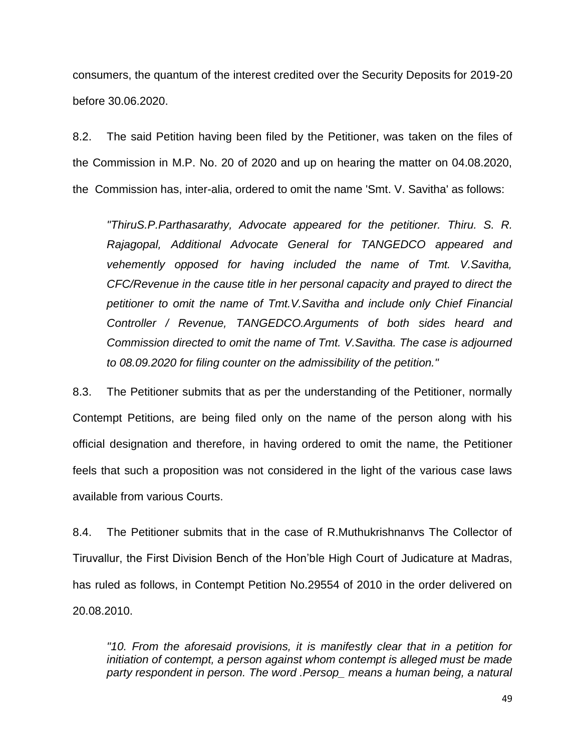consumers, the quantum of the interest credited over the Security Deposits for 2019-20 before 30.06.2020.

8.2. The said Petition having been filed by the Petitioner, was taken on the files of the Commission in M.P. No. 20 of 2020 and up on hearing the matter on 04.08.2020, the Commission has, inter-alia, ordered to omit the name 'Smt. V. Savitha' as follows:

> *"ThiruS.P.Parthasarathy, Advocate appeared for the petitioner. Thiru. S. R. Rajagopal, Additional Advocate General for TANGEDCO appeared and vehemently opposed for having included the name of Tmt. V.Savitha, CFC/Revenue in the cause title in her personal capacity and prayed to direct the petitioner to omit the name of Tmt.V.Savitha and include only Chief Financial Controller / Revenue, TANGEDCO.Arguments of both sides heard and Commission directed to omit the name of Tmt. V.Savitha. The case is adjourned to 08.09.2020 for filing counter on the admissibility of the petition."*

8.3. The Petitioner submits that as per the understanding of the Petitioner, normally Contempt Petitions, are being filed only on the name of the person along with his official designation and therefore, in having ordered to omit the name, the Petitioner feels that such a proposition was not considered in the light of the various case laws available from various Courts.

8.4. The Petitioner submits that in the case of R.Muthukrishnanvs The Collector of Tiruvallur, the First Division Bench of the Hon'ble High Court of Judicature at Madras, has ruled as follows, in Contempt Petition No.29554 of 2010 in the order delivered on 20.08.2010.

> *"10. From the aforesaid provisions, it is manifestly clear that in a petition for initiation of contempt, a person against whom contempt is alleged must be made party respondent in person. The word .Persop_ means a human being, a natural*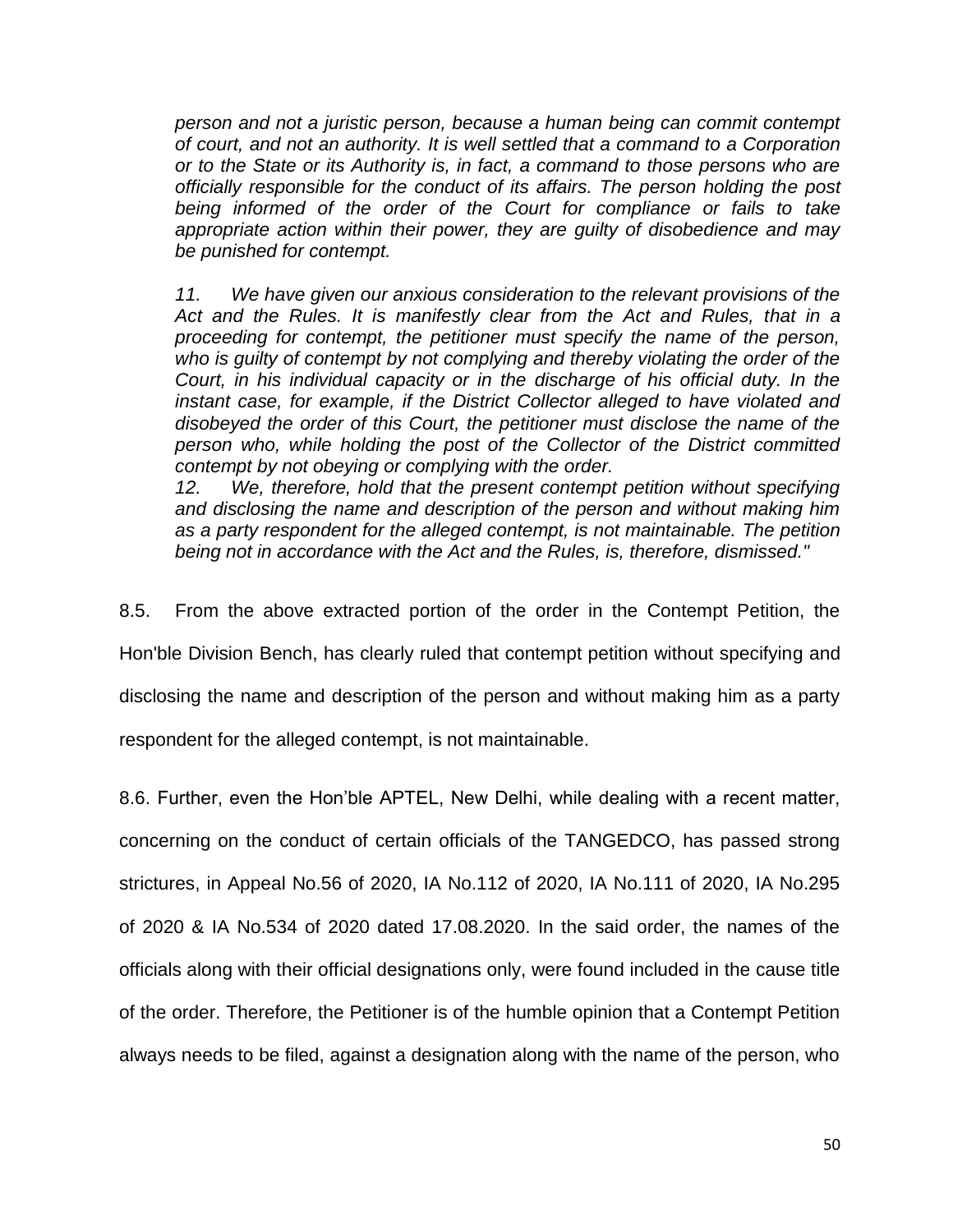*person and not a juristic person, because a human being can commit contempt of court, and not an authority. It is well settled that a command to a Corporation or to the State or its Authority is, in fact, a command to those persons who are officially responsible for the conduct of its affairs. The person holding the post being informed of the order of the Court for compliance or fails to take appropriate action within their power, they are guilty of disobedience and may be punished for contempt.*

*11. We have given our anxious consideration to the relevant provisions of the Act and the Rules. It is manifestly clear from the Act and Rules, that in a proceeding for contempt, the petitioner must specify the name of the person, who is guilty of contempt by not complying and thereby violating the order of the Court, in his individual capacity or in the discharge of his official duty. In the instant case, for example, if the District Collector alleged to have violated and disobeyed the order of this Court, the petitioner must disclose the name of the person who, while holding the post of the Collector of the District committed contempt by not obeying or complying with the order.*

*12. We, therefore, hold that the present contempt petition without specifying and disclosing the name and description of the person and without making him as a party respondent for the alleged contempt, is not maintainable. The petition being not in accordance with the Act and the Rules, is, therefore, dismissed."*

8.5. From the above extracted portion of the order in the Contempt Petition, the Hon'ble Division Bench, has clearly ruled that contempt petition without specifying and disclosing the name and description of the person and without making him as a party respondent for the alleged contempt, is not maintainable.

8.6. Further, even the Hon'ble APTEL, New Delhi, while dealing with a recent matter, concerning on the conduct of certain officials of the TANGEDCO, has passed strong strictures, in Appeal No.56 of 2020, IA No.112 of 2020, IA No.111 of 2020, IA No.295 of 2020 & IA No.534 of 2020 dated 17.08.2020. In the said order, the names of the officials along with their official designations only, were found included in the cause title of the order. Therefore, the Petitioner is of the humble opinion that a Contempt Petition always needs to be filed, against a designation along with the name of the person, who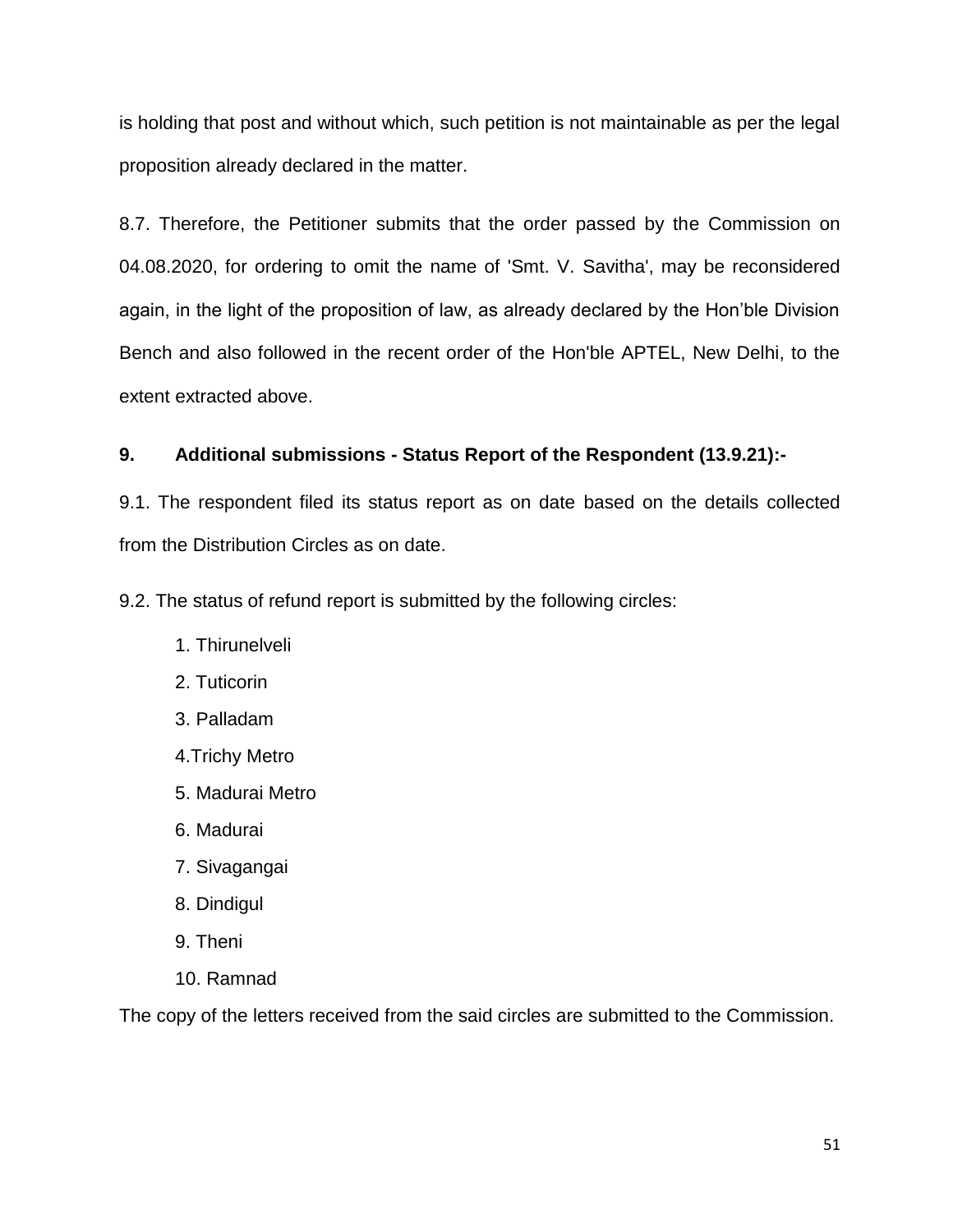is holding that post and without which, such petition is not maintainable as per the legal proposition already declared in the matter.

8.7. Therefore, the Petitioner submits that the order passed by the Commission on 04.08.2020, for ordering to omit the name of 'Smt. V. Savitha', may be reconsidered again, in the light of the proposition of law, as already declared by the Hon'ble Division Bench and also followed in the recent order of the Hon'ble APTEL, New Delhi, to the extent extracted above.

**9. Additional submissions - Status Report of the Respondent (13.9.21):-**

9.1. The respondent filed its status report as on date based on the details collected from the Distribution Circles as on date.

9.2. The status of refund report is submitted by the following circles:

1. Thirunelveli
2. Tuticorin
3. Palladam
4. Trichy Metro
5. Madurai Metro
6. Madurai
7. Sivagangai
8. Dindigul
9. Theni
10. Ramnad

The copy of the letters received from the said circles are submitted to the Commission.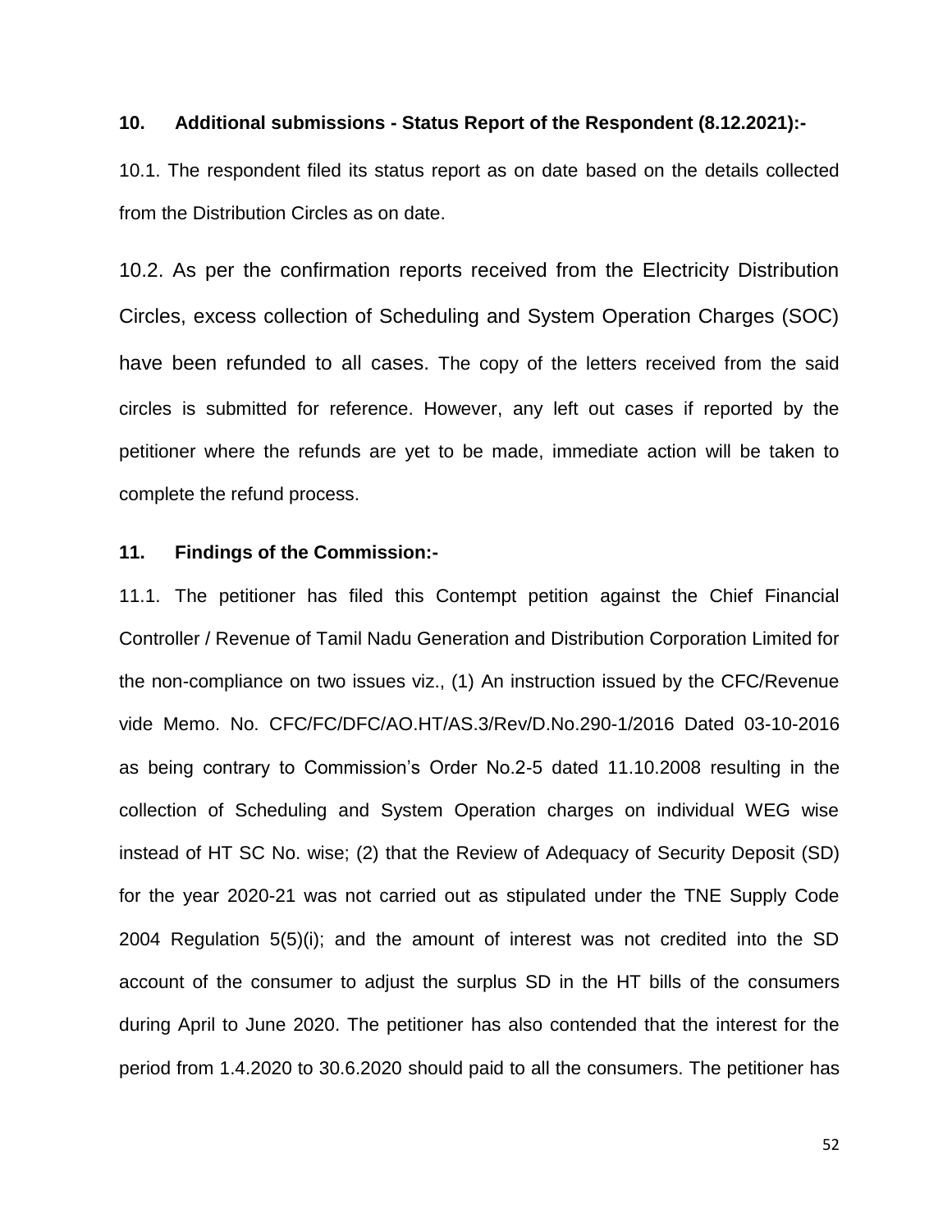**10. Additional submissions - Status Report of the Respondent (8.12.2021):-**

10.1. The respondent filed its status report as on date based on the details collected from the Distribution Circles as on date.

10.2. As per the confirmation reports received from the Electricity Distribution Circles, excess collection of Scheduling and System Operation Charges (SOC) have been refunded to all cases. The copy of the letters received from the said circles is submitted for reference. However, any left out cases if reported by the petitioner where the refunds are yet to be made, immediate action will be taken to complete the refund process.

**11. Findings of the Commission:-**

11.1. The petitioner has filed this Contempt petition against the Chief Financial Controller / Revenue of Tamil Nadu Generation and Distribution Corporation Limited for the non-compliance on two issues viz., (1) An instruction issued by the CFC/Revenue vide Memo. No. CFC/FC/DFC/AO.HT/AS.3/Rev/D.No.290-1/2016 Dated 03-10-2016 as being contrary to Commission's Order No.2-5 dated 11.10.2008 resulting in the collection of Scheduling and System Operation charges on individual WEG wise instead of HT SC No. wise; (2) that the Review of Adequacy of Security Deposit (SD) for the year 2020-21 was not carried out as stipulated under the TNE Supply Code 2004 Regulation 5(5)(i); and the amount of interest was not credited into the SD account of the consumer to adjust the surplus SD in the HT bills of the consumers during April to June 2020. The petitioner has also contended that the interest for the period from 1.4.2020 to 30.6.2020 should paid to all the consumers. The petitioner has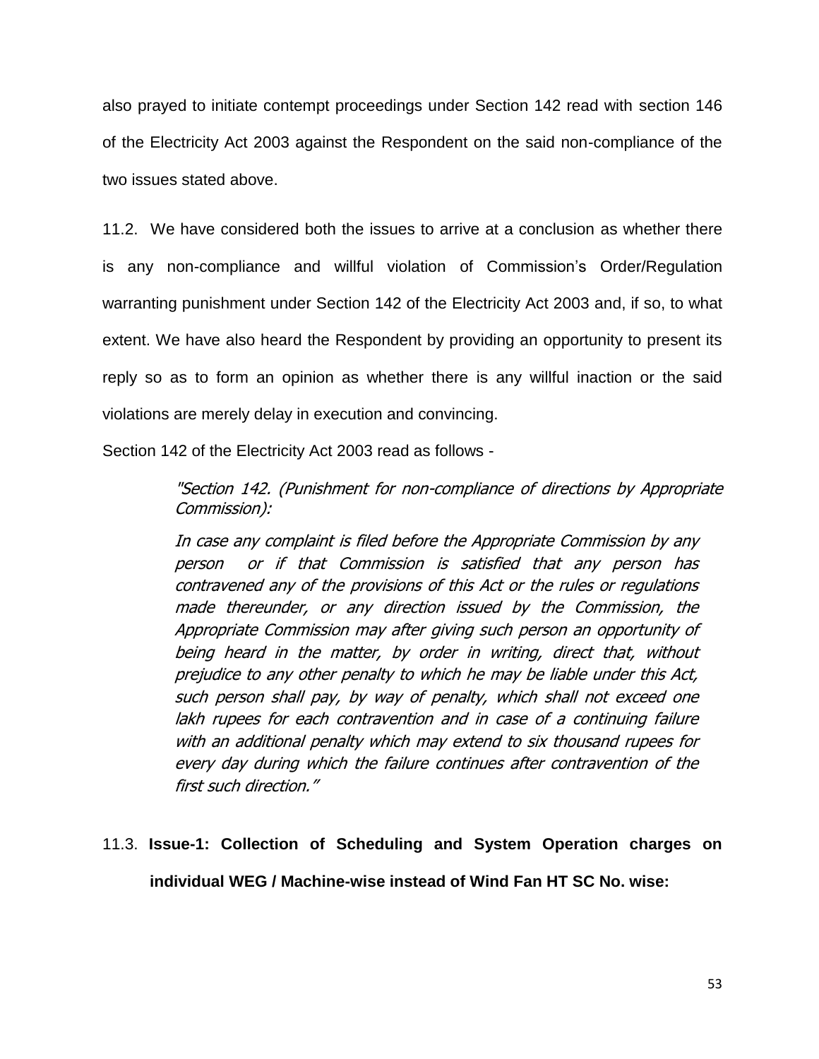also prayed to initiate contempt proceedings under Section 142 read with section 146 of the Electricity Act 2003 against the Respondent on the said non-compliance of the two issues stated above.

11.2. We have considered both the issues to arrive at a conclusion as whether there is any non-compliance and willful violation of Commission's Order/Regulation warranting punishment under Section 142 of the Electricity Act 2003 and, if so, to what extent. We have also heard the Respondent by providing an opportunity to present its reply so as to form an opinion as whether there is any willful inaction or the said violations are merely delay in execution and convincing.

Section 142 of the Electricity Act 2003 read as follows -

> *"Section 142. (Punishment for non-compliance of directions by Appropriate Commission):*
>
> *In case any complaint is filed before the Appropriate Commission by any person or if that Commission is satisfied that any person has contravened any of the provisions of this Act or the rules or regulations made thereunder, or any direction issued by the Commission, the Appropriate Commission may after giving such person an opportunity of being heard in the matter, by order in writing, direct that, without prejudice to any other penalty to which he may be liable under this Act, such person shall pay, by way of penalty, which shall not exceed one lakh rupees for each contravention and in case of a continuing failure with an additional penalty which may extend to six thousand rupees for every day during which the failure continues after contravention of the first such direction."*

11.3. **Issue-1: Collection of Scheduling and System Operation charges on individual WEG / Machine-wise instead of Wind Fan HT SC No. wise:**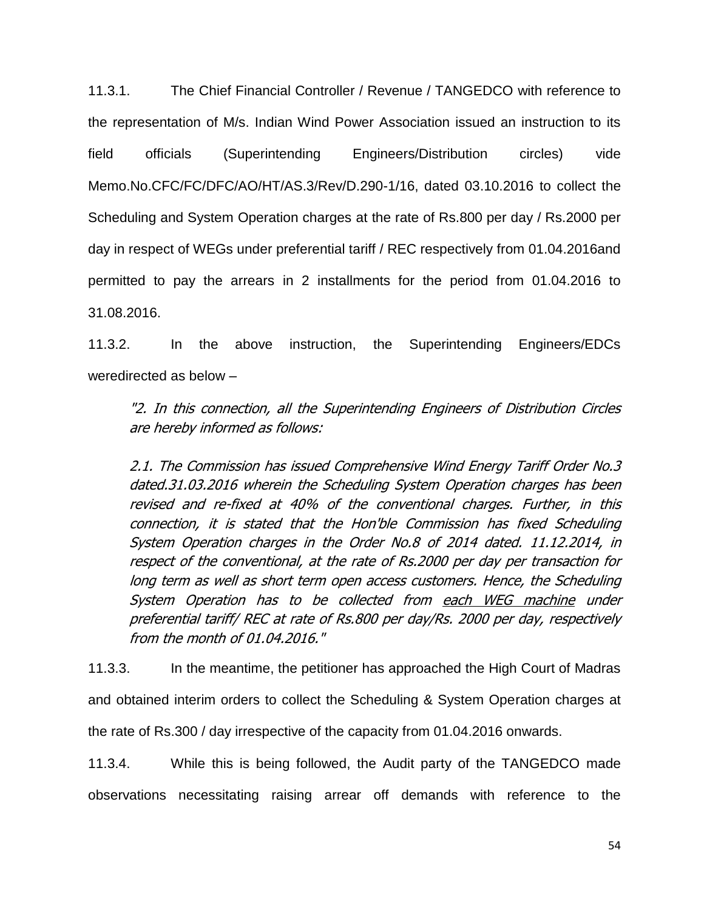11.3.1. The Chief Financial Controller / Revenue / TANGEDCO with reference to the representation of M/s. Indian Wind Power Association issued an instruction to its field officials (Superintending Engineers/Distribution circles) vide Memo.No.CFC/FC/DFC/AO/HT/AS.3/Rev/D.290-1/16, dated 03.10.2016 to collect the Scheduling and System Operation charges at the rate of Rs.800 per day / Rs.2000 per day in respect of WEGs under preferential tariff / REC respectively from 01.04.2016and permitted to pay the arrears in 2 installments for the period from 01.04.2016 to 31.08.2016.

11.3.2. In the above instruction, the Superintending Engineers/EDCs weredirected as below –

> *"2. In this connection, all the Superintending Engineers of Distribution Circles are hereby informed as follows:*
>
> *2.1. The Commission has issued Comprehensive Wind Energy Tariff Order No.3 dated.31.03.2016 wherein the Scheduling System Operation charges has been revised and re-fixed at 40% of the conventional charges. Further, in this connection, it is stated that the Hon'ble Commission has fixed Scheduling System Operation charges in the Order No.8 of 2014 dated. 11.12.2014, in respect of the conventional, at the rate of Rs.2000 per day per transaction for long term as well as short term open access customers. Hence, the Scheduling System Operation has to be collected from <u>each WEG machine</u> under preferential tariff/ REC at rate of Rs.800 per day/Rs. 2000 per day, respectively from the month of 01.04.2016."*

11.3.3. In the meantime, the petitioner has approached the High Court of Madras and obtained interim orders to collect the Scheduling & System Operation charges at the rate of Rs.300 / day irrespective of the capacity from 01.04.2016 onwards.

11.3.4. While this is being followed, the Audit party of the TANGEDCO made observations necessitating raising arrear off demands with reference to the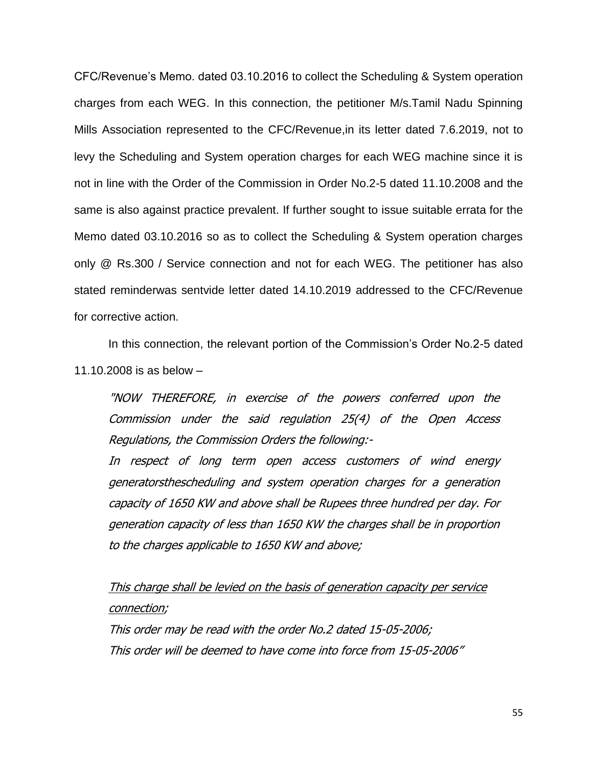CFC/Revenue's Memo. dated 03.10.2016 to collect the Scheduling & System operation charges from each WEG. In this connection, the petitioner M/s.Tamil Nadu Spinning Mills Association represented to the CFC/Revenue,in its letter dated 7.6.2019, not to levy the Scheduling and System operation charges for each WEG machine since it is not in line with the Order of the Commission in Order No.2-5 dated 11.10.2008 and the same is also against practice prevalent. If further sought to issue suitable errata for the Memo dated 03.10.2016 so as to collect the Scheduling & System operation charges only @ Rs.300 / Service connection and not for each WEG. The petitioner has also stated reminderwas sentvide letter dated 14.10.2019 addressed to the CFC/Revenue for corrective action.

In this connection, the relevant portion of the Commission's Order No.2-5 dated 11.10.2008 is as below –

> *"NOW THEREFORE, in exercise of the powers conferred upon the Commission under the said regulation 25(4) of the Open Access Regulations, the Commission Orders the following:-*
>
> *In respect of long term open access customers of wind energy generatorsthescheduling and system operation charges for a generation capacity of 1650 KW and above shall be Rupees three hundred per day. For generation capacity of less than 1650 KW the charges shall be in proportion to the charges applicable to 1650 KW and above;*
>
> *<u>This charge shall be levied on the basis of generation capacity per service connection</u>;*
>
> *This order may be read with the order No.2 dated 15-05-2006;*
>
> *This order will be deemed to have come into force from 15-05-2006"*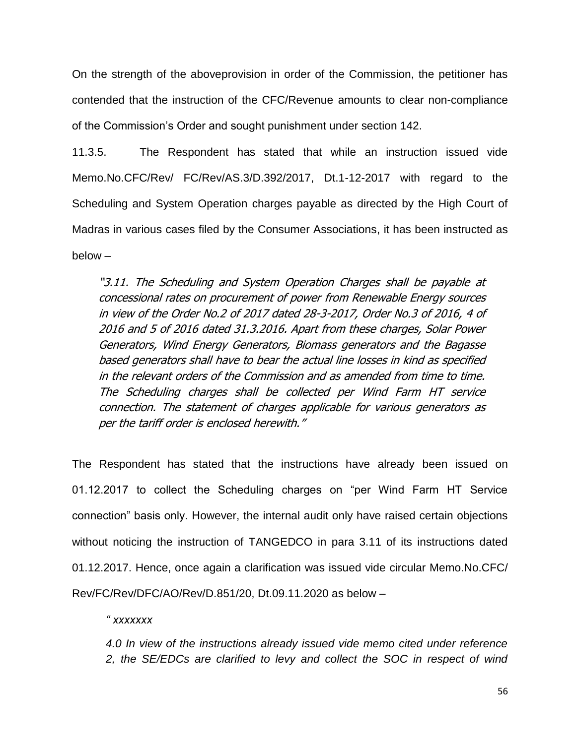On the strength of the aboveprovision in order of the Commission, the petitioner has contended that the instruction of the CFC/Revenue amounts to clear non-compliance of the Commission's Order and sought punishment under section 142.

11.3.5. The Respondent has stated that while an instruction issued vide Memo.No.CFC/Rev/ FC/Rev/AS.3/D.392/2017, Dt.1-12-2017 with regard to the Scheduling and System Operation charges payable as directed by the High Court of Madras in various cases filed by the Consumer Associations, it has been instructed as below –

> *"3.11. The Scheduling and System Operation Charges shall be payable at concessional rates on procurement of power from Renewable Energy sources in view of the Order No.2 of 2017 dated 28-3-2017, Order No.3 of 2016, 4 of 2016 and 5 of 2016 dated 31.3.2016. Apart from these charges, Solar Power Generators, Wind Energy Generators, Biomass generators and the Bagasse based generators shall have to bear the actual line losses in kind as specified in the relevant orders of the Commission and as amended from time to time. The Scheduling charges shall be collected per Wind Farm HT service connection. The statement of charges applicable for various generators as per the tariff order is enclosed herewith."*

The Respondent has stated that the instructions have already been issued on 01.12.2017 to collect the Scheduling charges on "per Wind Farm HT Service connection" basis only. However, the internal audit only have raised certain objections without noticing the instruction of TANGEDCO in para 3.11 of its instructions dated 01.12.2017. Hence, once again a clarification was issued vide circular Memo.No.CFC/ Rev/FC/Rev/DFC/AO/Rev/D.851/20, Dt.09.11.2020 as below –

> *" xxxxxxx*
>
> *4.0 In view of the instructions already issued vide memo cited under reference 2, the SE/EDCs are clarified to levy and collect the SOC in respect of wind*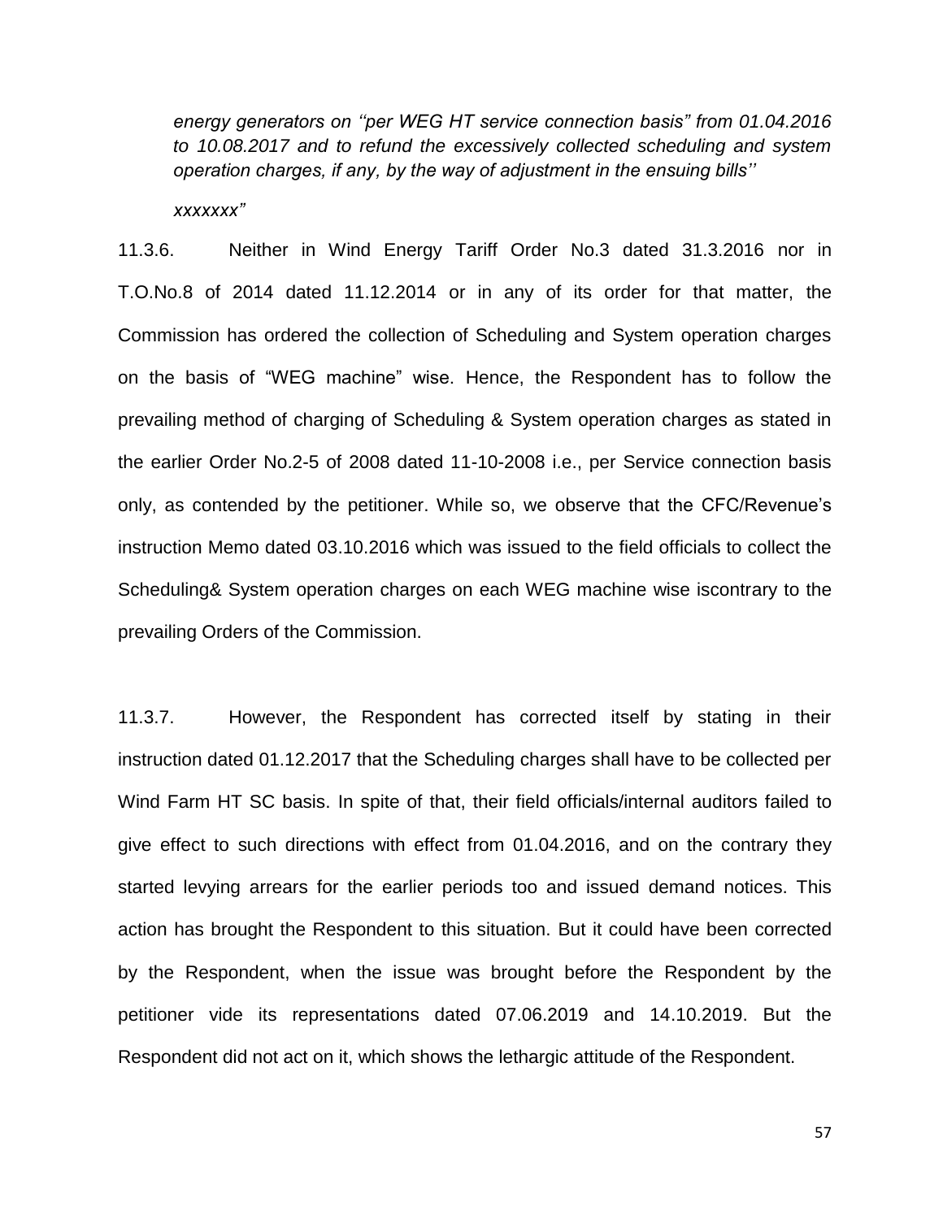*energy generators on ''per WEG HT service connection basis" from 01.04.2016 to 10.08.2017 and to refund the excessively collected scheduling and system operation charges, if any, by the way of adjustment in the ensuing bills''*

*xxxxxxx"*

11.3.6. Neither in Wind Energy Tariff Order No.3 dated 31.3.2016 nor in T.O.No.8 of 2014 dated 11.12.2014 or in any of its order for that matter, the Commission has ordered the collection of Scheduling and System operation charges on the basis of "WEG machine" wise. Hence, the Respondent has to follow the prevailing method of charging of Scheduling & System operation charges as stated in the earlier Order No.2-5 of 2008 dated 11-10-2008 i.e., per Service connection basis only, as contended by the petitioner. While so, we observe that the CFC/Revenue's instruction Memo dated 03.10.2016 which was issued to the field officials to collect the Scheduling& System operation charges on each WEG machine wise iscontrary to the prevailing Orders of the Commission.

11.3.7. However, the Respondent has corrected itself by stating in their instruction dated 01.12.2017 that the Scheduling charges shall have to be collected per Wind Farm HT SC basis. In spite of that, their field officials/internal auditors failed to give effect to such directions with effect from 01.04.2016, and on the contrary they started levying arrears for the earlier periods too and issued demand notices. This action has brought the Respondent to this situation. But it could have been corrected by the Respondent, when the issue was brought before the Respondent by the petitioner vide its representations dated 07.06.2019 and 14.10.2019. But the Respondent did not act on it, which shows the lethargic attitude of the Respondent.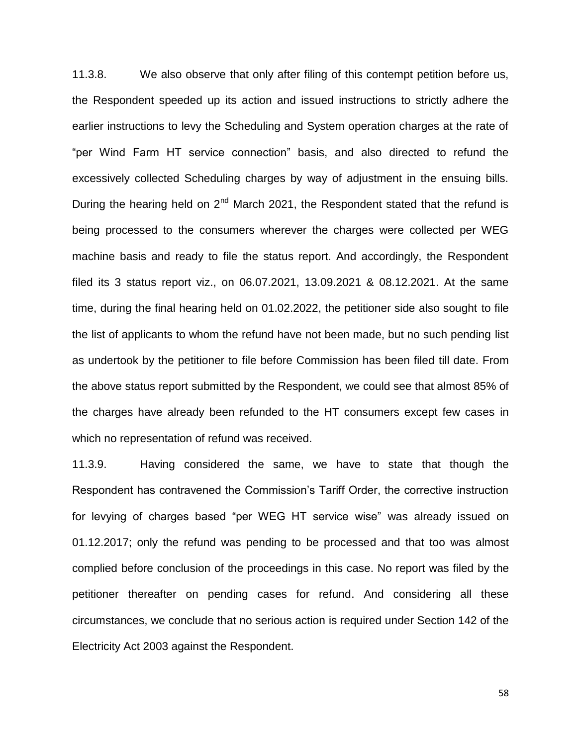11.3.8. We also observe that only after filing of this contempt petition before us, the Respondent speeded up its action and issued instructions to strictly adhere the earlier instructions to levy the Scheduling and System operation charges at the rate of "per Wind Farm HT service connection" basis, and also directed to refund the excessively collected Scheduling charges by way of adjustment in the ensuing bills. During the hearing held on 2nd March 2021, the Respondent stated that the refund is being processed to the consumers wherever the charges were collected per WEG machine basis and ready to file the status report. And accordingly, the Respondent filed its 3 status report viz., on 06.07.2021, 13.09.2021 & 08.12.2021. At the same time, during the final hearing held on 01.02.2022, the petitioner side also sought to file the list of applicants to whom the refund have not been made, but no such pending list as undertook by the petitioner to file before Commission has been filed till date. From the above status report submitted by the Respondent, we could see that almost 85% of the charges have already been refunded to the HT consumers except few cases in which no representation of refund was received.

11.3.9. Having considered the same, we have to state that though the Respondent has contravened the Commission's Tariff Order, the corrective instruction for levying of charges based "per WEG HT service wise" was already issued on 01.12.2017; only the refund was pending to be processed and that too was almost complied before conclusion of the proceedings in this case. No report was filed by the petitioner thereafter on pending cases for refund. And considering all these circumstances, we conclude that no serious action is required under Section 142 of the Electricity Act 2003 against the Respondent.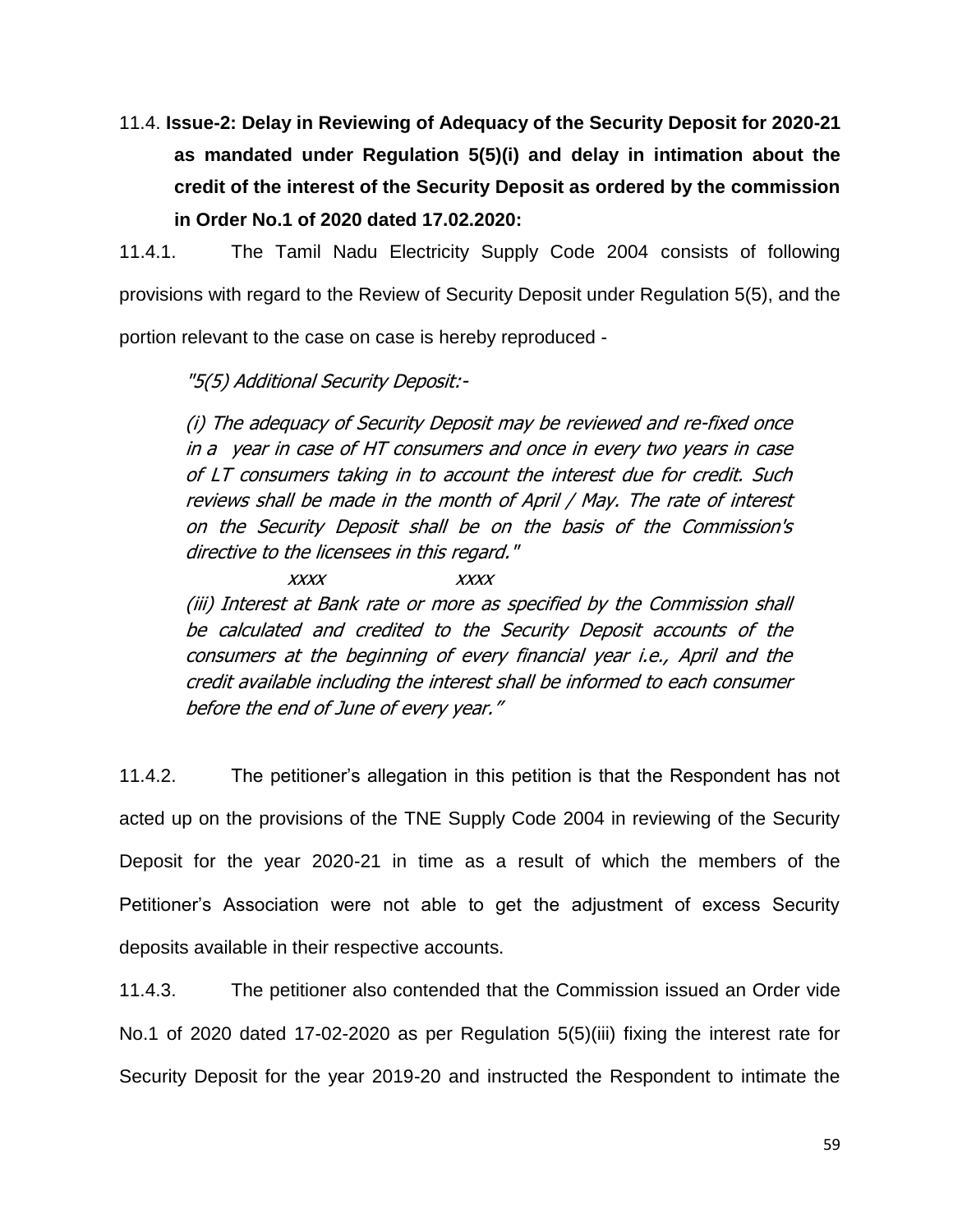11.4. **Issue-2: Delay in Reviewing of Adequacy of the Security Deposit for 2020-21 as mandated under Regulation 5(5)(i) and delay in intimation about the credit of the interest of the Security Deposit as ordered by the commission in Order No.1 of 2020 dated 17.02.2020:**

11.4.1. The Tamil Nadu Electricity Supply Code 2004 consists of following provisions with regard to the Review of Security Deposit under Regulation 5(5), and the portion relevant to the case on case is hereby reproduced -

> *"5(5) Additional Security Deposit:-*
>
> *(i) The adequacy of Security Deposit may be reviewed and re-fixed once in a year in case of HT consumers and once in every two years in case of LT consumers taking in to account the interest due for credit. Such reviews shall be made in the month of April / May. The rate of interest on the Security Deposit shall be on the basis of the Commission's directive to the licensees in this regard."*
>
> *xxxx xxxx*
>
> *(iii) Interest at Bank rate or more as specified by the Commission shall be calculated and credited to the Security Deposit accounts of the consumers at the beginning of every financial year i.e., April and the credit available including the interest shall be informed to each consumer before the end of June of every year."*

11.4.2. The petitioner's allegation in this petition is that the Respondent has not acted up on the provisions of the TNE Supply Code 2004 in reviewing of the Security Deposit for the year 2020-21 in time as a result of which the members of the Petitioner's Association were not able to get the adjustment of excess Security deposits available in their respective accounts.

11.4.3. The petitioner also contended that the Commission issued an Order vide No.1 of 2020 dated 17-02-2020 as per Regulation 5(5)(iii) fixing the interest rate for Security Deposit for the year 2019-20 and instructed the Respondent to intimate the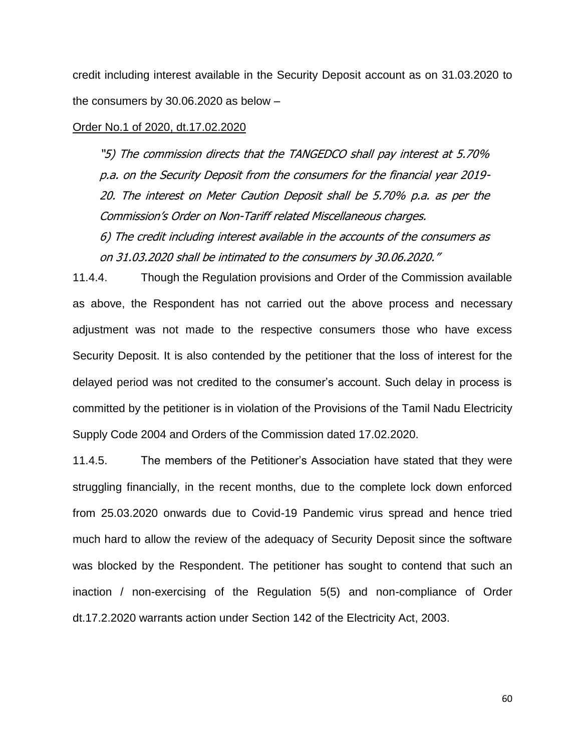credit including interest available in the Security Deposit account as on 31.03.2020 to the consumers by 30.06.2020 as below –

<u>Order No.1 of 2020, dt.17.02.2020</u>

> *"5) The commission directs that the TANGEDCO shall pay interest at 5.70% p.a. on the Security Deposit from the consumers for the financial year 2019-20. The interest on Meter Caution Deposit shall be 5.70% p.a. as per the Commission's Order on Non-Tariff related Miscellaneous charges.*
>
> *6) The credit including interest available in the accounts of the consumers as on 31.03.2020 shall be intimated to the consumers by 30.06.2020."*

11.4.4. Though the Regulation provisions and Order of the Commission available as above, the Respondent has not carried out the above process and necessary adjustment was not made to the respective consumers those who have excess Security Deposit. It is also contended by the petitioner that the loss of interest for the delayed period was not credited to the consumer's account. Such delay in process is committed by the petitioner is in violation of the Provisions of the Tamil Nadu Electricity Supply Code 2004 and Orders of the Commission dated 17.02.2020.

11.4.5. The members of the Petitioner's Association have stated that they were struggling financially, in the recent months, due to the complete lock down enforced from 25.03.2020 onwards due to Covid-19 Pandemic virus spread and hence tried much hard to allow the review of the adequacy of Security Deposit since the software was blocked by the Respondent. The petitioner has sought to contend that such an inaction / non-exercising of the Regulation 5(5) and non-compliance of Order dt.17.2.2020 warrants action under Section 142 of the Electricity Act, 2003.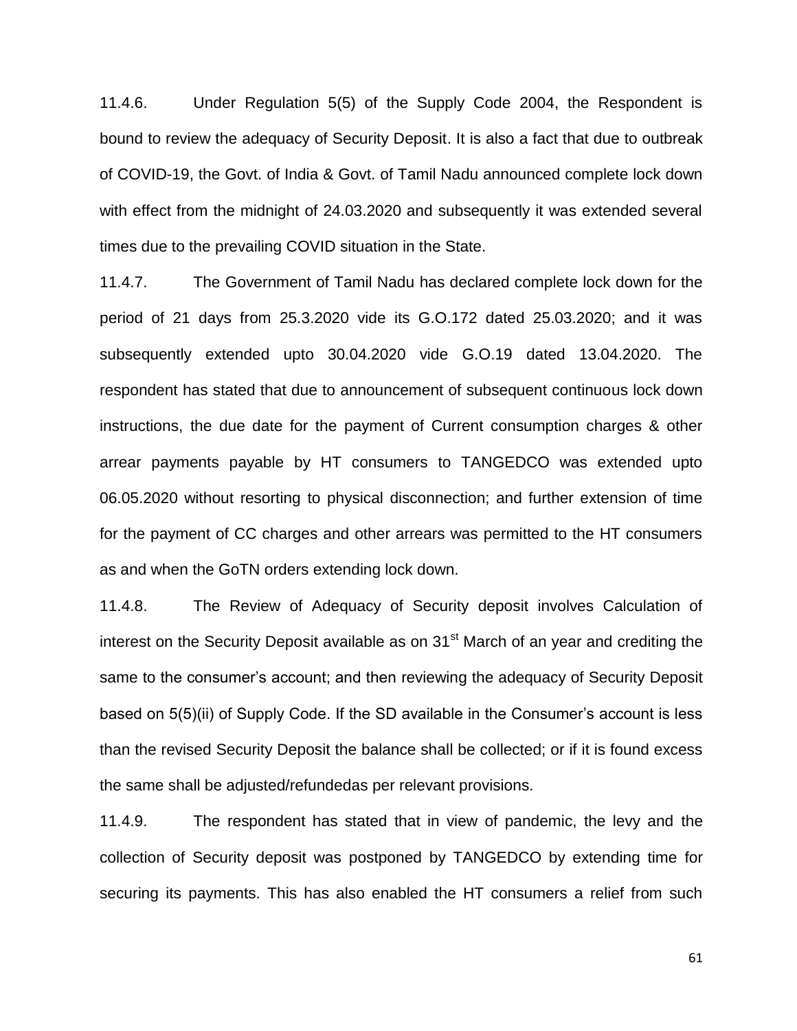11.4.6. Under Regulation 5(5) of the Supply Code 2004, the Respondent is bound to review the adequacy of Security Deposit. It is also a fact that due to outbreak of COVID-19, the Govt. of India & Govt. of Tamil Nadu announced complete lock down with effect from the midnight of 24.03.2020 and subsequently it was extended several times due to the prevailing COVID situation in the State.

11.4.7. The Government of Tamil Nadu has declared complete lock down for the period of 21 days from 25.3.2020 vide its G.O.172 dated 25.03.2020; and it was subsequently extended upto 30.04.2020 vide G.O.19 dated 13.04.2020. The respondent has stated that due to announcement of subsequent continuous lock down instructions, the due date for the payment of Current consumption charges & other arrear payments payable by HT consumers to TANGEDCO was extended upto 06.05.2020 without resorting to physical disconnection; and further extension of time for the payment of CC charges and other arrears was permitted to the HT consumers as and when the GoTN orders extending lock down.

11.4.8. The Review of Adequacy of Security deposit involves Calculation of interest on the Security Deposit available as on 31st March of an year and crediting the same to the consumer's account; and then reviewing the adequacy of Security Deposit based on 5(5)(ii) of Supply Code. If the SD available in the Consumer's account is less than the revised Security Deposit the balance shall be collected; or if it is found excess the same shall be adjusted/refundedas per relevant provisions.

11.4.9. The respondent has stated that in view of pandemic, the levy and the collection of Security deposit was postponed by TANGEDCO by extending time for securing its payments. This has also enabled the HT consumers a relief from such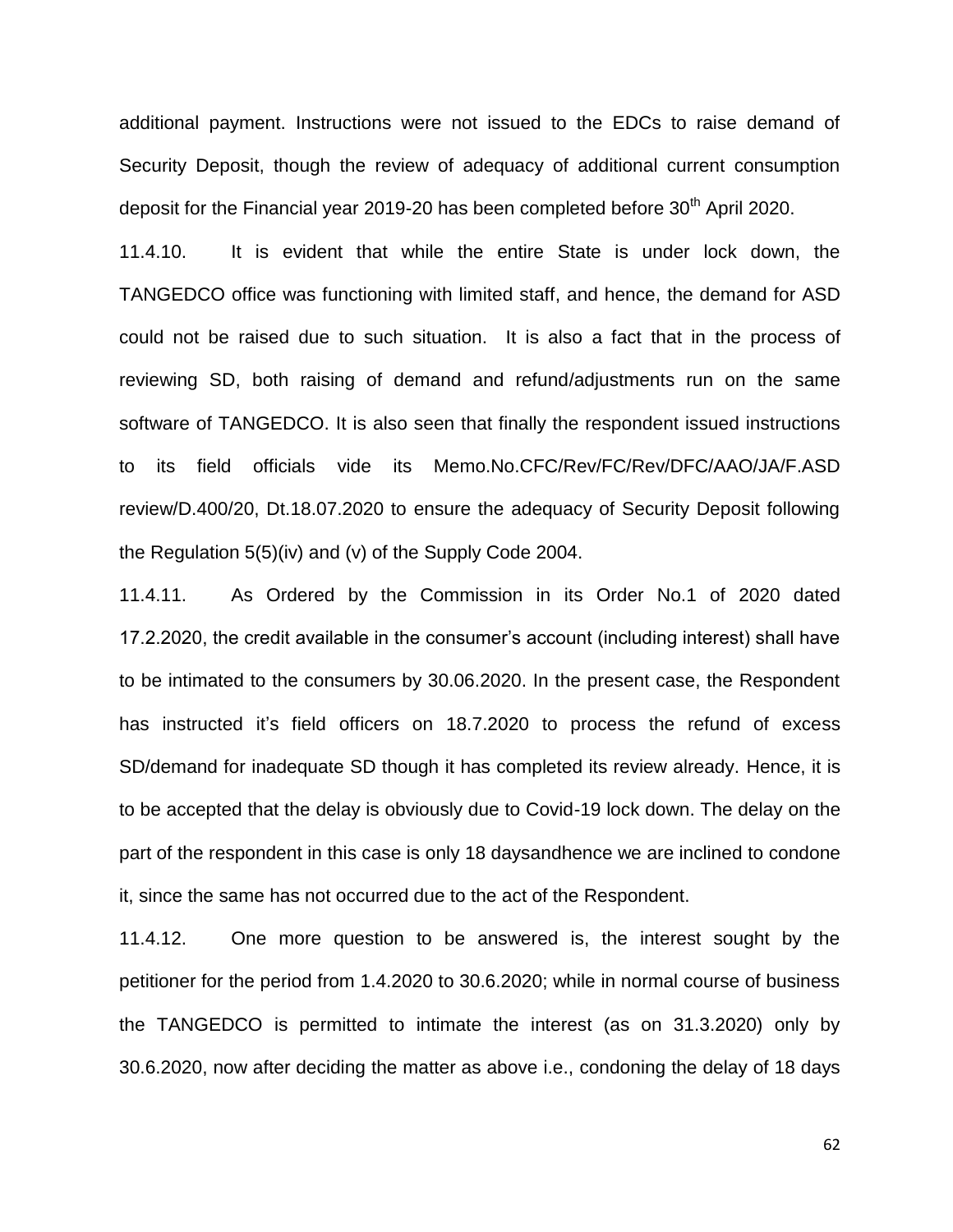additional payment. Instructions were not issued to the EDCs to raise demand of Security Deposit, though the review of adequacy of additional current consumption deposit for the Financial year 2019-20 has been completed before 30th April 2020.

11.4.10. It is evident that while the entire State is under lock down, the TANGEDCO office was functioning with limited staff, and hence, the demand for ASD could not be raised due to such situation. It is also a fact that in the process of reviewing SD, both raising of demand and refund/adjustments run on the same software of TANGEDCO. It is also seen that finally the respondent issued instructions to its field officials vide its Memo.No.CFC/Rev/FC/Rev/DFC/AAO/JA/F.ASD review/D.400/20, Dt.18.07.2020 to ensure the adequacy of Security Deposit following the Regulation 5(5)(iv) and (v) of the Supply Code 2004.

11.4.11. As Ordered by the Commission in its Order No.1 of 2020 dated 17.2.2020, the credit available in the consumer's account (including interest) shall have to be intimated to the consumers by 30.06.2020. In the present case, the Respondent has instructed it's field officers on 18.7.2020 to process the refund of excess SD/demand for inadequate SD though it has completed its review already. Hence, it is to be accepted that the delay is obviously due to Covid-19 lock down. The delay on the part of the respondent in this case is only 18 daysandhence we are inclined to condone it, since the same has not occurred due to the act of the Respondent.

11.4.12. One more question to be answered is, the interest sought by the petitioner for the period from 1.4.2020 to 30.6.2020; while in normal course of business the TANGEDCO is permitted to intimate the interest (as on 31.3.2020) only by 30.6.2020, now after deciding the matter as above i.e., condoning the delay of 18 days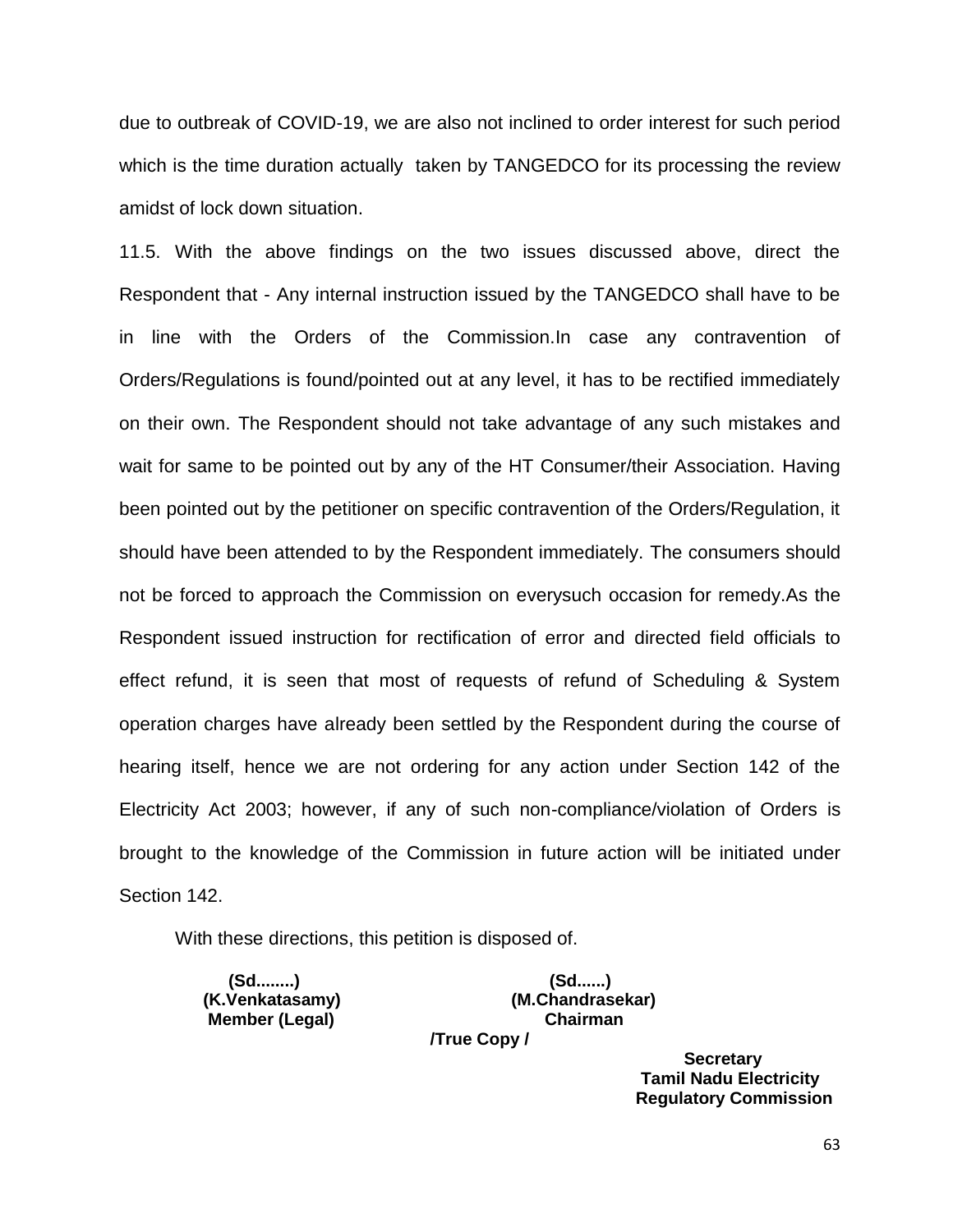due to outbreak of COVID-19, we are also not inclined to order interest for such period which is the time duration actually taken by TANGEDCO for its processing the review amidst of lock down situation.

11.5. With the above findings on the two issues discussed above, direct the Respondent that - Any internal instruction issued by the TANGEDCO shall have to be in line with the Orders of the Commission.In case any contravention of Orders/Regulations is found/pointed out at any level, it has to be rectified immediately on their own. The Respondent should not take advantage of any such mistakes and wait for same to be pointed out by any of the HT Consumer/their Association. Having been pointed out by the petitioner on specific contravention of the Orders/Regulation, it should have been attended to by the Respondent immediately. The consumers should not be forced to approach the Commission on everysuch occasion for remedy.As the Respondent issued instruction for rectification of error and directed field officials to effect refund, it is seen that most of requests of refund of Scheduling & System operation charges have already been settled by the Respondent during the course of hearing itself, hence we are not ordering for any action under Section 142 of the Electricity Act 2003; however, if any of such non-compliance/violation of Orders is brought to the knowledge of the Commission in future action will be initiated under Section 142.

With these directions, this petition is disposed of.

**(Sd........)**
**(K.Venkatasamy)**
**Member (Legal)**

**(Sd......)**
**(M.Chandrasekar)**
**Chairman**

**/True Copy /**

**Secretary**
**Tamil Nadu Electricity**
**Regulatory Commission**